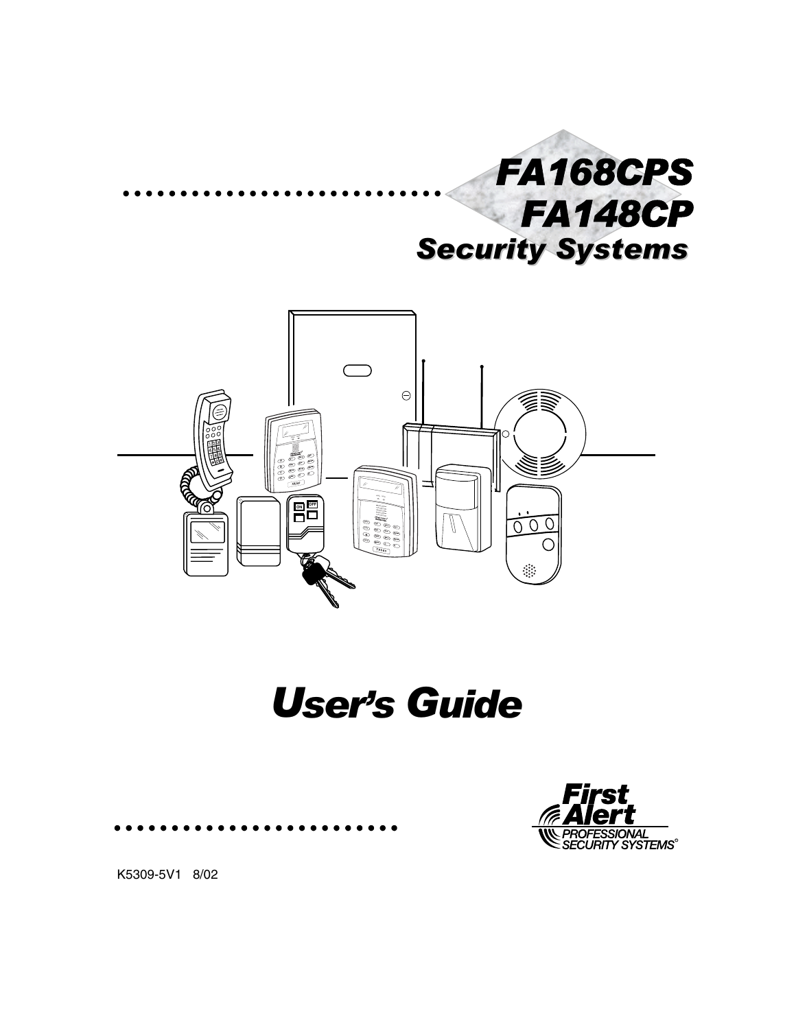# FA168CPS
# FA148CP
## Security Systems

# User's Guide

First Alert
PROFESSIONAL SECURITY SYSTEMS©

K5309-5V1 8/02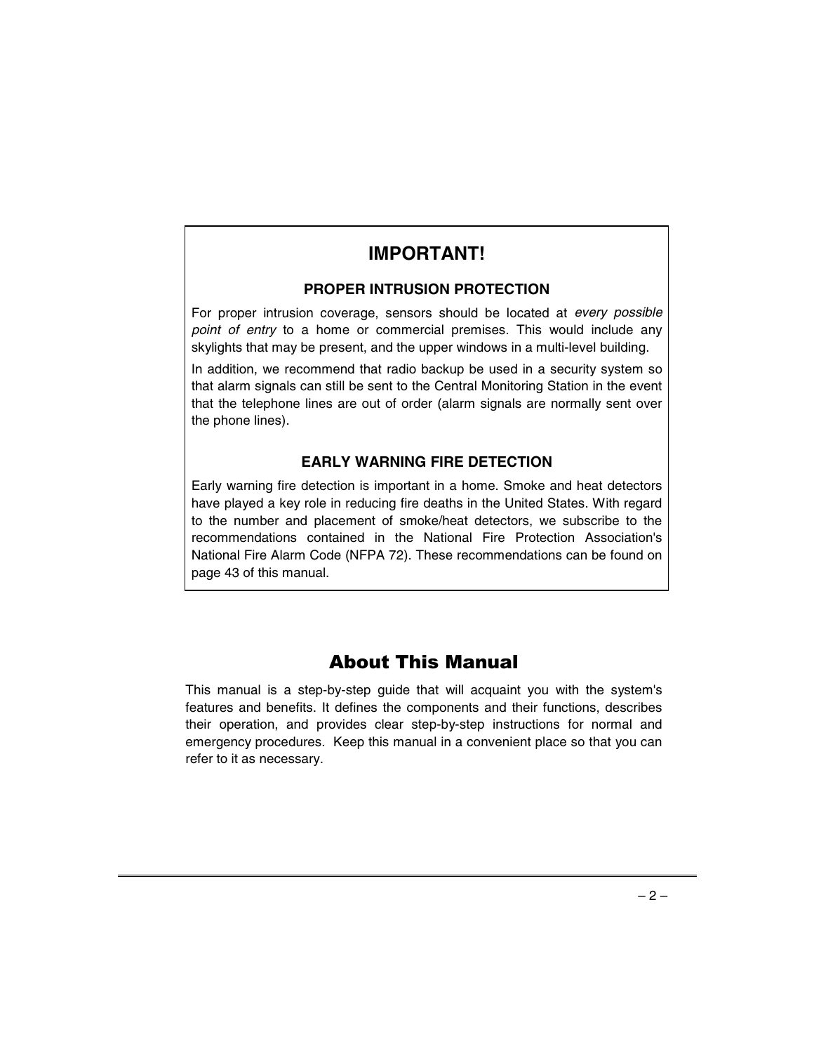# IMPORTANT!

## PROPER INTRUSION PROTECTION

For proper intrusion coverage, sensors should be located at *every possible point of entry* to a home or commercial premises. This would include any skylights that may be present, and the upper windows in a multi-level building.

In addition, we recommend that radio backup be used in a security system so that alarm signals can still be sent to the Central Monitoring Station in the event that the telephone lines are out of order (alarm signals are normally sent over the phone lines).

## EARLY WARNING FIRE DETECTION

Early warning fire detection is important in a home. Smoke and heat detectors have played a key role in reducing fire deaths in the United States. With regard to the number and placement of smoke/heat detectors, we subscribe to the recommendations contained in the National Fire Protection Association's National Fire Alarm Code (NFPA 72). These recommendations can be found on page 43 of this manual.

# About This Manual

This manual is a step-by-step guide that will acquaint you with the system's features and benefits. It defines the components and their functions, describes their operation, and provides clear step-by-step instructions for normal and emergency procedures. Keep this manual in a convenient place so that you can refer to it as necessary.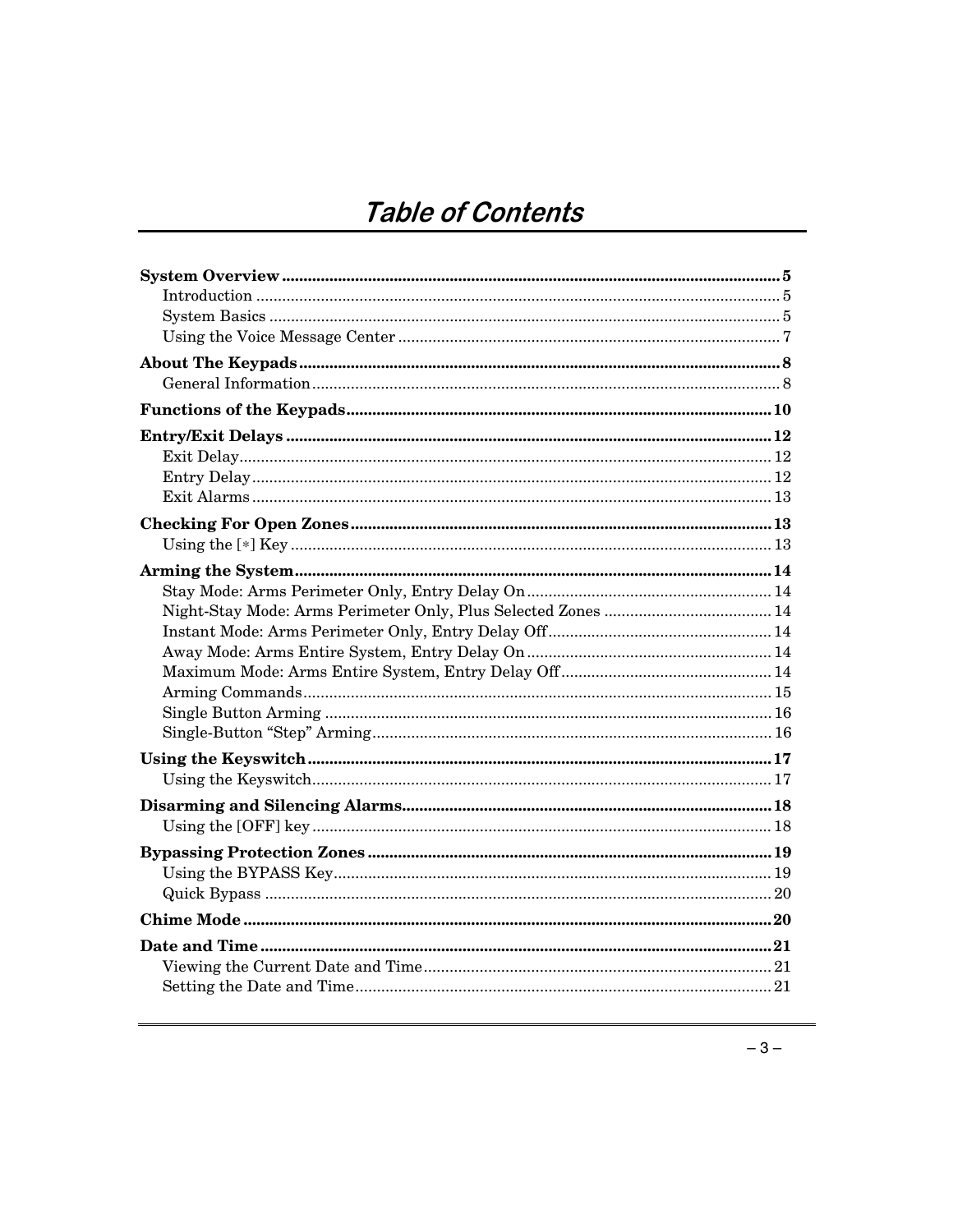# Table of Contents

**System Overview** .......... **5**
- Introduction .......... 5
- System Basics .......... 5
- Using the Voice Message Center .......... 7

**About The Keypads** .......... **8**
- General Information .......... 8

**Functions of the Keypads** .......... **10**

**Entry/Exit Delays** .......... **12**
- Exit Delay .......... 12
- Entry Delay .......... 12
- Exit Alarms .......... 13

**Checking For Open Zones** .......... **13**
- Using the [∗] Key .......... 13

**Arming the System** .......... **14**
- Stay Mode: Arms Perimeter Only, Entry Delay On .......... 14
- Night-Stay Mode: Arms Perimeter Only, Plus Selected Zones .......... 14
- Instant Mode: Arms Perimeter Only, Entry Delay Off .......... 14
- Away Mode: Arms Entire System, Entry Delay On .......... 14
- Maximum Mode: Arms Entire System, Entry Delay Off .......... 14
- Arming Commands .......... 15
- Single Button Arming .......... 16
- Single-Button "Step" Arming .......... 16

**Using the Keyswitch** .......... **17**
- Using the Keyswitch .......... 17

**Disarming and Silencing Alarms** .......... **18**
- Using the [OFF] key .......... 18

**Bypassing Protection Zones** .......... **19**
- Using the BYPASS Key .......... 19
- Quick Bypass .......... 20

**Chime Mode** .......... **20**

**Date and Time** .......... **21**
- Viewing the Current Date and Time .......... 21
- Setting the Date and Time .......... 21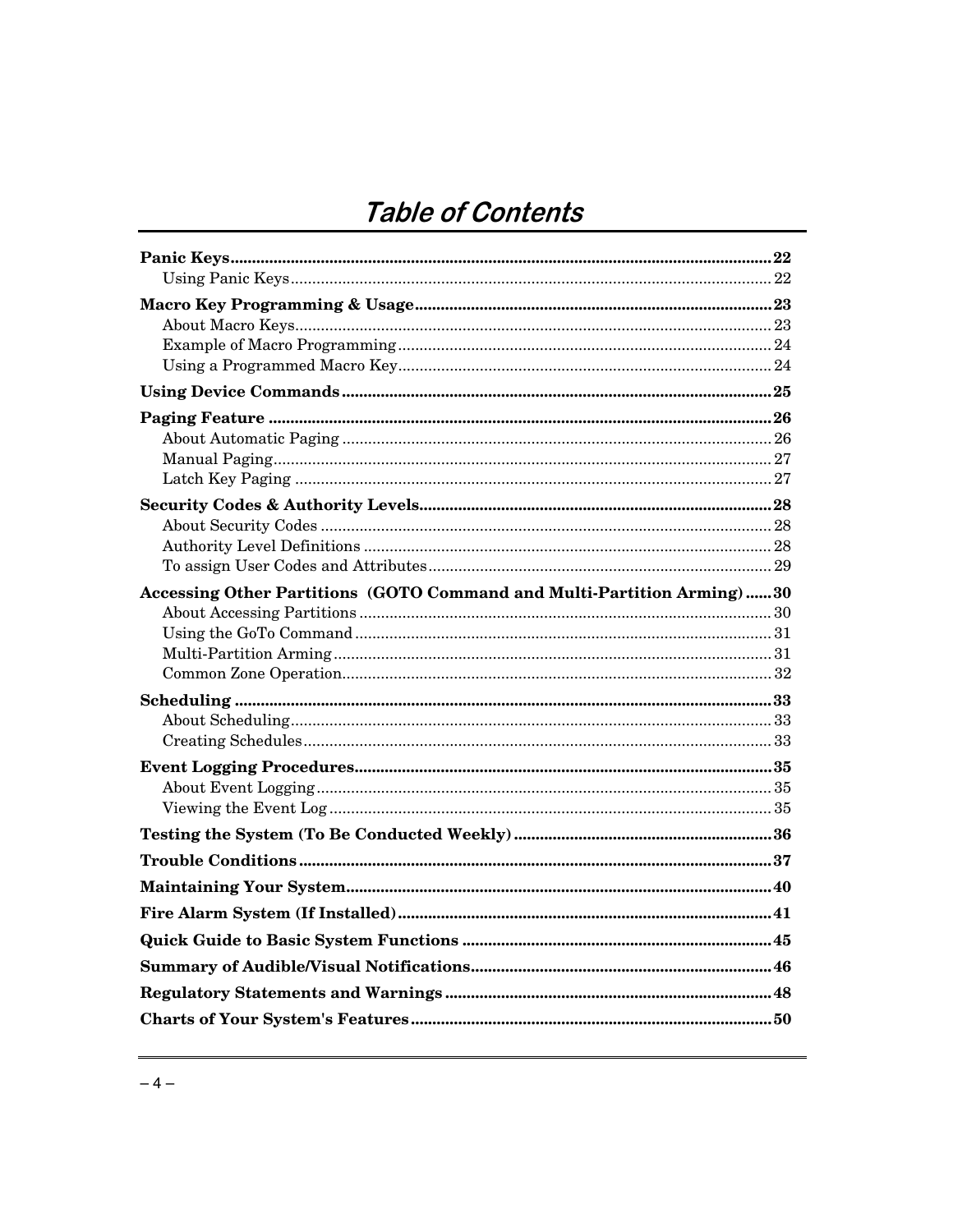# Table of Contents

**Panic Keys** ............................................................ 22
- Using Panic Keys ............................................................ 22

**Macro Key Programming & Usage** ............................................................ 23
- About Macro Keys ............................................................ 23
- Example of Macro Programming ............................................................ 24
- Using a Programmed Macro Key ............................................................ 24

**Using Device Commands** ............................................................ 25

**Paging Feature** ............................................................ 26
- About Automatic Paging ............................................................ 26
- Manual Paging ............................................................ 27
- Latch Key Paging ............................................................ 27

**Security Codes & Authority Levels** ............................................................ 28
- About Security Codes ............................................................ 28
- Authority Level Definitions ............................................................ 28
- To assign User Codes and Attributes ............................................................ 29

**Accessing Other Partitions (GOTO Command and Multi-Partition Arming)** ............ 30
- About Accessing Partitions ............................................................ 30
- Using the GoTo Command ............................................................ 31
- Multi-Partition Arming ............................................................ 31
- Common Zone Operation ............................................................ 32

**Scheduling** ............................................................ 33
- About Scheduling ............................................................ 33
- Creating Schedules ............................................................ 33

**Event Logging Procedures** ............................................................ 35
- About Event Logging ............................................................ 35
- Viewing the Event Log ............................................................ 35

**Testing the System (To Be Conducted Weekly)** ............................................................ 36

**Trouble Conditions** ............................................................ 37

**Maintaining Your System** ............................................................ 40

**Fire Alarm System (If Installed)** ............................................................ 41

**Quick Guide to Basic System Functions** ............................................................ 45

**Summary of Audible/Visual Notifications** ............................................................ 46

**Regulatory Statements and Warnings** ............................................................ 48

**Charts of Your System's Features** ............................................................ 50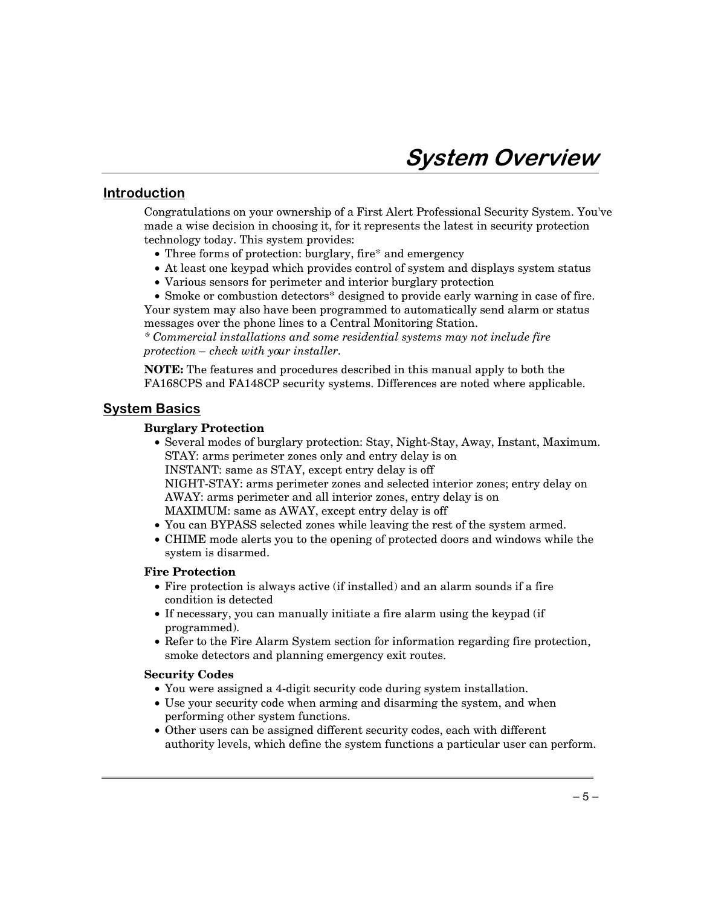# System Overview

## Introduction

Congratulations on your ownership of a First Alert Professional Security System. You've made a wise decision in choosing it, for it represents the latest in security protection technology today. This system provides:

- Three forms of protection: burglary, fire* and emergency
- At least one keypad which provides control of system and displays system status
- Various sensors for perimeter and interior burglary protection
- Smoke or combustion detectors* designed to provide early warning in case of fire.

Your system may also have been programmed to automatically send alarm or status messages over the phone lines to a Central Monitoring Station.

*\* Commercial installations and some residential systems may not include fire protection – check with your installer.*

**NOTE:** The features and procedures described in this manual apply to both the FA168CPS and FA148CP security systems. Differences are noted where applicable.

## System Basics

**Burglary Protection**

- Several modes of burglary protection: Stay, Night-Stay, Away, Instant, Maximum.
  STAY: arms perimeter zones only and entry delay is on
  INSTANT: same as STAY, except entry delay is off
  NIGHT-STAY: arms perimeter zones and selected interior zones; entry delay on
  AWAY: arms perimeter and all interior zones, entry delay is on
  MAXIMUM: same as AWAY, except entry delay is off
- You can BYPASS selected zones while leaving the rest of the system armed.
- CHIME mode alerts you to the opening of protected doors and windows while the system is disarmed.

**Fire Protection**

- Fire protection is always active (if installed) and an alarm sounds if a fire condition is detected
- If necessary, you can manually initiate a fire alarm using the keypad (if programmed).
- Refer to the Fire Alarm System section for information regarding fire protection, smoke detectors and planning emergency exit routes.

**Security Codes**

- You were assigned a 4-digit security code during system installation.
- Use your security code when arming and disarming the system, and when performing other system functions.
- Other users can be assigned different security codes, each with different authority levels, which define the system functions a particular user can perform.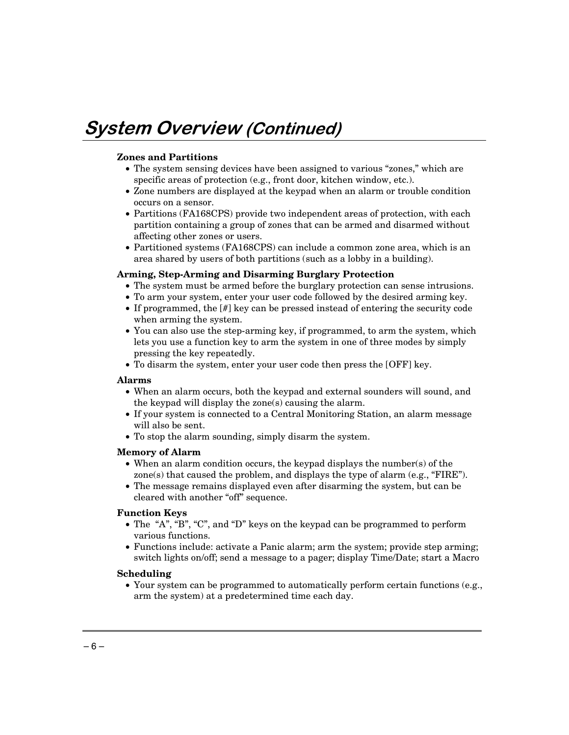# *System Overview (Continued)*

**Zones and Partitions**

- The system sensing devices have been assigned to various “zones,” which are specific areas of protection (e.g., front door, kitchen window, etc.).
- Zone numbers are displayed at the keypad when an alarm or trouble condition occurs on a sensor.
- Partitions (FA168CPS) provide two independent areas of protection, with each partition containing a group of zones that can be armed and disarmed without affecting other zones or users.
- Partitioned systems (FA168CPS) can include a common zone area, which is an area shared by users of both partitions (such as a lobby in a building).

**Arming, Step-Arming and Disarming Burglary Protection**

- The system must be armed before the burglary protection can sense intrusions.
- To arm your system, enter your user code followed by the desired arming key.
- If programmed, the [#] key can be pressed instead of entering the security code when arming the system.
- You can also use the step-arming key, if programmed, to arm the system, which lets you use a function key to arm the system in one of three modes by simply pressing the key repeatedly.
- To disarm the system, enter your user code then press the [OFF] key.

**Alarms**

- When an alarm occurs, both the keypad and external sounders will sound, and the keypad will display the zone(s) causing the alarm.
- If your system is connected to a Central Monitoring Station, an alarm message will also be sent.
- To stop the alarm sounding, simply disarm the system.

**Memory of Alarm**

- When an alarm condition occurs, the keypad displays the number(s) of the zone(s) that caused the problem, and displays the type of alarm (e.g., “FIRE”).
- The message remains displayed even after disarming the system, but can be cleared with another “off” sequence.

**Function Keys**

- The “A”, “B”, “C”, and “D” keys on the keypad can be programmed to perform various functions.
- Functions include: activate a Panic alarm; arm the system; provide step arming; switch lights on/off; send a message to a pager; display Time/Date; start a Macro

**Scheduling**

- Your system can be programmed to automatically perform certain functions (e.g., arm the system) at a predetermined time each day.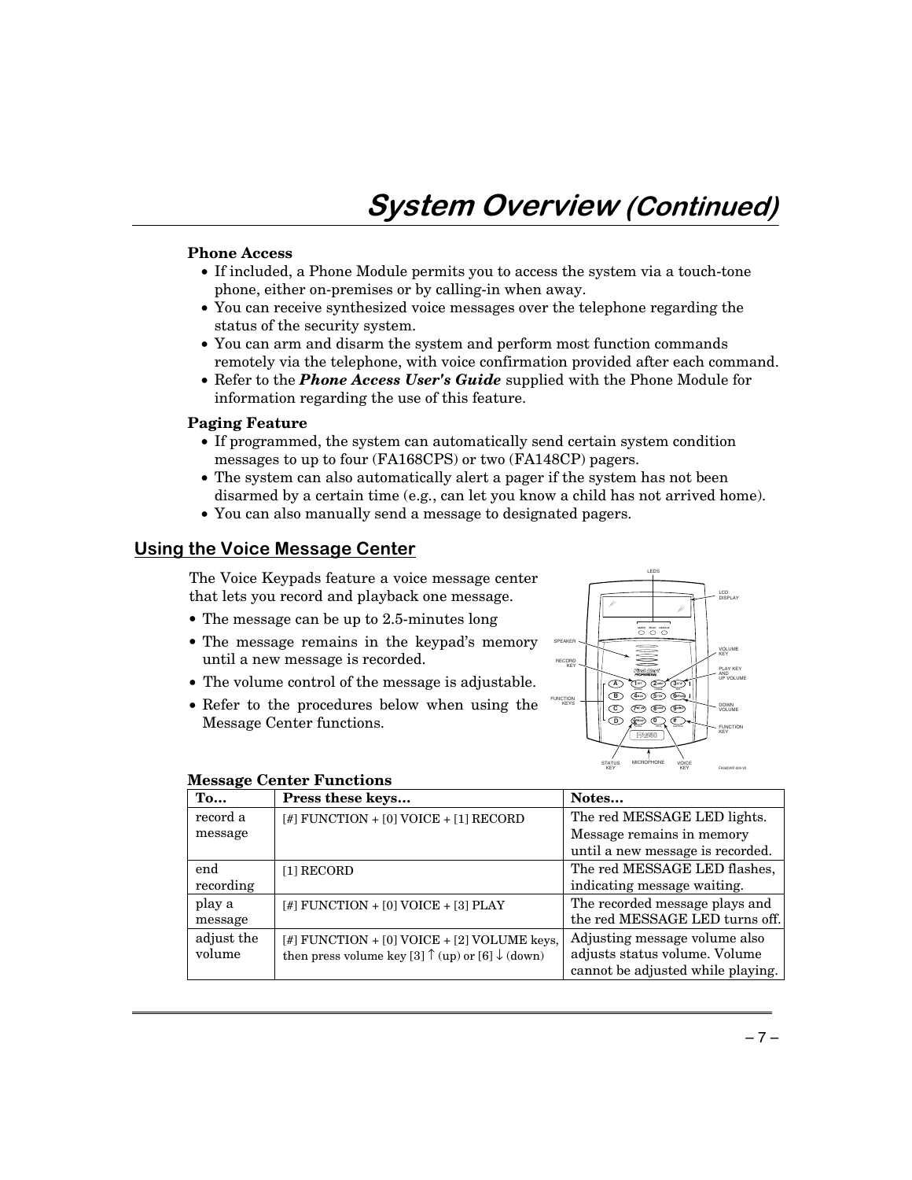# System Overview (Continued)

**Phone Access**

- If included, a Phone Module permits you to access the system via a touch-tone phone, either on-premises or by calling-in when away.
- You can receive synthesized voice messages over the telephone regarding the status of the security system.
- You can arm and disarm the system and perform most function commands remotely via the telephone, with voice confirmation provided after each command.
- Refer to the ***Phone Access User's Guide*** supplied with the Phone Module for information regarding the use of this feature.

**Paging Feature**

- If programmed, the system can automatically send certain system condition messages to up to four (FA168CPS) or two (FA148CP) pagers.
- The system can also automatically alert a pager if the system has not been disarmed by a certain time (e.g., can let you know a child has not arrived home).
- You can also manually send a message to designated pagers.

## Using the Voice Message Center

The Voice Keypads feature a voice message center that lets you record and playback one message.

- The message can be up to 2.5-minutes long
- The message remains in the keypad's memory until a new message is recorded.
- The volume control of the message is adjustable.
- Refer to the procedures below when using the Message Center functions.

**Message Center Functions**

| To... | Press these keys... | Notes... |
|---|---|---|
| record a message | [#] FUNCTION + [0] VOICE + [1] RECORD | The red MESSAGE LED lights. Message remains in memory until a new message is recorded. |
| end recording | [1] RECORD | The red MESSAGE LED flashes, indicating message waiting. |
| play a message | [#] FUNCTION + [0] VOICE + [3] PLAY | The recorded message plays and the red MESSAGE LED turns off. |
| adjust the volume | [#] FUNCTION + [0] VOICE + [2] VOLUME keys, then press volume key [3] ↑ (up) or [6] ↓ (down) | Adjusting message volume also adjusts status volume. Volume cannot be adjusted while playing. |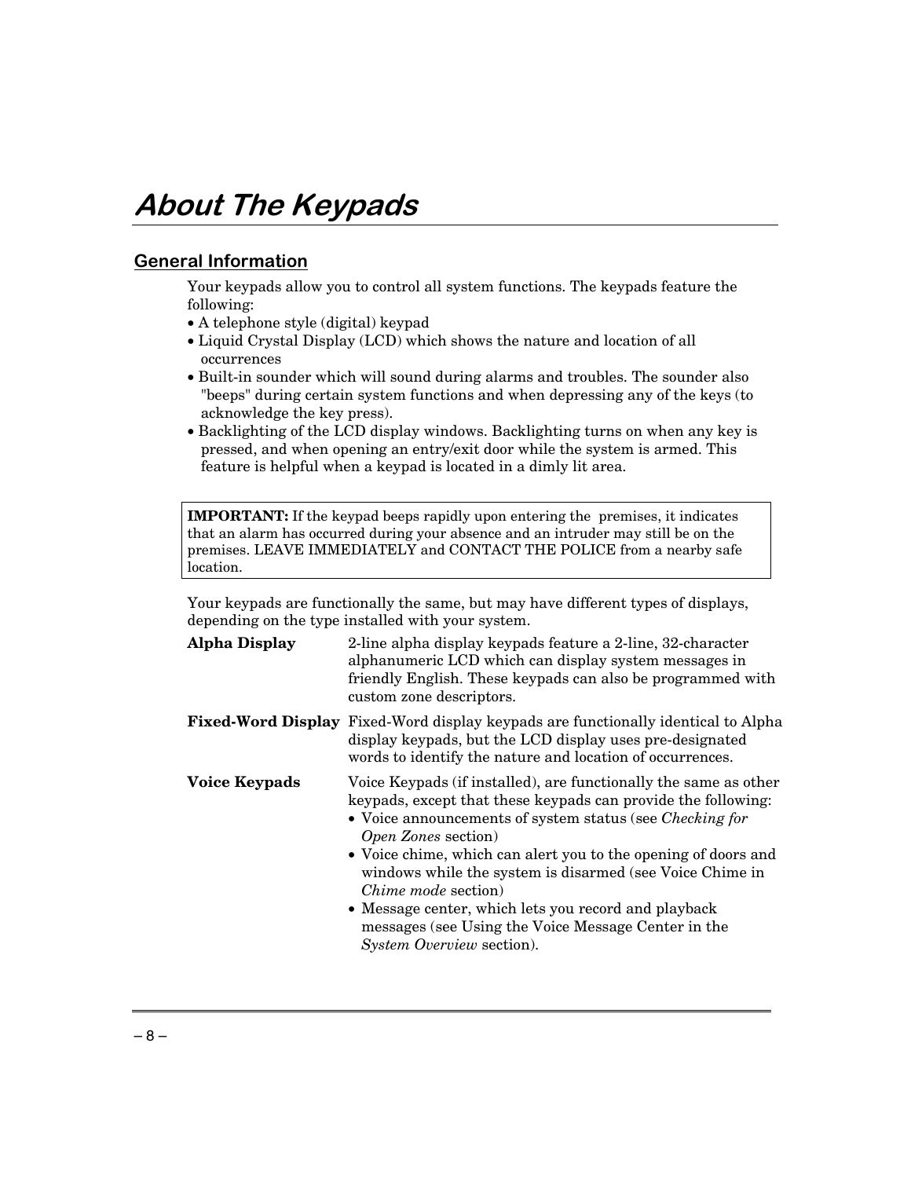# About The Keypads

## General Information

Your keypads allow you to control all system functions. The keypads feature the following:

- A telephone style (digital) keypad
- Liquid Crystal Display (LCD) which shows the nature and location of all occurrences
- Built-in sounder which will sound during alarms and troubles. The sounder also "beeps" during certain system functions and when depressing any of the keys (to acknowledge the key press).
- Backlighting of the LCD display windows. Backlighting turns on when any key is pressed, and when opening an entry/exit door while the system is armed. This feature is helpful when a keypad is located in a dimly lit area.

> **IMPORTANT:** If the keypad beeps rapidly upon entering the premises, it indicates that an alarm has occurred during your absence and an intruder may still be on the premises. LEAVE IMMEDIATELY and CONTACT THE POLICE from a nearby safe location.

Your keypads are functionally the same, but may have different types of displays, depending on the type installed with your system.

**Alpha Display** — 2-line alpha display keypads feature a 2-line, 32-character alphanumeric LCD which can display system messages in friendly English. These keypads can also be programmed with custom zone descriptors.

**Fixed-Word Display** — Fixed-Word display keypads are functionally identical to Alpha display keypads, but the LCD display uses pre-designated words to identify the nature and location of occurrences.

**Voice Keypads** — Voice Keypads (if installed), are functionally the same as other keypads, except that these keypads can provide the following:

- Voice announcements of system status (see *Checking for Open Zones* section)
- Voice chime, which can alert you to the opening of doors and windows while the system is disarmed (see Voice Chime in *Chime mode* section)
- Message center, which lets you record and playback messages (see Using the Voice Message Center in the *System Overview* section).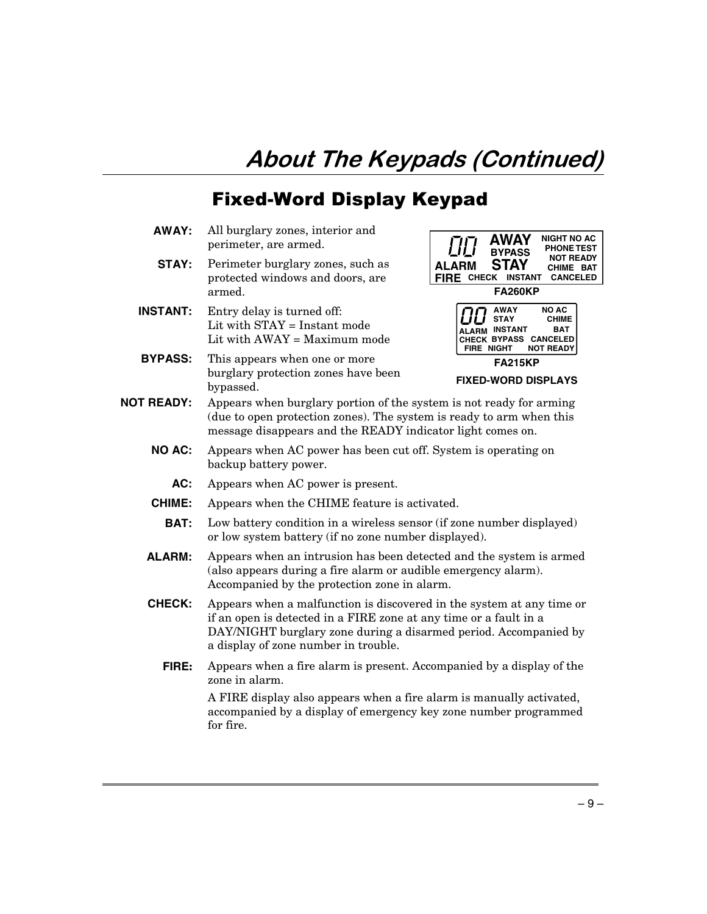# About The Keypads (Continued)

## Fixed-Word Display Keypad

**AWAY:** All burglary zones, interior and perimeter, are armed.

**STAY:** Perimeter burglary zones, such as protected windows and doors, are armed.

**INSTANT:** Entry delay is turned off:
Lit with STAY = Instant mode
Lit with AWAY = Maximum mode

**BYPASS:** This appears when one or more burglary protection zones have been bypassed.

FA260KP

FA215KP

FIXED-WORD DISPLAYS

**NOT READY:** Appears when burglary portion of the system is not ready for arming (due to open protection zones). The system is ready to arm when this message disappears and the READY indicator light comes on.

**NO AC:** Appears when AC power has been cut off. System is operating on backup battery power.

**AC:** Appears when AC power is present.

**CHIME:** Appears when the CHIME feature is activated.

**BAT:** Low battery condition in a wireless sensor (if zone number displayed) or low system battery (if no zone number displayed).

**ALARM:** Appears when an intrusion has been detected and the system is armed (also appears during a fire alarm or audible emergency alarm). Accompanied by the protection zone in alarm.

**CHECK:** Appears when a malfunction is discovered in the system at any time or if an open is detected in a FIRE zone at any time or a fault in a DAY/NIGHT burglary zone during a disarmed period. Accompanied by a display of zone number in trouble.

**FIRE:** Appears when a fire alarm is present. Accompanied by a display of the zone in alarm.

A FIRE display also appears when a fire alarm is manually activated, accompanied by a display of emergency key zone number programmed for fire.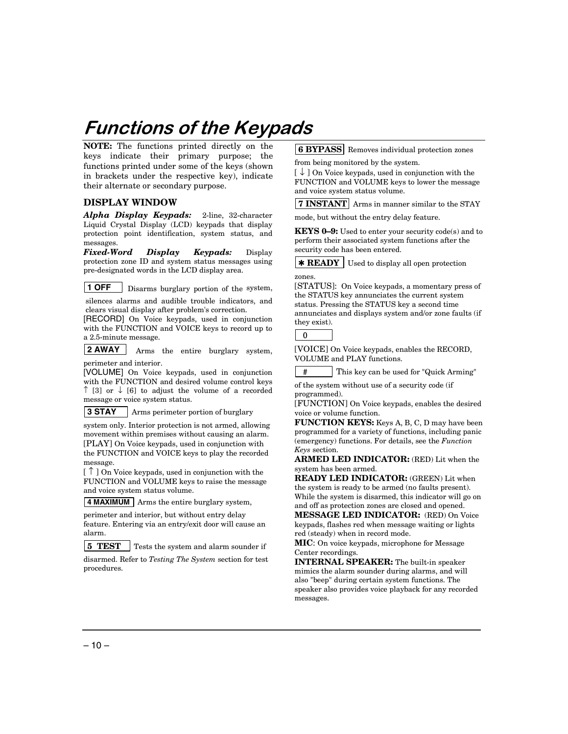# Functions of the Keypads

**NOTE:** The functions printed directly on the keys indicate their primary purpose; the functions printed under some of the keys (shown in brackets under the respective key), indicate their alternate or secondary purpose.

## DISPLAY WINDOW

***Alpha Display Keypads:*** 2-line, 32-character Liquid Crystal Display (LCD) keypads that display protection point identification, system status, and messages.

***Fixed-Word Display Keypads:*** Display protection zone ID and system status messages using pre-designated words in the LCD display area.

**1 OFF** Disarms burglary portion of the system, silences alarms and audible trouble indicators, and clears visual display after problem's correction.

[RECORD] On Voice keypads, used in conjunction with the FUNCTION and VOICE keys to record up to a 2.5-minute message.

**2 AWAY** Arms the entire burglary system, perimeter and interior.

[VOLUME] On Voice keypads, used in conjunction with the FUNCTION and desired volume control keys ↑ [3] or ↓ [6] to adjust the volume of a recorded message or voice system status.

**3 STAY** Arms perimeter portion of burglary system only. Interior protection is not armed, allowing movement within premises without causing an alarm.

[PLAY] On Voice keypads, used in conjunction with the FUNCTION and VOICE keys to play the recorded message.

[ ↑ ] On Voice keypads, used in conjunction with the FUNCTION and VOLUME keys to raise the message and voice system status volume.

**4 MAXIMUM** Arms the entire burglary system, perimeter and interior, but without entry delay feature. Entering via an entry/exit door will cause an alarm.

**5 TEST** Tests the system and alarm sounder if disarmed. Refer to *Testing The System* section for test procedures.

**6 BYPASS** Removes individual protection zones from being monitored by the system.

[ ↓ ] On Voice keypads, used in conjunction with the FUNCTION and VOLUME keys to lower the message and voice system status volume.

**7 INSTANT** Arms in manner similar to the STAY mode, but without the entry delay feature.

**KEYS 0–9:** Used to enter your security code(s) and to perform their associated system functions after the security code has been entered.

**\* READY** Used to display all open protection zones.

[STATUS]: On Voice keypads, a momentary press of the STATUS key annunciates the current system status. Pressing the STATUS key a second time annunciates and displays system and/or zone faults (if they exist).

**0**

[VOICE] On Voice keypads, enables the RECORD, VOLUME and PLAY functions.

**#** This key can be used for "Quick Arming" of the system without use of a security code (if programmed).

[FUNCTION] On Voice keypads, enables the desired voice or volume function.

**FUNCTION KEYS:** Keys A, B, C, D may have been programmed for a variety of functions, including panic (emergency) functions. For details, see the *Function Keys* section.

**ARMED LED INDICATOR:** (RED) Lit when the system has been armed.

**READY LED INDICATOR:** (GREEN) Lit when the system is ready to be armed (no faults present). While the system is disarmed, this indicator will go on and off as protection zones are closed and opened.

**MESSAGE LED INDICATOR:** (RED) On Voice keypads, flashes red when message waiting or lights red (steady) when in record mode.

**MIC**: On voice keypads, microphone for Message Center recordings.

**INTERNAL SPEAKER:** The built-in speaker mimics the alarm sounder during alarms, and will also "beep" during certain system functions. The speaker also provides voice playback for any recorded messages.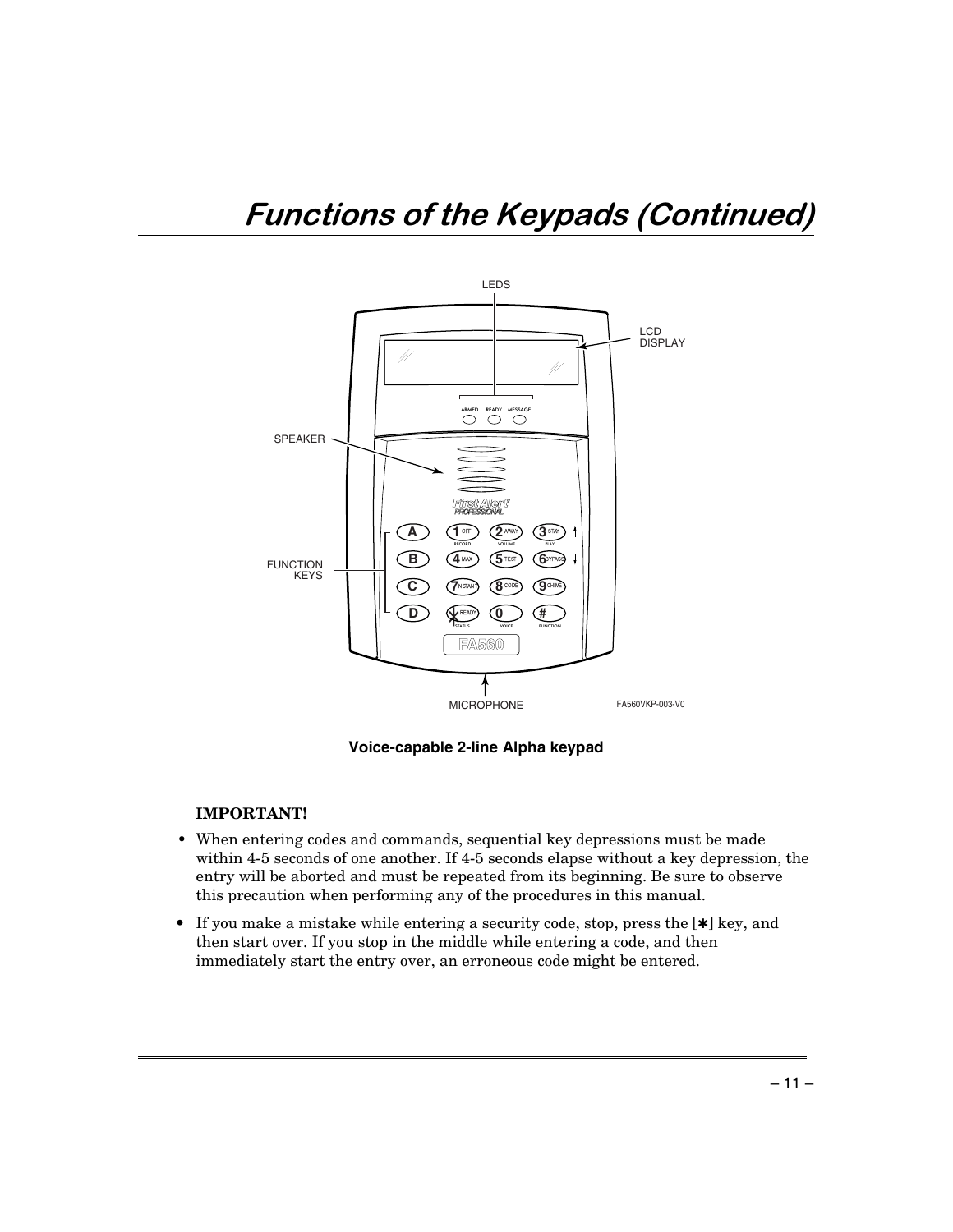# Functions of the Keypads (Continued)

Voice-capable 2-line Alpha keypad

**IMPORTANT!**

- When entering codes and commands, sequential key depressions must be made within 4-5 seconds of one another. If 4-5 seconds elapse without a key depression, the entry will be aborted and must be repeated from its beginning. Be sure to observe this precaution when performing any of the procedures in this manual.
- If you make a mistake while entering a security code, stop, press the [✱] key, and then start over. If you stop in the middle while entering a code, and then immediately start the entry over, an erroneous code might be entered.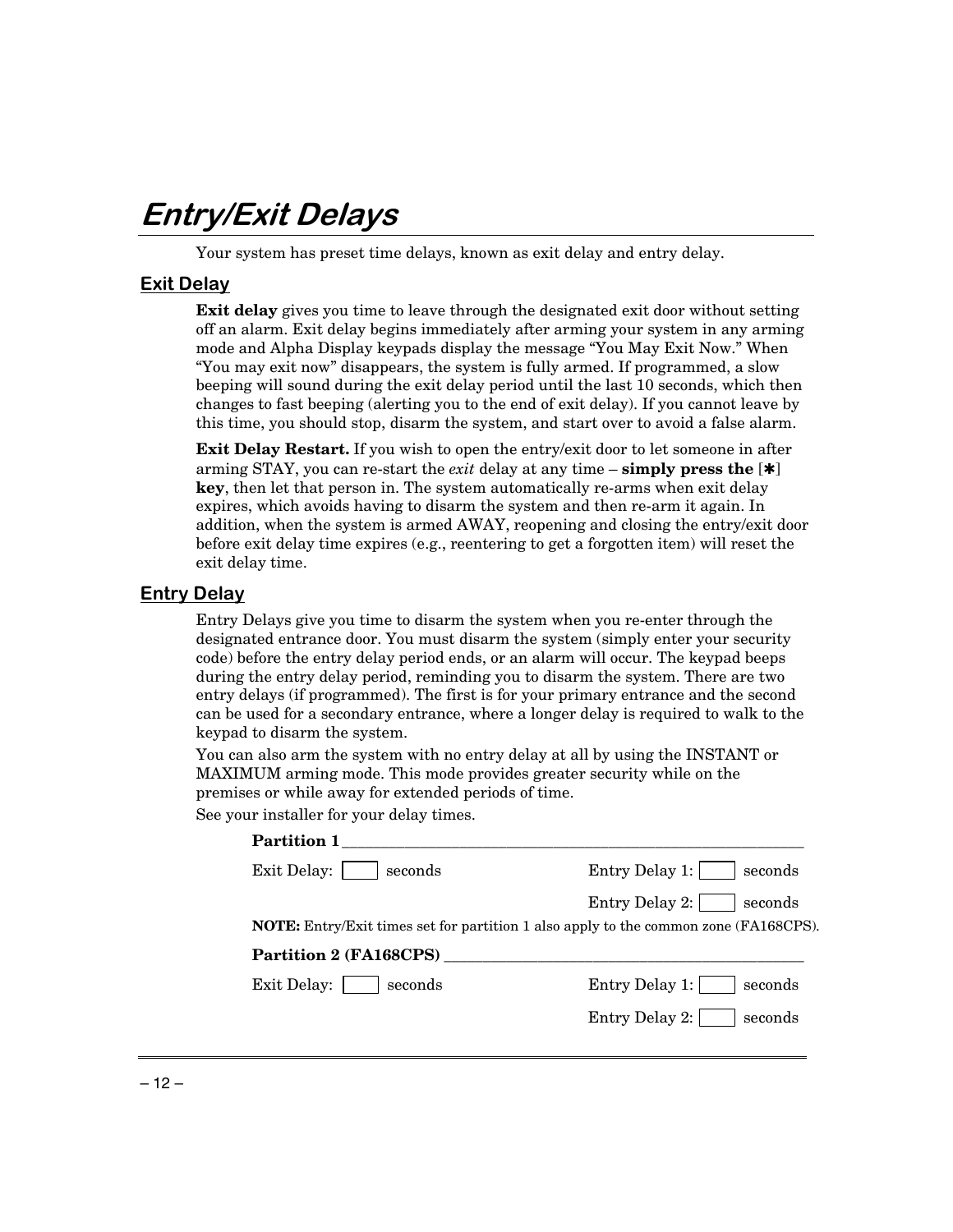# Entry/Exit Delays

Your system has preset time delays, known as exit delay and entry delay.

## Exit Delay

**Exit delay** gives you time to leave through the designated exit door without setting off an alarm. Exit delay begins immediately after arming your system in any arming mode and Alpha Display keypads display the message "You May Exit Now." When "You may exit now" disappears, the system is fully armed. If programmed, a slow beeping will sound during the exit delay period until the last 10 seconds, which then changes to fast beeping (alerting you to the end of exit delay). If you cannot leave by this time, you should stop, disarm the system, and start over to avoid a false alarm.

**Exit Delay Restart.** If you wish to open the entry/exit door to let someone in after arming STAY, you can re-start the *exit* delay at any time – **simply press the [✱] key**, then let that person in. The system automatically re-arms when exit delay expires, which avoids having to disarm the system and then re-arm it again. In addition, when the system is armed AWAY, reopening and closing the entry/exit door before exit delay time expires (e.g., reentering to get a forgotten item) will reset the exit delay time.

## Entry Delay

Entry Delays give you time to disarm the system when you re-enter through the designated entrance door. You must disarm the system (simply enter your security code) before the entry delay period ends, or an alarm will occur. The keypad beeps during the entry delay period, reminding you to disarm the system. There are two entry delays (if programmed). The first is for your primary entrance and the second can be used for a secondary entrance, where a longer delay is required to walk to the keypad to disarm the system.

You can also arm the system with no entry delay at all by using the INSTANT or MAXIMUM arming mode. This mode provides greater security while on the premises or while away for extended periods of time.

See your installer for your delay times.

**Partition 1**

Exit Delay: ____ seconds

Entry Delay 1: ____ seconds

Entry Delay 2: ____ seconds

**NOTE:** Entry/Exit times set for partition 1 also apply to the common zone (FA168CPS).

**Partition 2 (FA168CPS)**

Exit Delay: ____ seconds

Entry Delay 1: ____ seconds

Entry Delay 2: ____ seconds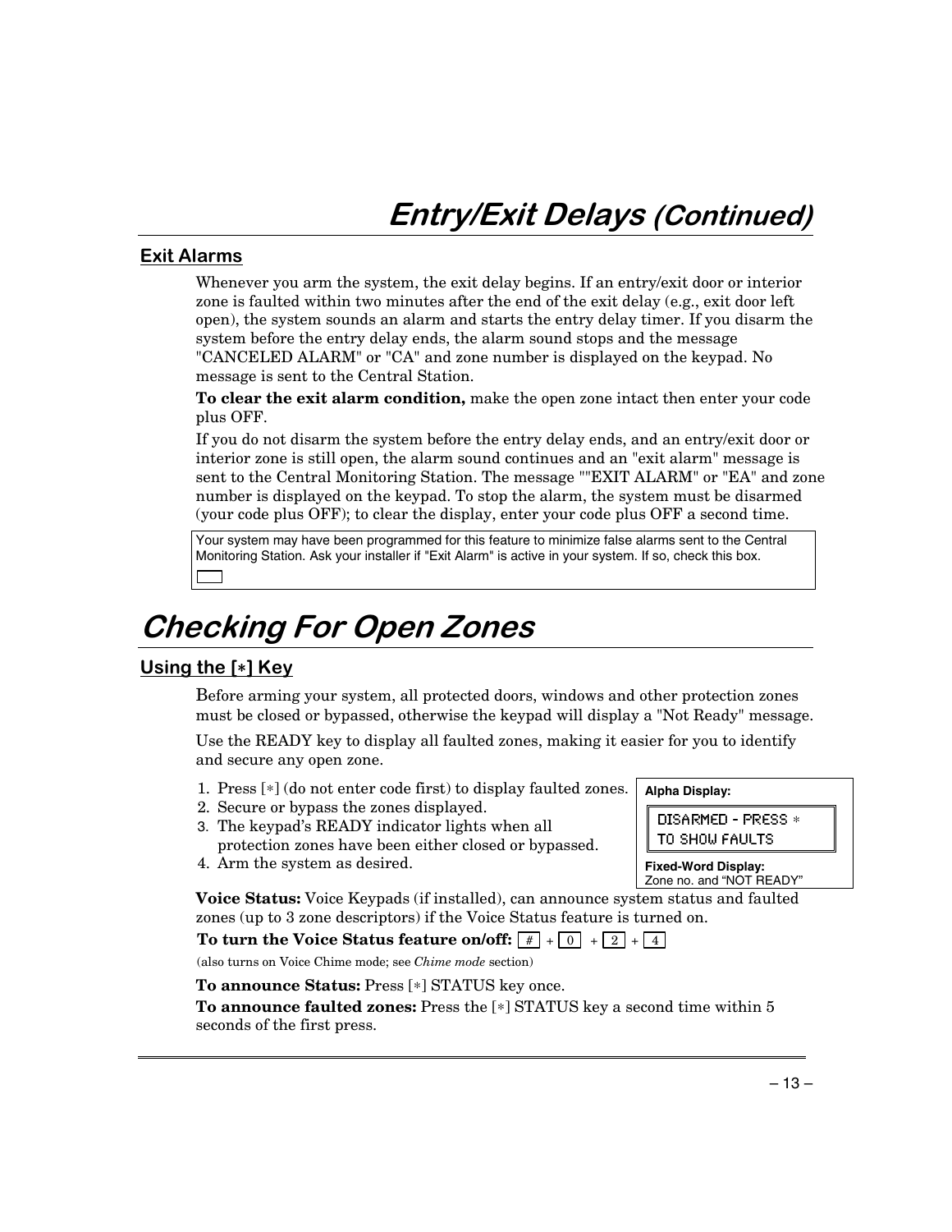# Entry/Exit Delays *(Continued)*

## Exit Alarms

Whenever you arm the system, the exit delay begins. If an entry/exit door or interior zone is faulted within two minutes after the end of the exit delay (e.g., exit door left open), the system sounds an alarm and starts the entry delay timer. If you disarm the system before the entry delay ends, the alarm sound stops and the message "CANCELED ALARM" or "CA" and zone number is displayed on the keypad. No message is sent to the Central Station.

**To clear the exit alarm condition,** make the open zone intact then enter your code plus OFF.

If you do not disarm the system before the entry delay ends, and an entry/exit door or interior zone is still open, the alarm sound continues and an "exit alarm" message is sent to the Central Monitoring Station. The message ""EXIT ALARM" or "EA" and zone number is displayed on the keypad. To stop the alarm, the system must be disarmed (your code plus OFF); to clear the display, enter your code plus OFF a second time.

> Your system may have been programmed for this feature to minimize false alarms sent to the Central Monitoring Station. Ask your installer if "Exit Alarm" is active in your system. If so, check this box.
>
> ☐

# Checking For Open Zones

## Using the [∗] Key

Before arming your system, all protected doors, windows and other protection zones must be closed or bypassed, otherwise the keypad will display a "Not Ready" message.

Use the READY key to display all faulted zones, making it easier for you to identify and secure any open zone.

1. Press [∗] (do not enter code first) to display faulted zones.
2. Secure or bypass the zones displayed.
3. The keypad's READY indicator lights when all protection zones have been either closed or bypassed.
4. Arm the system as desired.

> **Alpha Display:**
>
> ```
> DISARMED - PRESS ∗
> TO SHOW FAULTS
> ```
>
> **Fixed-Word Display:**
> Zone no. and "NOT READY"

**Voice Status:** Voice Keypads (if installed), can announce system status and faulted zones (up to 3 zone descriptors) if the Voice Status feature is turned on.

**To turn the Voice Status feature on/off:** [#] + [0] + [2] + [4]

(also turns on Voice Chime mode; see *Chime mode* section)

**To announce Status:** Press [∗] STATUS key once.

**To announce faulted zones:** Press the [∗] STATUS key a second time within 5 seconds of the first press.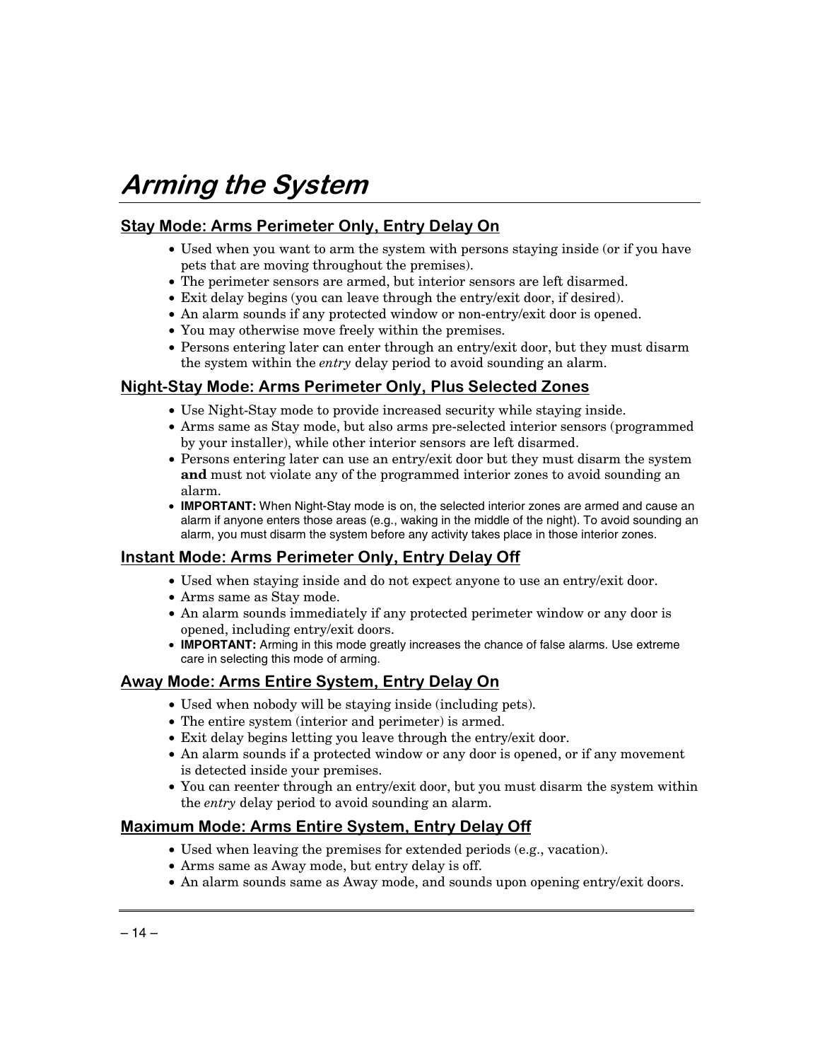# Arming the System

## Stay Mode: Arms Perimeter Only, Entry Delay On

- Used when you want to arm the system with persons staying inside (or if you have pets that are moving throughout the premises).
- The perimeter sensors are armed, but interior sensors are left disarmed.
- Exit delay begins (you can leave through the entry/exit door, if desired).
- An alarm sounds if any protected window or non-entry/exit door is opened.
- You may otherwise move freely within the premises.
- Persons entering later can enter through an entry/exit door, but they must disarm the system within the *entry* delay period to avoid sounding an alarm.

## Night-Stay Mode: Arms Perimeter Only, Plus Selected Zones

- Use Night-Stay mode to provide increased security while staying inside.
- Arms same as Stay mode, but also arms pre-selected interior sensors (programmed by your installer), while other interior sensors are left disarmed.
- Persons entering later can use an entry/exit door but they must disarm the system **and** must not violate any of the programmed interior zones to avoid sounding an alarm.
- **IMPORTANT:** When Night-Stay mode is on, the selected interior zones are armed and cause an alarm if anyone enters those areas (e.g., waking in the middle of the night). To avoid sounding an alarm, you must disarm the system before any activity takes place in those interior zones.

## Instant Mode: Arms Perimeter Only, Entry Delay Off

- Used when staying inside and do not expect anyone to use an entry/exit door.
- Arms same as Stay mode.
- An alarm sounds immediately if any protected perimeter window or any door is opened, including entry/exit doors.
- **IMPORTANT:** Arming in this mode greatly increases the chance of false alarms. Use extreme care in selecting this mode of arming.

## Away Mode: Arms Entire System, Entry Delay On

- Used when nobody will be staying inside (including pets).
- The entire system (interior and perimeter) is armed.
- Exit delay begins letting you leave through the entry/exit door.
- An alarm sounds if a protected window or any door is opened, or if any movement is detected inside your premises.
- You can reenter through an entry/exit door, but you must disarm the system within the *entry* delay period to avoid sounding an alarm.

## Maximum Mode: Arms Entire System, Entry Delay Off

- Used when leaving the premises for extended periods (e.g., vacation).
- Arms same as Away mode, but entry delay is off.
- An alarm sounds same as Away mode, and sounds upon opening entry/exit doors.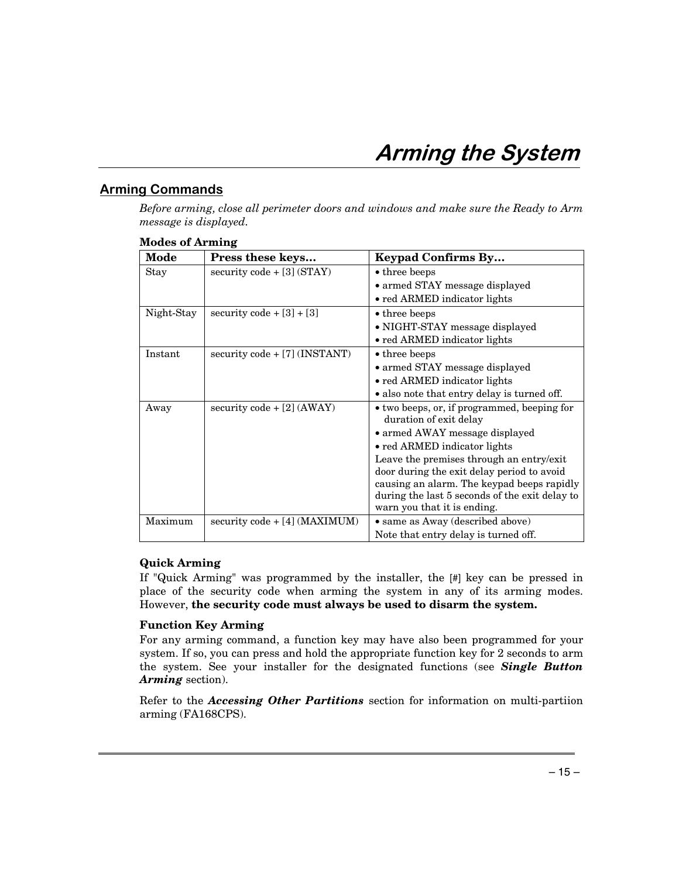# Arming the System

## Arming Commands

*Before arming, close all perimeter doors and windows and make sure the Ready to Arm message is displayed.*

**Modes of Arming**

| Mode | Press these keys… | Keypad Confirms By… |
|---|---|---|
| Stay | security code + [3] (STAY) | • three beeps<br>• armed STAY message displayed<br>• red ARMED indicator lights |
| Night-Stay | security code + [3] + [3] | • three beeps<br>• NIGHT-STAY message displayed<br>• red ARMED indicator lights |
| Instant | security code + [7] (INSTANT) | • three beeps<br>• armed STAY message displayed<br>• red ARMED indicator lights<br>• also note that entry delay is turned off. |
| Away | security code + [2] (AWAY) | • two beeps, or, if programmed, beeping for duration of exit delay<br>• armed AWAY message displayed<br>• red ARMED indicator lights<br>Leave the premises through an entry/exit door during the exit delay period to avoid causing an alarm. The keypad beeps rapidly during the last 5 seconds of the exit delay to warn you that it is ending. |
| Maximum | security code + [4] (MAXIMUM) | • same as Away (described above)<br>Note that entry delay is turned off. |

**Quick Arming**

If "Quick Arming" was programmed by the installer, the [#] key can be pressed in place of the security code when arming the system in any of its arming modes. However, **the security code must always be used to disarm the system.**

**Function Key Arming**

For any arming command, a function key may have also been programmed for your system. If so, you can press and hold the appropriate function key for 2 seconds to arm the system. See your installer for the designated functions (see ***Single Button Arming*** section).

Refer to the ***Accessing Other Partitions*** section for information on multi-partiion arming (FA168CPS).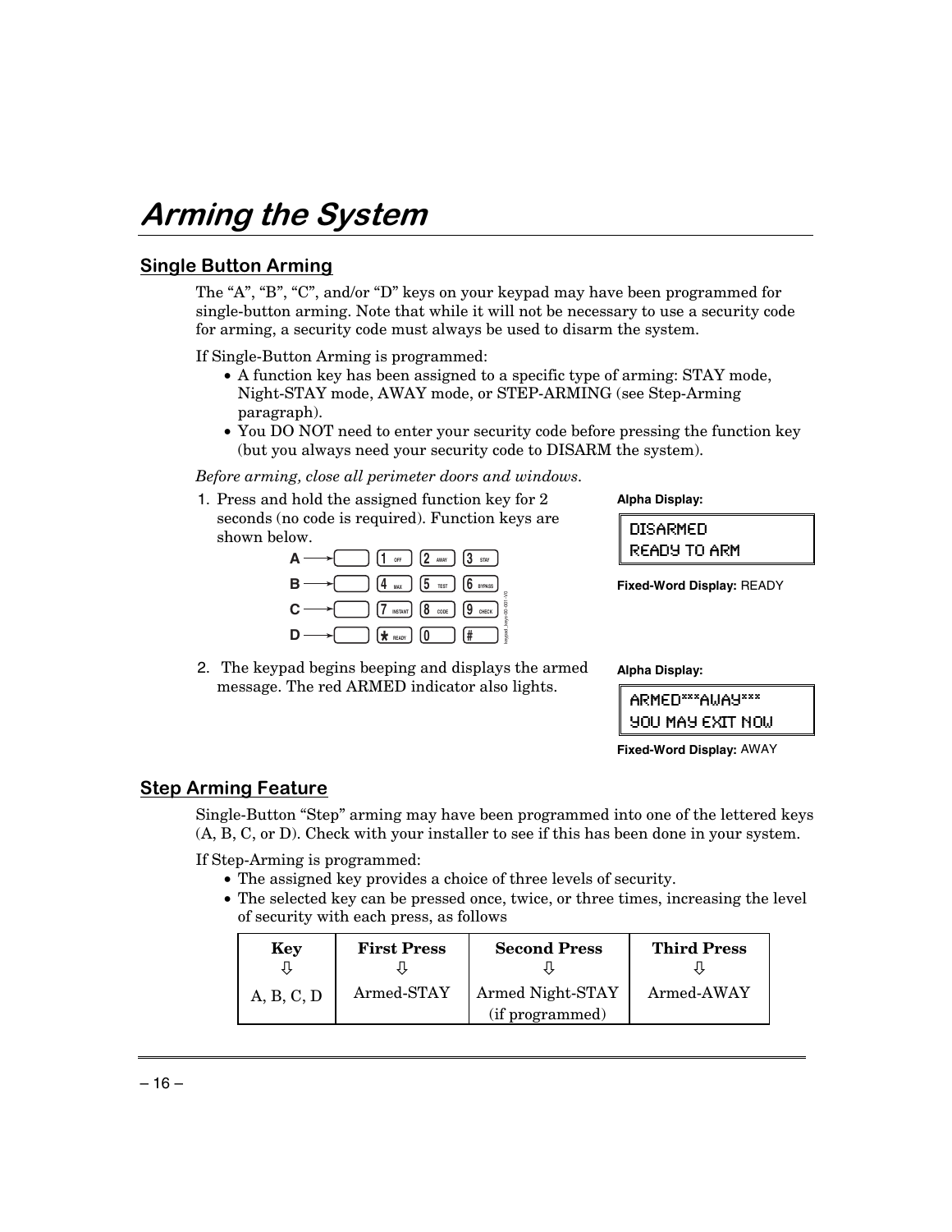# Arming the System

## Single Button Arming

The "A", "B", "C", and/or "D" keys on your keypad may have been programmed for single-button arming. Note that while it will not be necessary to use a security code for arming, a security code must always be used to disarm the system.

If Single-Button Arming is programmed:

- A function key has been assigned to a specific type of arming: STAY mode, Night-STAY mode, AWAY mode, or STEP-ARMING (see Step-Arming paragraph).
- You DO NOT need to enter your security code before pressing the function key (but you always need your security code to DISARM the system).

*Before arming, close all perimeter doors and windows.*

1. Press and hold the assigned function key for 2 seconds (no code is required). Function keys are shown below.

   A → [ ] [1 OFF] [2 AWAY] [3 STAY]
   B → [ ] [4 MAX] [5 TEST] [6 BYPASS]
   C → [ ] [7 INSTANT] [8 CODE] [9 CHECK]
   D → [ ] [* READY] [0] [#]

   **Alpha Display:**

   ```
   DISARMED
   READY TO ARM
   ```

   **Fixed-Word Display:** READY

2. The keypad begins beeping and displays the armed message. The red ARMED indicator also lights.

   **Alpha Display:**

   ```
   ARMED***AWAY***
   YOU MAY EXIT NOW
   ```

   **Fixed-Word Display:** AWAY

## Step Arming Feature

Single-Button "Step" arming may have been programmed into one of the lettered keys (A, B, C, or D). Check with your installer to see if this has been done in your system.

If Step-Arming is programmed:

- The assigned key provides a choice of three levels of security.
- The selected key can be pressed once, twice, or three times, increasing the level of security with each press, as follows

| Key ⇩ | First Press ⇩ | Second Press ⇩ | Third Press ⇩ |
|---|---|---|---|
| A, B, C, D | Armed-STAY | Armed Night-STAY (if programmed) | Armed-AWAY |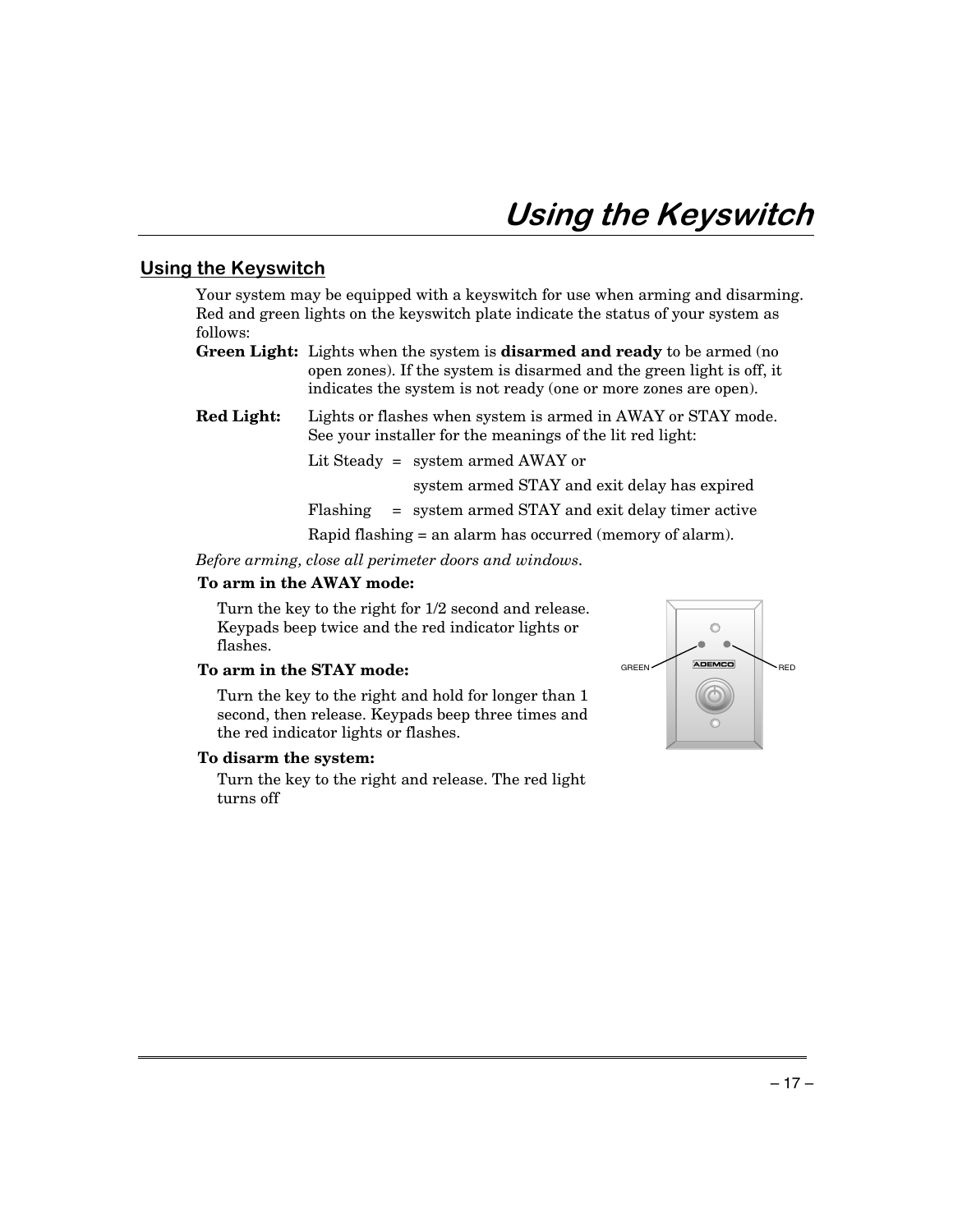# Using the Keyswitch

## Using the Keyswitch

Your system may be equipped with a keyswitch for use when arming and disarming. Red and green lights on the keyswitch plate indicate the status of your system as follows:

**Green Light:** Lights when the system is **disarmed and ready** to be armed (no open zones). If the system is disarmed and the green light is off, it indicates the system is not ready (one or more zones are open).

**Red Light:** Lights or flashes when system is armed in AWAY or STAY mode. See your installer for the meanings of the lit red light:

Lit Steady = system armed AWAY or
system armed STAY and exit delay has expired

Flashing = system armed STAY and exit delay timer active

Rapid flashing = an alarm has occurred (memory of alarm).

*Before arming, close all perimeter doors and windows.*

**To arm in the AWAY mode:**

Turn the key to the right for 1/2 second and release. Keypads beep twice and the red indicator lights or flashes.

**To arm in the STAY mode:**

Turn the key to the right and hold for longer than 1 second, then release. Keypads beep three times and the red indicator lights or flashes.

**To disarm the system:**

Turn the key to the right and release. The red light turns off

GREEN RED ADEMCO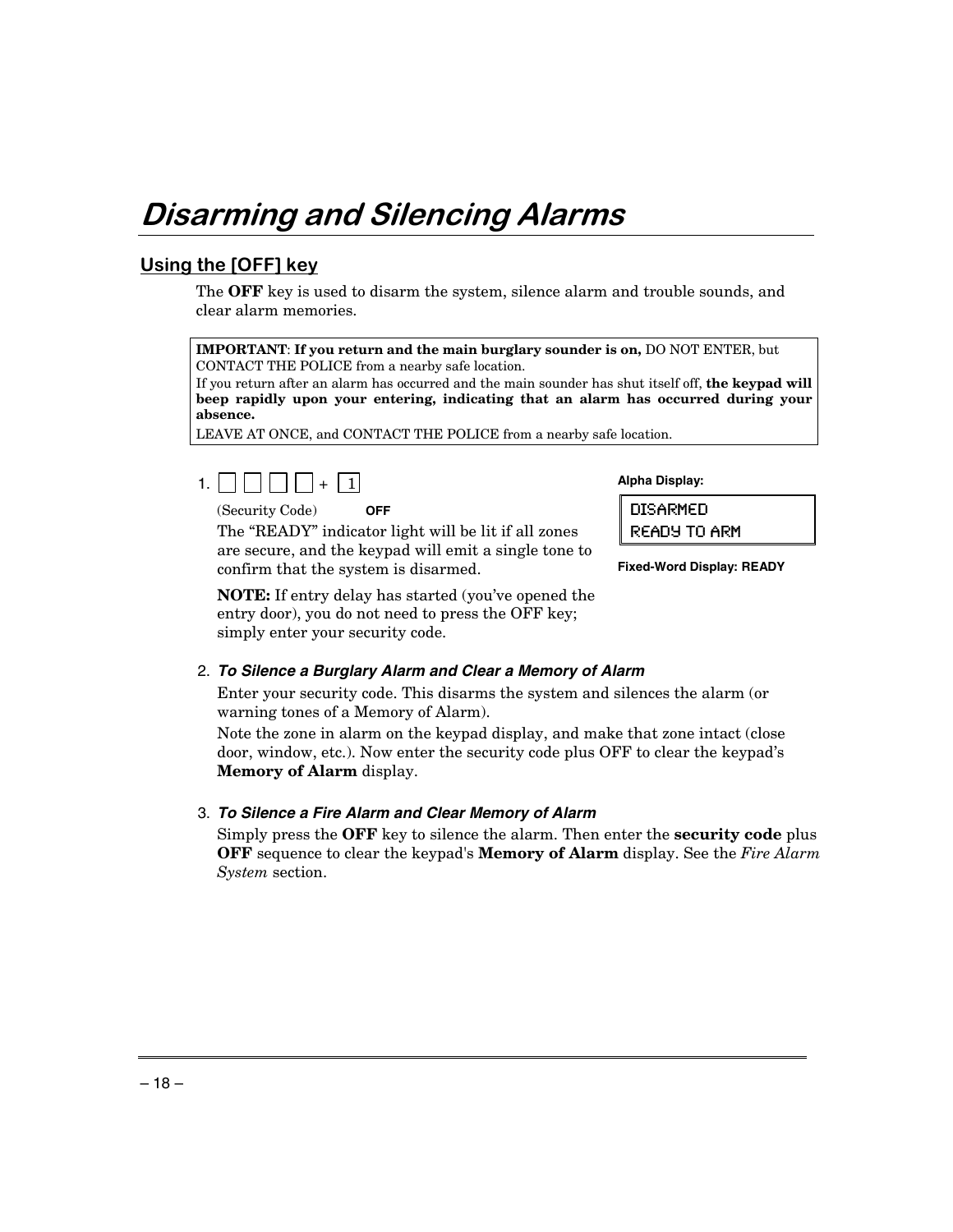# Disarming and Silencing Alarms

## Using the [OFF] key

The **OFF** key is used to disarm the system, silence alarm and trouble sounds, and clear alarm memories.

> **IMPORTANT**: **If you return and the main burglary sounder is on,** DO NOT ENTER, but CONTACT THE POLICE from a nearby safe location.
> If you return after an alarm has occurred and the main sounder has shut itself off, **the keypad will beep rapidly upon your entering, indicating that an alarm has occurred during your absence.**
> LEAVE AT ONCE, and CONTACT THE POLICE from a nearby safe location.

1. [ ] [ ] [ ] [ ] + [1]
   (Security Code) **OFF**

   The "READY" indicator light will be lit if all zones are secure, and the keypad will emit a single tone to confirm that the system is disarmed.

   **NOTE:** If entry delay has started (you've opened the entry door), you do not need to press the OFF key; simply enter your security code.

   **Alpha Display:**

   ```
   DISARMED
   READY TO ARM
   ```

   **Fixed-Word Display: READY**

2. ***To Silence a Burglary Alarm and Clear a Memory of Alarm***

   Enter your security code. This disarms the system and silences the alarm (or warning tones of a Memory of Alarm).

   Note the zone in alarm on the keypad display, and make that zone intact (close door, window, etc.). Now enter the security code plus OFF to clear the keypad's **Memory of Alarm** display.

3. ***To Silence a Fire Alarm and Clear Memory of Alarm***

   Simply press the **OFF** key to silence the alarm. Then enter the **security code** plus **OFF** sequence to clear the keypad's **Memory of Alarm** display. See the *Fire Alarm System* section.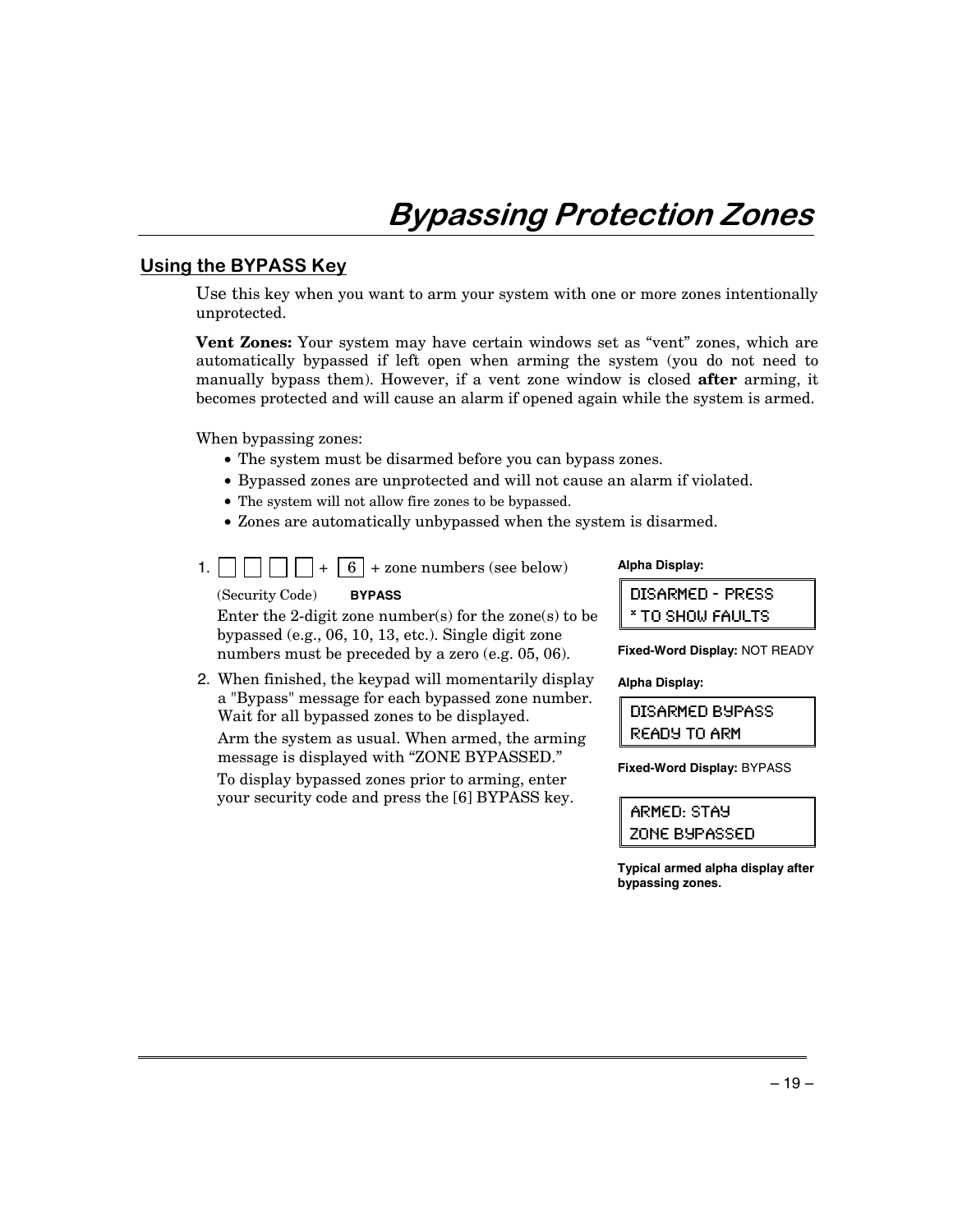# Bypassing Protection Zones

## Using the BYPASS Key

Use this key when you want to arm your system with one or more zones intentionally unprotected.

**Vent Zones:** Your system may have certain windows set as "vent" zones, which are automatically bypassed if left open when arming the system (you do not need to manually bypass them). However, if a vent zone window is closed **after** arming, it becomes protected and will cause an alarm if opened again while the system is armed.

When bypassing zones:

- The system must be disarmed before you can bypass zones.
- Bypassed zones are unprotected and will not cause an alarm if violated.
- The system will not allow fire zones to be bypassed.
- Zones are automatically unbypassed when the system is disarmed.

1. [ ] [ ] [ ] [ ] + [6] + zone numbers (see below)

   (Security Code) **BYPASS**

   Enter the 2-digit zone number(s) for the zone(s) to be bypassed (e.g., 06, 10, 13, etc.). Single digit zone numbers must be preceded by a zero (e.g. 05, 06).

   **Alpha Display:**

   ```
   DISARMED - PRESS
   * TO SHOW FAULTS
   ```

   **Fixed-Word Display:** NOT READY

2. When finished, the keypad will momentarily display a "Bypass" message for each bypassed zone number. Wait for all bypassed zones to be displayed.

   Arm the system as usual. When armed, the arming message is displayed with "ZONE BYPASSED."

   To display bypassed zones prior to arming, enter your security code and press the [6] BYPASS key.

   **Alpha Display:**

   ```
   DISARMED BYPASS
   READY TO ARM
   ```

   **Fixed-Word Display:** BYPASS

   ```
   ARMED: STAY
   ZONE BYPASSED
   ```

   **Typical armed alpha display after bypassing zones.**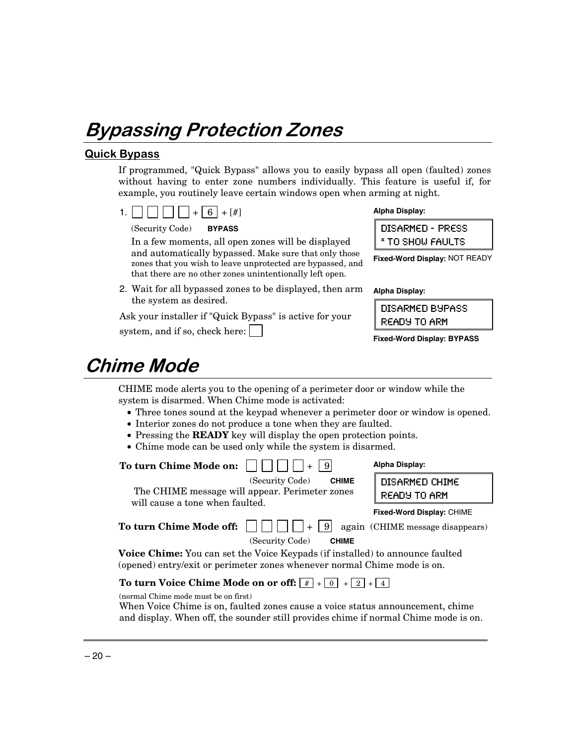# Bypassing Protection Zones

## Quick Bypass

If programmed, "Quick Bypass" allows you to easily bypass all open (faulted) zones without having to enter zone numbers individually. This feature is useful if, for example, you routinely leave certain windows open when arming at night.

1. [ ] [ ] [ ] [ ] + [6] + [#]
   (Security Code) **BYPASS**

   In a few moments, all open zones will be displayed and automatically bypassed. Make sure that only those zones that you wish to leave unprotected are bypassed, and that there are no other zones unintentionally left open.

   **Alpha Display:**

   ```
   DISARMED - PRESS
   * TO SHOW FAULTS
   ```

   **Fixed-Word Display:** NOT READY

2. Wait for all bypassed zones to be displayed, then arm the system as desired.

   **Alpha Display:**

   ```
   DISARMED BYPASS
   READY TO ARM
   ```

   **Fixed-Word Display: BYPASS**

Ask your installer if "Quick Bypass" is active for your system, and if so, check here: [ ]

# Chime Mode

CHIME mode alerts you to the opening of a perimeter door or window while the system is disarmed. When Chime mode is activated:

- Three tones sound at the keypad whenever a perimeter door or window is opened.
- Interior zones do not produce a tone when they are faulted.
- Pressing the **READY** key will display the open protection points.
- Chime mode can be used only while the system is disarmed.

**To turn Chime Mode on:** [ ] [ ] [ ] [ ] + [9]
(Security Code) **CHIME**

The CHIME message will appear. Perimeter zones will cause a tone when faulted.

**Alpha Display:**

```
DISARMED CHIME
READY TO ARM
```

**Fixed-Word Display:** CHIME

**To turn Chime Mode off:** [ ] [ ] [ ] [ ] + [9] again (CHIME message disappears)
(Security Code) **CHIME**

**Voice Chime:** You can set the Voice Keypads (if installed) to announce faulted (opened) entry/exit or perimeter zones whenever normal Chime mode is on.

**To turn Voice Chime Mode on or off:** [#] + [0] + [2] + [4]
(normal Chime mode must be on first)

When Voice Chime is on, faulted zones cause a voice status announcement, chime and display. When off, the sounder still provides chime if normal Chime mode is on.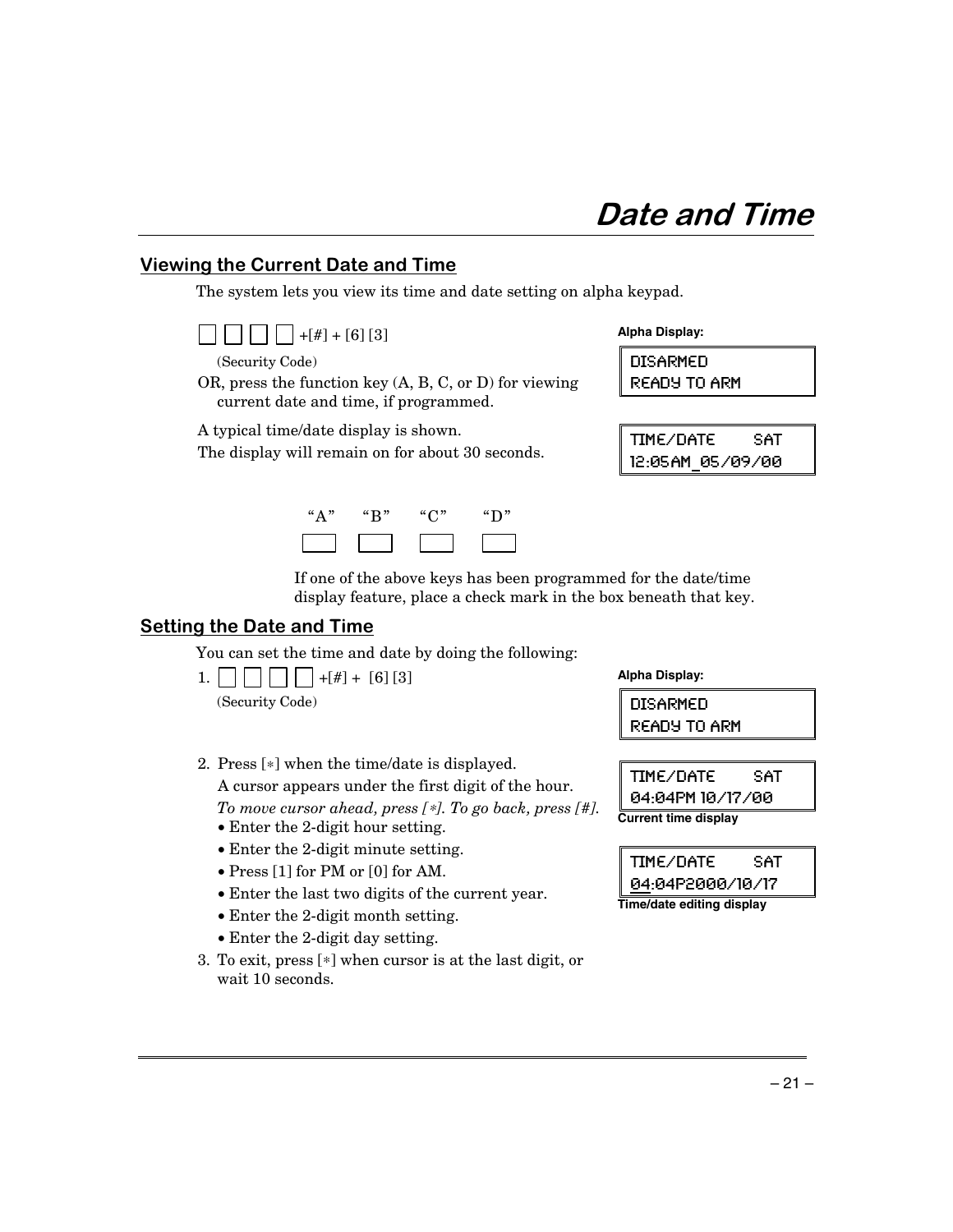# Date and Time

## Viewing the Current Date and Time

The system lets you view its time and date setting on alpha keypad.

[ ] [ ] [ ] [ ] +[#] + [6] [3]

(Security Code)

OR, press the function key (A, B, C, or D) for viewing current date and time, if programmed.

A typical time/date display is shown.

The display will remain on for about 30 seconds.

**Alpha Display:**

```
DISARMED
READY TO ARM
```

```
TIME/DATE     SAT
12:05AM_05/09/00
```

| "A" | "B" | "C" | "D" |
|---|---|---|---|
| [ ] | [ ] | [ ] | [ ] |

If one of the above keys has been programmed for the date/time display feature, place a check mark in the box beneath that key.

## Setting the Date and Time

You can set the time and date by doing the following:

1. [ ] [ ] [ ] [ ] +[#] + [6] [3]

   (Security Code)

2. Press [∗] when the time/date is displayed.

   A cursor appears under the first digit of the hour.

   *To move cursor ahead, press [∗]. To go back, press [#].*

   - Enter the 2-digit hour setting.
   - Enter the 2-digit minute setting.
   - Press [1] for PM or [0] for AM.
   - Enter the last two digits of the current year.
   - Enter the 2-digit month setting.
   - Enter the 2-digit day setting.

3. To exit, press [∗] when cursor is at the last digit, or wait 10 seconds.

**Alpha Display:**

```
DISARMED
READY TO ARM
```

```
TIME/DATE     SAT
04:04PM 10/17/00
```

**Current time display**

```
TIME/DATE     SAT
04:04P2000/10/17
```

**Time/date editing display**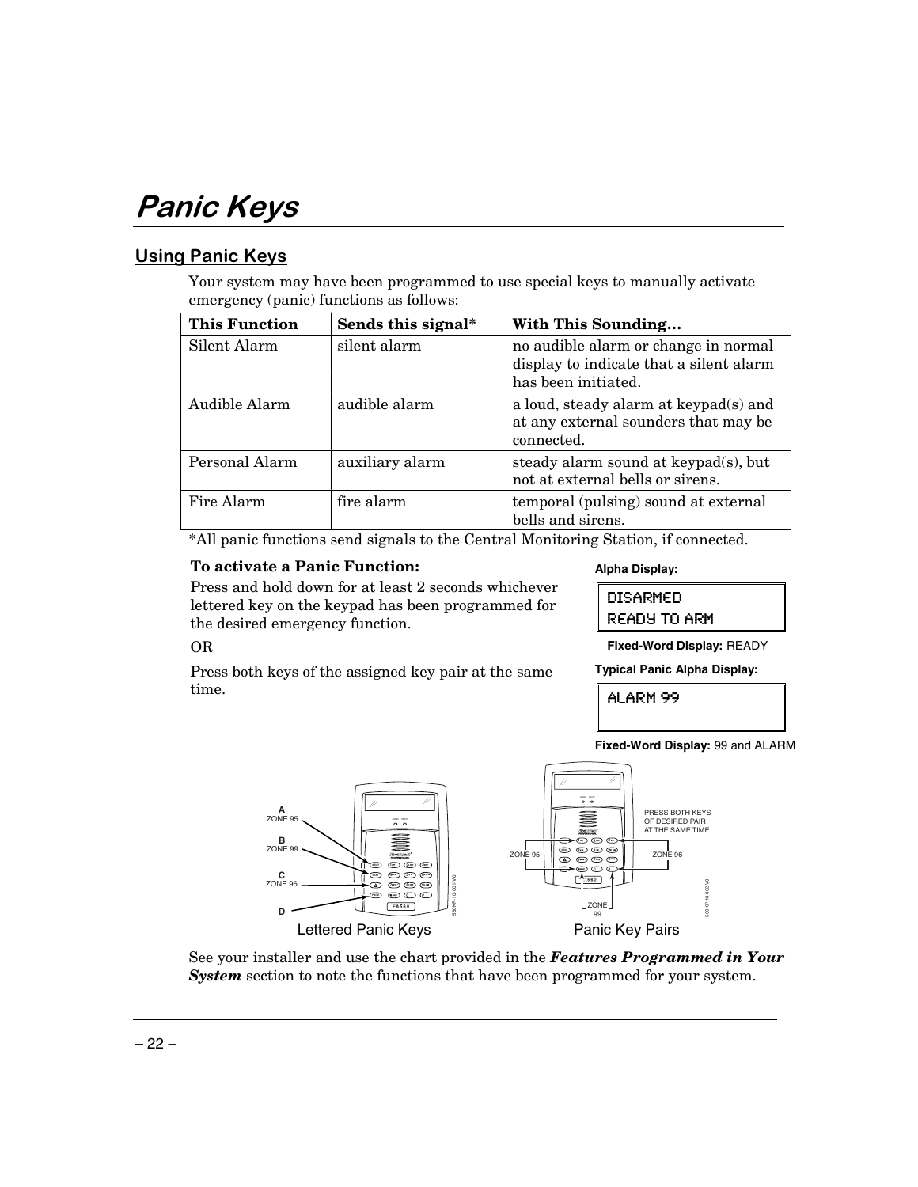# Panic Keys

## Using Panic Keys

Your system may have been programmed to use special keys to manually activate emergency (panic) functions as follows:

| This Function | Sends this signal* | With This Sounding... |
|---|---|---|
| Silent Alarm | silent alarm | no audible alarm or change in normal display to indicate that a silent alarm has been initiated. |
| Audible Alarm | audible alarm | a loud, steady alarm at keypad(s) and at any external sounders that may be connected. |
| Personal Alarm | auxiliary alarm | steady alarm sound at keypad(s), but not at external bells or sirens. |
| Fire Alarm | fire alarm | temporal (pulsing) sound at external bells and sirens. |

*All panic functions send signals to the Central Monitoring Station, if connected.

**To activate a Panic Function:**

Press and hold down for at least 2 seconds whichever lettered key on the keypad has been programmed for the desired emergency function.

OR

Press both keys of the assigned key pair at the same time.

**Alpha Display:**

```
DISARMED
READY TO ARM
```

**Fixed-Word Display:** READY

**Typical Panic Alpha Display:**

```
ALARM 99
```

**Fixed-Word Display:** 99 and ALARM

A ZONE 95
B ZONE 99
C ZONE 96
D

Lettered Panic Keys

PRESS BOTH KEYS OF DESIRED PAIR AT THE SAME TIME

ZONE 95 ZONE 96 ZONE 99

Panic Key Pairs

See your installer and use the chart provided in the ***Features Programmed in Your System*** section to note the functions that have been programmed for your system.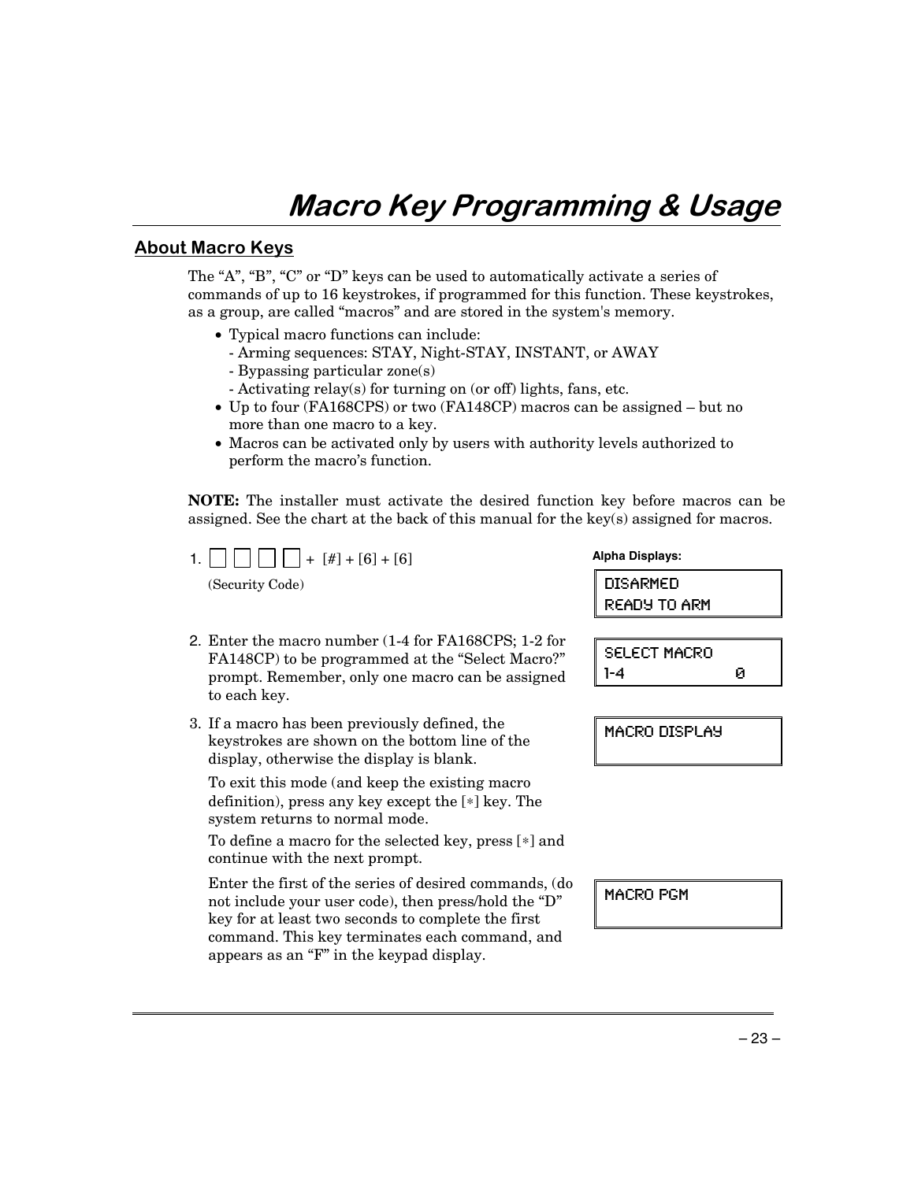# Macro Key Programming & Usage

## About Macro Keys

The "A", "B", "C" or "D" keys can be used to automatically activate a series of commands of up to 16 keystrokes, if programmed for this function. These keystrokes, as a group, are called "macros" and are stored in the system's memory.

- Typical macro functions can include:
  - Arming sequences: STAY, Night-STAY, INSTANT, or AWAY
  - Bypassing particular zone(s)
  - Activating relay(s) for turning on (or off) lights, fans, etc.
- Up to four (FA168CPS) or two (FA148CP) macros can be assigned – but no more than one macro to a key.
- Macros can be activated only by users with authority levels authorized to perform the macro's function.

**NOTE:** The installer must activate the desired function key before macros can be assigned. See the chart at the back of this manual for the key(s) assigned for macros.

**Alpha Displays:**

1. ☐ ☐ ☐ ☐ + [#] + [6] + [6]
   (Security Code)

   ```
   DISARMED
   READY TO ARM
   ```

2. Enter the macro number (1-4 for FA168CPS; 1-2 for FA148CP) to be programmed at the "Select Macro?" prompt. Remember, only one macro can be assigned to each key.

   ```
   SELECT MACRO
   1-4              0
   ```

3. If a macro has been previously defined, the keystrokes are shown on the bottom line of the display, otherwise the display is blank.

   ```
   MACRO DISPLAY
   ```

   To exit this mode (and keep the existing macro definition), press any key except the [∗] key. The system returns to normal mode.

   To define a macro for the selected key, press [∗] and continue with the next prompt.

   Enter the first of the series of desired commands, (do not include your user code), then press/hold the "D" key for at least two seconds to complete the first command. This key terminates each command, and appears as an "F" in the keypad display.

   ```
   MACRO PGM
   ```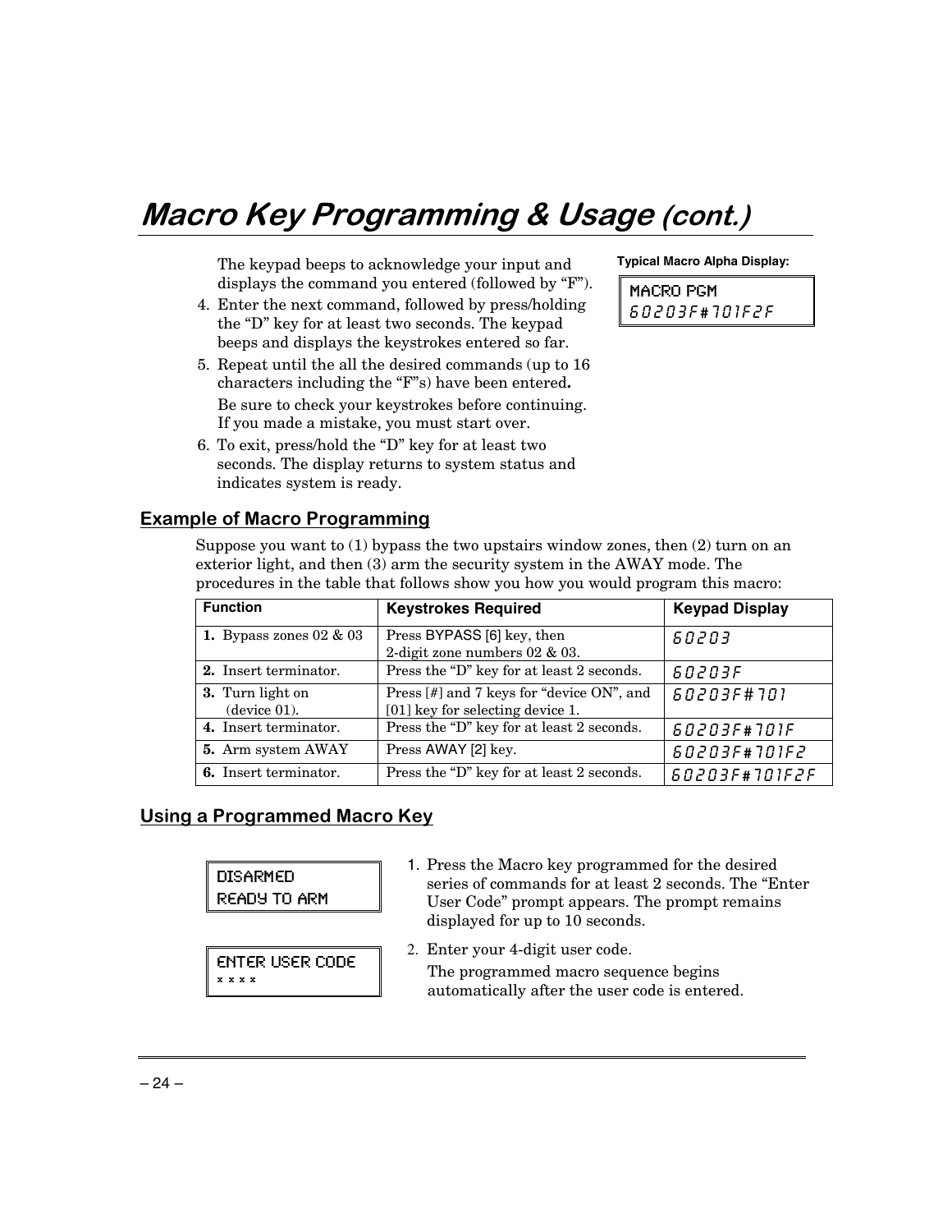# Macro Key Programming & Usage *(cont.)*

The keypad beeps to acknowledge your input and displays the command you entered (followed by "F").

4. Enter the next command, followed by press/holding the "D" key for at least two seconds. The keypad beeps and displays the keystrokes entered so far.
5. Repeat until the all the desired commands (up to 16 characters including the "F"s) have been entered**.**

   Be sure to check your keystrokes before continuing. If you made a mistake, you must start over.
6. To exit, press/hold the "D" key for at least two seconds. The display returns to system status and indicates system is ready.

**Typical Macro Alpha Display:**

```
MACRO PGM
60203F#701F2F
```

## Example of Macro Programming

Suppose you want to (1) bypass the two upstairs window zones, then (2) turn on an exterior light, and then (3) arm the security system in the AWAY mode. The procedures in the table that follows show you how you would program this macro:

| Function | Keystrokes Required | Keypad Display |
|---|---|---|
| **1.** Bypass zones 02 & 03 | Press BYPASS [6] key, then 2-digit zone numbers 02 & 03. | 60203 |
| **2.** Insert terminator. | Press the "D" key for at least 2 seconds. | 60203F |
| **3.** Turn light on (device 01). | Press [#] and 7 keys for "device ON", and [01] key for selecting device 1. | 60203F#701 |
| **4.** Insert terminator. | Press the "D" key for at least 2 seconds. | 60203F#701F |
| **5.** Arm system AWAY | Press AWAY [2] key. | 60203F#701F2 |
| **6.** Insert terminator. | Press the "D" key for at least 2 seconds. | 60203F#701F2F |

## Using a Programmed Macro Key

```
DISARMED
READY TO ARM
```

1. Press the Macro key programmed for the desired series of commands for at least 2 seconds. The "Enter User Code" prompt appears. The prompt remains displayed for up to 10 seconds.

```
ENTER USER CODE
* * * *
```

2. Enter your 4-digit user code.

   The programmed macro sequence begins automatically after the user code is entered.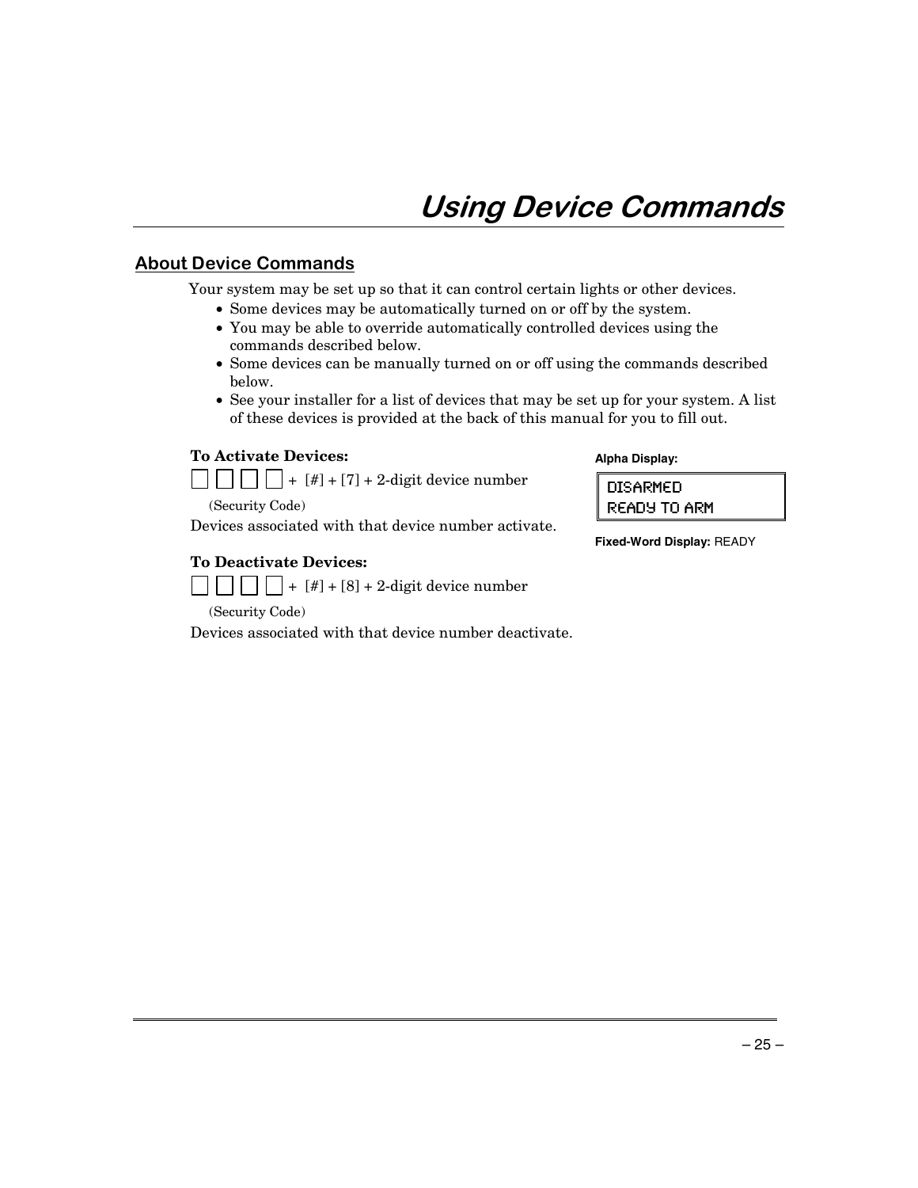# Using Device Commands

## About Device Commands

Your system may be set up so that it can control certain lights or other devices.

- Some devices may be automatically turned on or off by the system.
- You may be able to override automatically controlled devices using the commands described below.
- Some devices can be manually turned on or off using the commands described below.
- See your installer for a list of devices that may be set up for your system. A list of these devices is provided at the back of this manual for you to fill out.

**To Activate Devices:**

☐ ☐ ☐ ☐ + [#] + [7] + 2-digit device number

(Security Code)

Devices associated with that device number activate.

**To Deactivate Devices:**

☐ ☐ ☐ ☐ + [#] + [8] + 2-digit device number

(Security Code)

Devices associated with that device number deactivate.

**Alpha Display:**

```
DISARMED
READY TO ARM
```

**Fixed-Word Display:** READY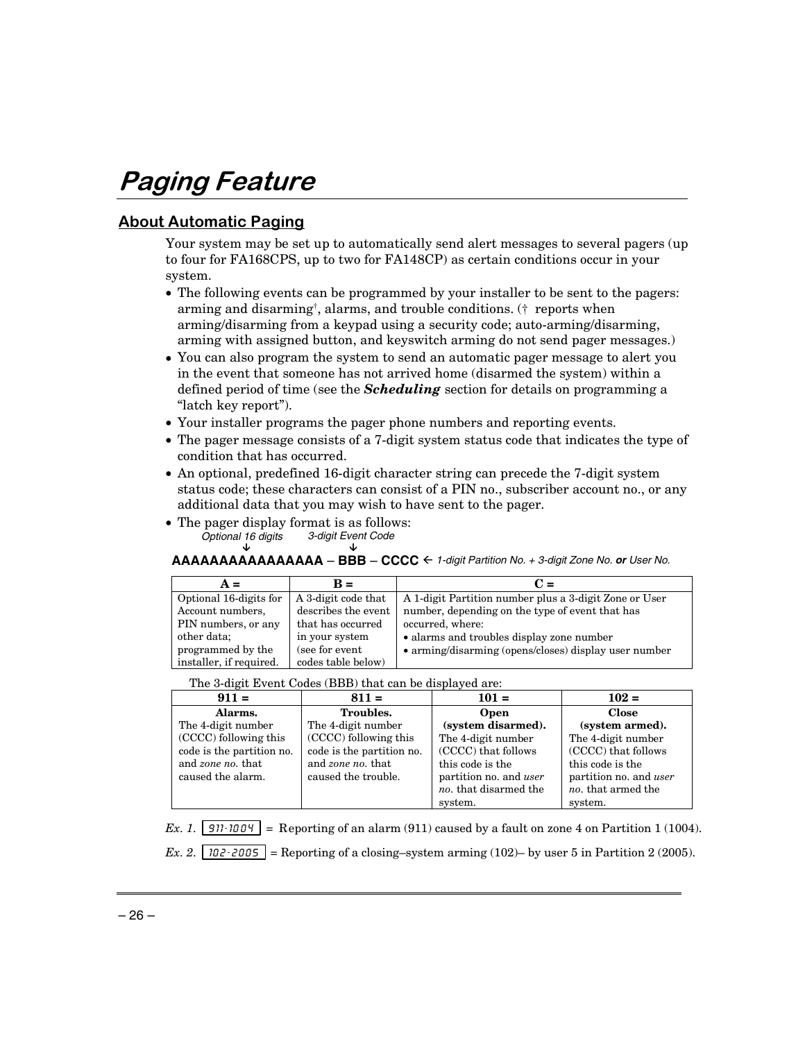# Paging Feature

## About Automatic Paging

Your system may be set up to automatically send alert messages to several pagers (up to four for FA168CPS, up to two for FA148CP) as certain conditions occur in your system.

- The following events can be programmed by your installer to be sent to the pagers: arming and disarming†, alarms, and trouble conditions. († reports when arming/disarming from a keypad using a security code; auto-arming/disarming, arming with assigned button, and keyswitch arming do not send pager messages.)
- You can also program the system to send an automatic pager message to alert you in the event that someone has not arrived home (disarmed the system) within a defined period of time (see the ***Scheduling*** section for details on programming a "latch key report").
- Your installer programs the pager phone numbers and reporting events.
- The pager message consists of a 7-digit system status code that indicates the type of condition that has occurred.
- An optional, predefined 16-digit character string can precede the 7-digit system status code; these characters can consist of a PIN no., subscriber account no., or any additional data that you may wish to have sent to the pager.
- The pager display format is as follows:

*Optional 16 digits* ↓ *3-digit Event Code* ↓

**AAAAAAAAAAAAAAAA – BBB – CCCC** ← *1-digit Partition No. + 3-digit Zone No.* ***or*** *User No.*

| A = | B = | C = |
|---|---|---|
| Optional 16-digits for Account numbers, PIN numbers, or any other data; programmed by the installer, if required. | A 3-digit code that describes the event that has occurred in your system (see for event codes table below) | A 1-digit Partition number plus a 3-digit Zone or User number, depending on the type of event that has occurred, where: • alarms and troubles display zone number • arming/disarming (opens/closes) display user number |

The 3-digit Event Codes (BBB) that can be displayed are:

| 911 = | 811 = | 101 = | 102 = |
|---|---|---|---|
| **Alarms.** The 4-digit number (CCCC) following this code is the partition no. and *zone no.* that caused the alarm. | **Troubles.** The 4-digit number (CCCC) following this code is the partition no. and *zone no.* that caused the trouble. | **Open (system disarmed).** The 4-digit number (CCCC) that follows this code is the partition no. and *user no.* that disarmed the system. | **Close (system armed).** The 4-digit number (CCCC) that follows this code is the partition no. and *user no.* that armed the system. |

*Ex. 1.* `911-1004` = Reporting of an alarm (911) caused by a fault on zone 4 on Partition 1 (1004).

*Ex. 2.* `102-2005` = Reporting of a closing–system arming (102)– by user 5 in Partition 2 (2005).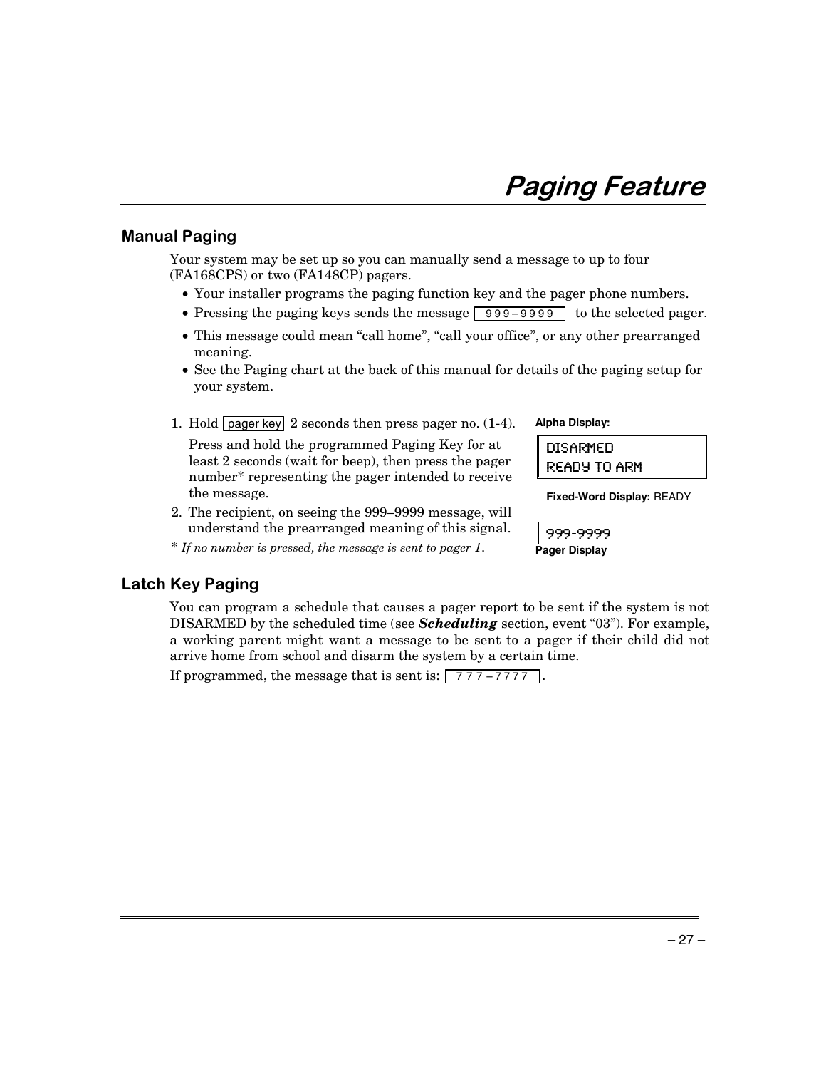# Paging Feature

## Manual Paging

Your system may be set up so you can manually send a message to up to four (FA168CPS) or two (FA148CP) pagers.

- Your installer programs the paging function key and the pager phone numbers.
- Pressing the paging keys sends the message `999–9999` to the selected pager.
- This message could mean "call home", "call your office", or any other prearranged meaning.
- See the Paging chart at the back of this manual for details of the paging setup for your system.

1. Hold `pager key` 2 seconds then press pager no. (1-4).

   Press and hold the programmed Paging Key for at least 2 seconds (wait for beep), then press the pager number* representing the pager intended to receive the message.

2. The recipient, on seeing the 999–9999 message, will understand the prearranged meaning of this signal.

*\* If no number is pressed, the message is sent to pager 1.*

**Alpha Display:**

```
DISARMED
READY TO ARM
```

**Fixed-Word Display:** READY

```
999-9999
```

**Pager Display**

## Latch Key Paging

You can program a schedule that causes a pager report to be sent if the system is not DISARMED by the scheduled time (see ***Scheduling*** section, event "03"). For example, a working parent might want a message to be sent to a pager if their child did not arrive home from school and disarm the system by a certain time.

If programmed, the message that is sent is: `777–7777`.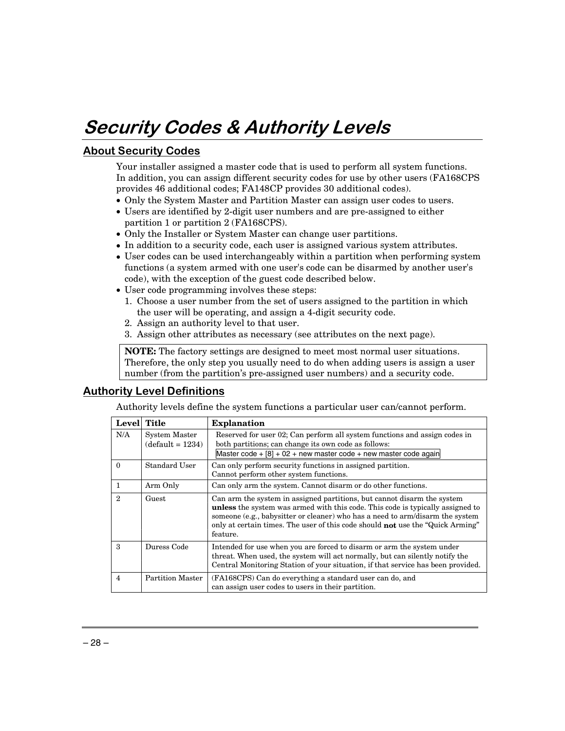# *Security Codes & Authority Levels*

## About Security Codes

Your installer assigned a master code that is used to perform all system functions. In addition, you can assign different security codes for use by other users (FA168CPS provides 46 additional codes; FA148CP provides 30 additional codes).

- Only the System Master and Partition Master can assign user codes to users.
- Users are identified by 2-digit user numbers and are pre-assigned to either partition 1 or partition 2 (FA168CPS).
- Only the Installer or System Master can change user partitions.
- In addition to a security code, each user is assigned various system attributes.
- User codes can be used interchangeably within a partition when performing system functions (a system armed with one user's code can be disarmed by another user's code), with the exception of the guest code described below.
- User code programming involves these steps:
  1. Choose a user number from the set of users assigned to the partition in which the user will be operating, and assign a 4-digit security code.
  2. Assign an authority level to that user.
  3. Assign other attributes as necessary (see attributes on the next page).

**NOTE:** The factory settings are designed to meet most normal user situations. Therefore, the only step you usually need to do when adding users is assign a user number (from the partition's pre-assigned user numbers) and a security code.

## Authority Level Definitions

Authority levels define the system functions a particular user can/cannot perform.

| Level | Title | Explanation |
|---|---|---|
| N/A | System Master (default = 1234) | Reserved for user 02; Can perform all system functions and assign codes in both partitions; can change its own code as follows: Master code + [8] + 02 + new master code + new master code again |
| 0 | Standard User | Can only perform security functions in assigned partition. Cannot perform other system functions. |
| 1 | Arm Only | Can only arm the system. Cannot disarm or do other functions. |
| 2 | Guest | Can arm the system in assigned partitions, but cannot disarm the system **unless** the system was armed with this code. This code is typically assigned to someone (e.g., babysitter or cleaner) who has a need to arm/disarm the system only at certain times. The user of this code should **not** use the "Quick Arming" feature. |
| 3 | Duress Code | Intended for use when you are forced to disarm or arm the system under threat. When used, the system will act normally, but can silently notify the Central Monitoring Station of your situation, if that service has been provided. |
| 4 | Partition Master | (FA168CPS) Can do everything a standard user can do, and can assign user codes to users in their partition. |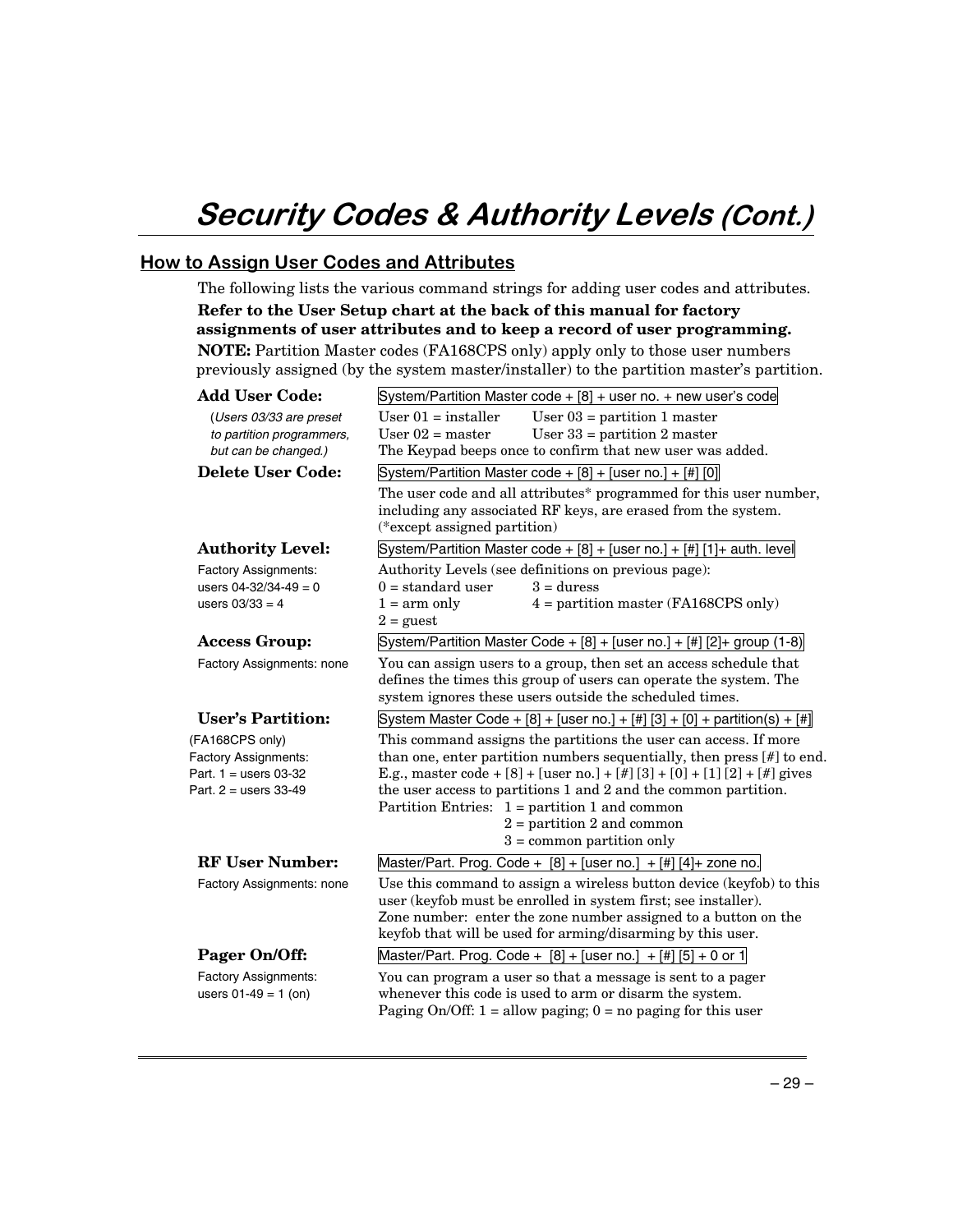# *Security Codes & Authority Levels (Cont.)*

## How to Assign User Codes and Attributes

The following lists the various command strings for adding user codes and attributes.

**Refer to the User Setup chart at the back of this manual for factory assignments of user attributes and to keep a record of user programming.**

**NOTE:** Partition Master codes (FA168CPS only) apply only to those user numbers previously assigned (by the system master/installer) to the partition master's partition.

### Add User Code:

*(Users 03/33 are preset to partition programmers, but can be changed.)*

`System/Partition Master code + [8] + user no. + new user's code`

User 01 = installer     User 03 = partition 1 master
User 02 = master     User 33 = partition 2 master

The Keypad beeps once to confirm that new user was added.

### Delete User Code:

`System/Partition Master code + [8] + [user no.] + [#] [0]`

The user code and all attributes* programmed for this user number, including any associated RF keys, are erased from the system.
(*except assigned partition)

### Authority Level:

Factory Assignments:
users 04-32/34-49 = 0
users 03/33 = 4

`System/Partition Master code + [8] + [user no.] + [#] [1]+ auth. level`

Authority Levels (see definitions on previous page):

0 = standard user     3 = duress
1 = arm only     4 = partition master (FA168CPS only)
2 = guest

### Access Group:

Factory Assignments: none

`System/Partition Master Code + [8] + [user no.] + [#] [2]+ group (1-8)`

You can assign users to a group, then set an access schedule that defines the times this group of users can operate the system. The system ignores these users outside the scheduled times.

### User's Partition:

(FA168CPS only)
Factory Assignments:
Part. 1 = users 03-32
Part. 2 = users 33-49

`System Master Code + [8] + [user no.] + [#] [3] + [0] + partition(s) + [#]`

This command assigns the partitions the user can access. If more than one, enter partition numbers sequentially, then press [#] to end. E.g., master code + [8] + [user no.] + [#] [3] + [0] + [1] [2] + [#] gives the user access to partitions 1 and 2 and the common partition.

Partition Entries: 1 = partition 1 and common
2 = partition 2 and common
3 = common partition only

### RF User Number:

Factory Assignments: none

`Master/Part. Prog. Code + [8] + [user no.] + [#] [4]+ zone no.`

Use this command to assign a wireless button device (keyfob) to this user (keyfob must be enrolled in system first; see installer).
Zone number: enter the zone number assigned to a button on the keyfob that will be used for arming/disarming by this user.

### Pager On/Off:

Factory Assignments:
users 01-49 = 1 (on)

`Master/Part. Prog. Code + [8] + [user no.] + [#] [5] + 0 or 1`

You can program a user so that a message is sent to a pager whenever this code is used to arm or disarm the system.
Paging On/Off: 1 = allow paging; 0 = no paging for this user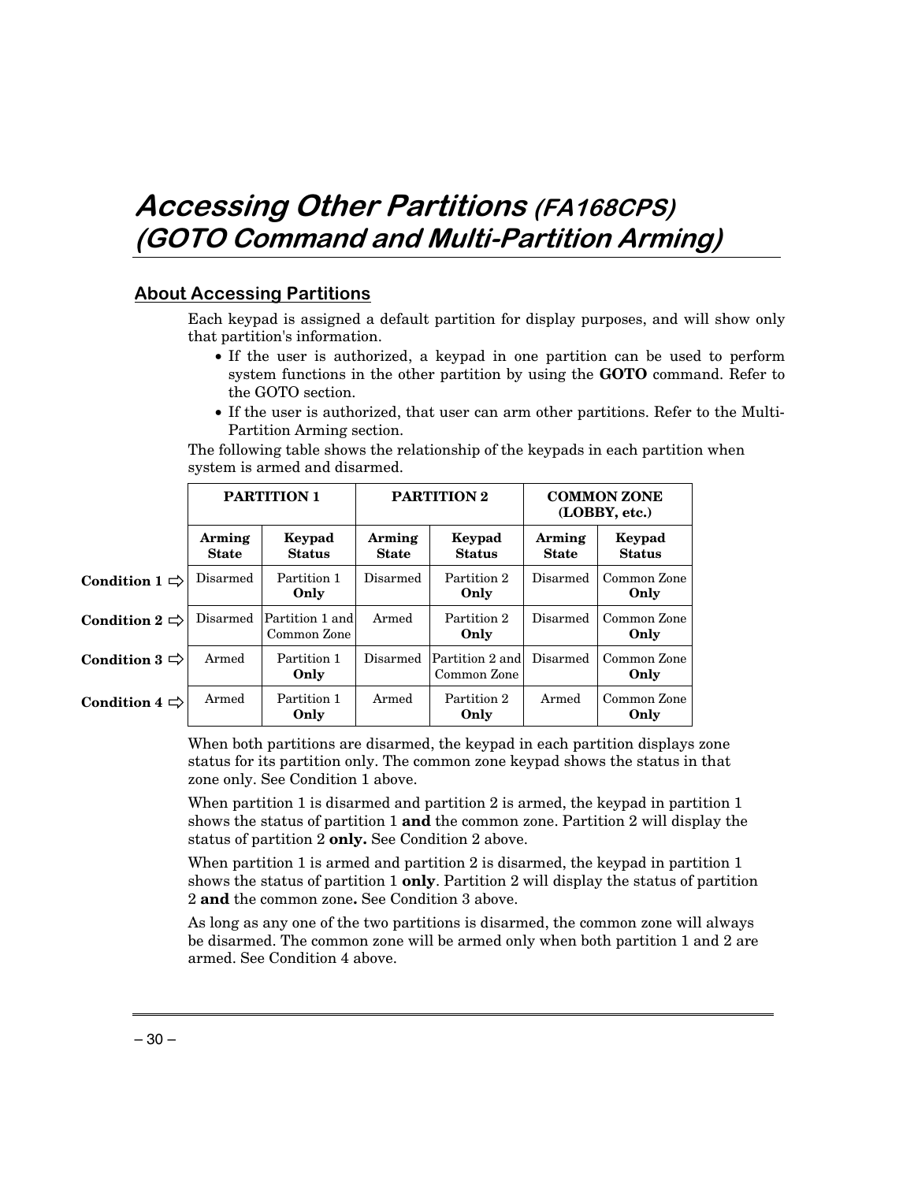# *Accessing Other Partitions (FA168CPS) (GOTO Command and Multi-Partition Arming)*

## About Accessing Partitions

Each keypad is assigned a default partition for display purposes, and will show only that partition's information.

- If the user is authorized, a keypad in one partition can be used to perform system functions in the other partition by using the **GOTO** command. Refer to the GOTO section.
- If the user is authorized, that user can arm other partitions. Refer to the Multi-Partition Arming section.

The following table shows the relationship of the keypads in each partition when system is armed and disarmed.

| | **PARTITION 1** | | **PARTITION 2** | | **COMMON ZONE (LOBBY, etc.)** | |
|---|---|---|---|---|---|---|
| | **Arming State** | **Keypad Status** | **Arming State** | **Keypad Status** | **Arming State** | **Keypad Status** |
| **Condition 1 ⇨** | Disarmed | Partition 1 **Only** | Disarmed | Partition 2 **Only** | Disarmed | Common Zone **Only** |
| **Condition 2 ⇨** | Disarmed | Partition 1 and Common Zone | Armed | Partition 2 **Only** | Disarmed | Common Zone **Only** |
| **Condition 3 ⇨** | Armed | Partition 1 **Only** | Disarmed | Partition 2 and Common Zone | Disarmed | Common Zone **Only** |
| **Condition 4 ⇨** | Armed | Partition 1 **Only** | Armed | Partition 2 **Only** | Armed | Common Zone **Only** |

When both partitions are disarmed, the keypad in each partition displays zone status for its partition only. The common zone keypad shows the status in that zone only. See Condition 1 above.

When partition 1 is disarmed and partition 2 is armed, the keypad in partition 1 shows the status of partition 1 **and** the common zone. Partition 2 will display the status of partition 2 **only.** See Condition 2 above.

When partition 1 is armed and partition 2 is disarmed, the keypad in partition 1 shows the status of partition 1 **only**. Partition 2 will display the status of partition 2 **and** the common zone**.** See Condition 3 above.

As long as any one of the two partitions is disarmed, the common zone will always be disarmed. The common zone will be armed only when both partition 1 and 2 are armed. See Condition 4 above.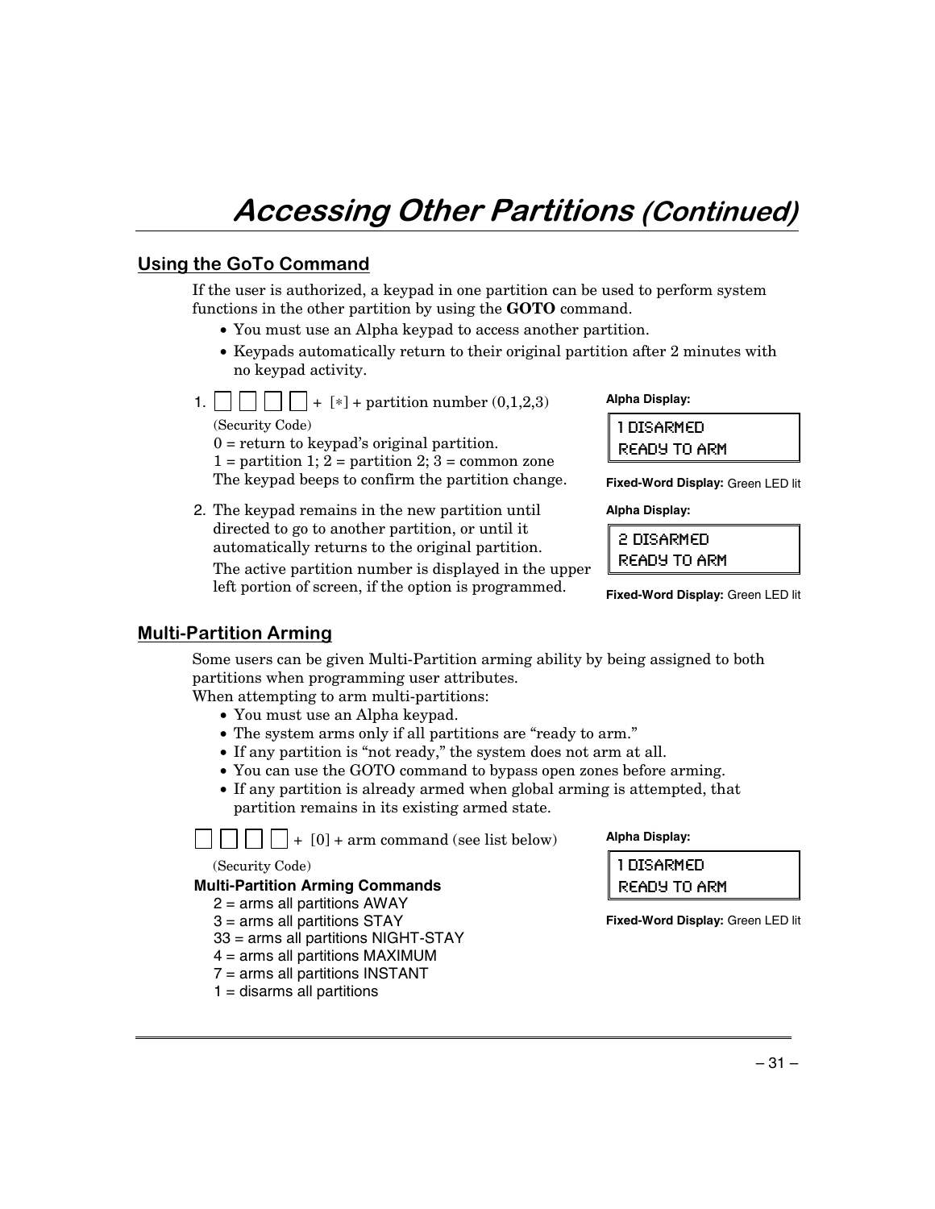# Accessing Other Partitions (Continued)

## Using the GoTo Command

If the user is authorized, a keypad in one partition can be used to perform system functions in the other partition by using the **GOTO** command.

- You must use an Alpha keypad to access another partition.
- Keypads automatically return to their original partition after 2 minutes with no keypad activity.

1. ☐ ☐ ☐ ☐ + [*] + partition number (0,1,2,3)
   (Security Code)
   0 = return to keypad's original partition.
   1 = partition 1; 2 = partition 2; 3 = common zone
   The keypad beeps to confirm the partition change.

   **Alpha Display:**

   ```
   1 DISARMED
   READY TO ARM
   ```

   **Fixed-Word Display:** Green LED lit

2. The keypad remains in the new partition until directed to go to another partition, or until it automatically returns to the original partition.
   The active partition number is displayed in the upper left portion of screen, if the option is programmed.

   **Alpha Display:**

   ```
   2 DISARMED
   READY TO ARM
   ```

   **Fixed-Word Display:** Green LED lit

## Multi-Partition Arming

Some users can be given Multi-Partition arming ability by being assigned to both partitions when programming user attributes.
When attempting to arm multi-partitions:

- You must use an Alpha keypad.
- The system arms only if all partitions are "ready to arm."
- If any partition is "not ready," the system does not arm at all.
- You can use the GOTO command to bypass open zones before arming.
- If any partition is already armed when global arming is attempted, that partition remains in its existing armed state.

☐ ☐ ☐ ☐ + [0] + arm command (see list below)
(Security Code)

**Alpha Display:**

```
1 DISARMED
READY TO ARM
```

**Fixed-Word Display:** Green LED lit

**Multi-Partition Arming Commands**

- 2 = arms all partitions AWAY
- 3 = arms all partitions STAY
- 33 = arms all partitions NIGHT-STAY
- 4 = arms all partitions MAXIMUM
- 7 = arms all partitions INSTANT
- 1 = disarms all partitions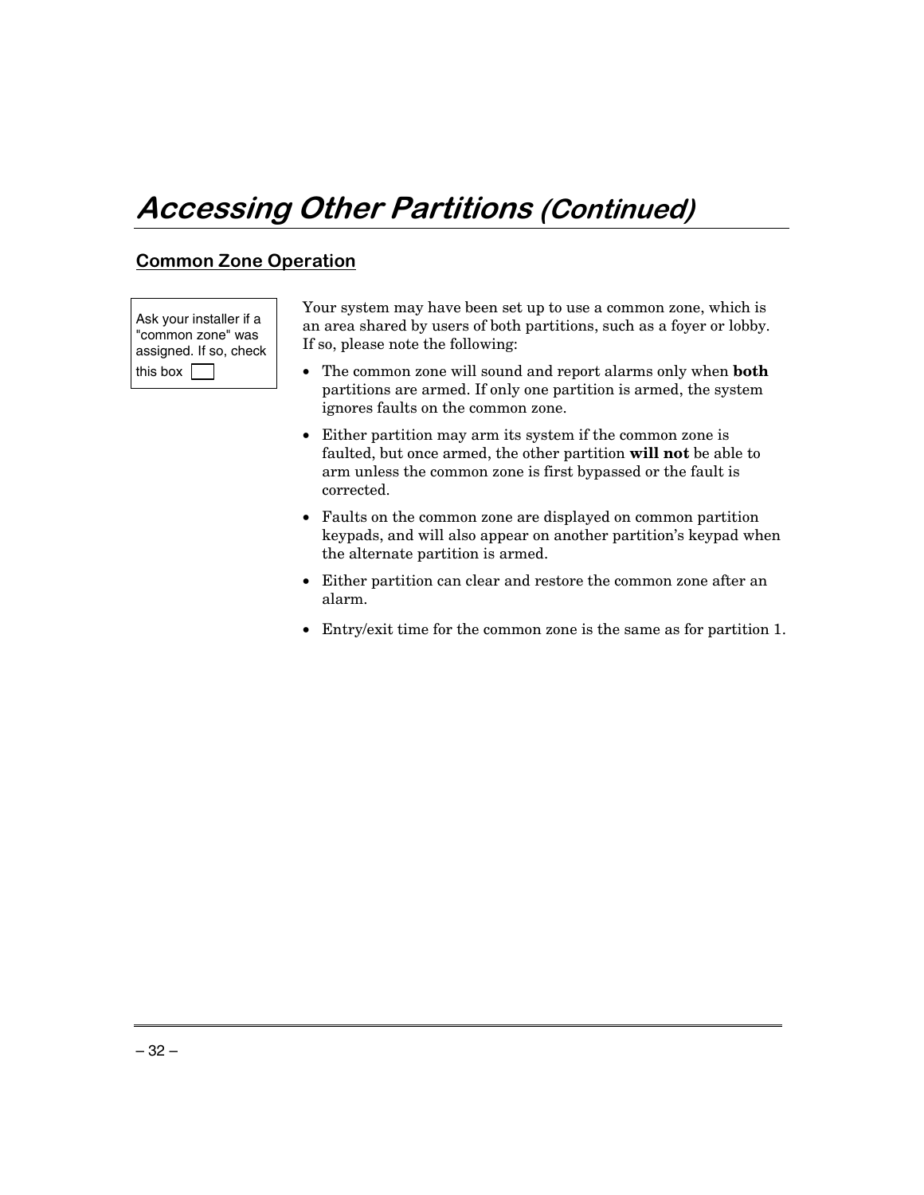# Accessing Other Partitions *(Continued)*

## Common Zone Operation

Ask your installer if a "common zone" was assigned. If so, check this box ☐

Your system may have been set up to use a common zone, which is an area shared by users of both partitions, such as a foyer or lobby. If so, please note the following:

- The common zone will sound and report alarms only when **both** partitions are armed. If only one partition is armed, the system ignores faults on the common zone.
- Either partition may arm its system if the common zone is faulted, but once armed, the other partition **will not** be able to arm unless the common zone is first bypassed or the fault is corrected.
- Faults on the common zone are displayed on common partition keypads, and will also appear on another partition's keypad when the alternate partition is armed.
- Either partition can clear and restore the common zone after an alarm.
- Entry/exit time for the common zone is the same as for partition 1.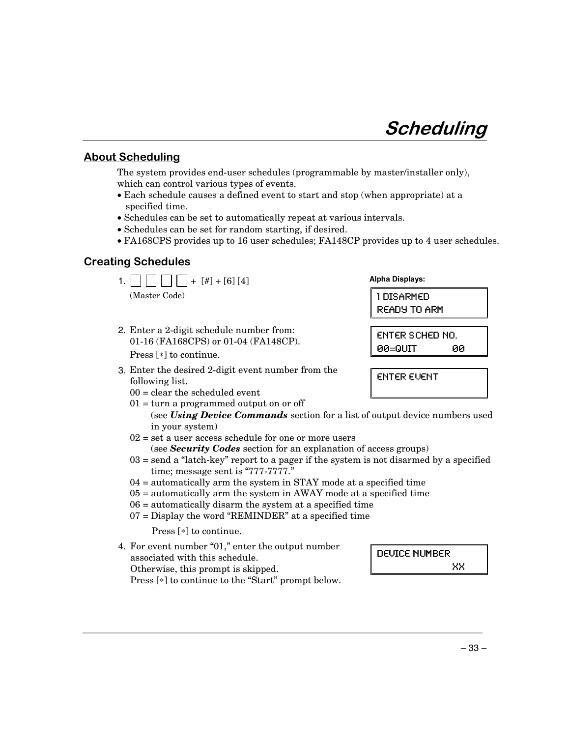# Scheduling

## About Scheduling

The system provides end-user schedules (programmable by master/installer only), which can control various types of events.

- Each schedule causes a defined event to start and stop (when appropriate) at a specified time.
- Schedules can be set to automatically repeat at various intervals.
- Schedules can be set for random starting, if desired.
- FA168CPS provides up to 16 user schedules; FA148CP provides up to 4 user schedules.

## Creating Schedules

**Alpha Displays:**

1. [ ] [ ] [ ] [ ] + [#] + [6] [4]
   (Master Code)

   ```
   1 DISARMED
   READY TO ARM
   ```

2. Enter a 2-digit schedule number from: 01-16 (FA168CPS) or 01-04 (FA148CP).
   Press [∗] to continue.

   ```
   ENTER SCHED NO.
   00=QUIT        00
   ```

3. Enter the desired 2-digit event number from the following list.

   ```
   ENTER EVENT
   ```

   00 = clear the scheduled event
   01 = turn a programmed output on or off
   (see ***Using Device Commands*** section for a list of output device numbers used in your system)
   02 = set a user access schedule for one or more users
   (see ***Security Codes*** section for an explanation of access groups)
   03 = send a "latch-key" report to a pager if the system is not disarmed by a specified time; message sent is "777-7777."
   04 = automatically arm the system in STAY mode at a specified time
   05 = automatically arm the system in AWAY mode at a specified time
   06 = automatically disarm the system at a specified time
   07 = Display the word "REMINDER" at a specified time

   Press [∗] to continue.

4. For event number "01," enter the output number associated with this schedule.
   Otherwise, this prompt is skipped.
   Press [∗] to continue to the "Start" prompt below.

   ```
   DEVICE NUMBER
                 XX
   ```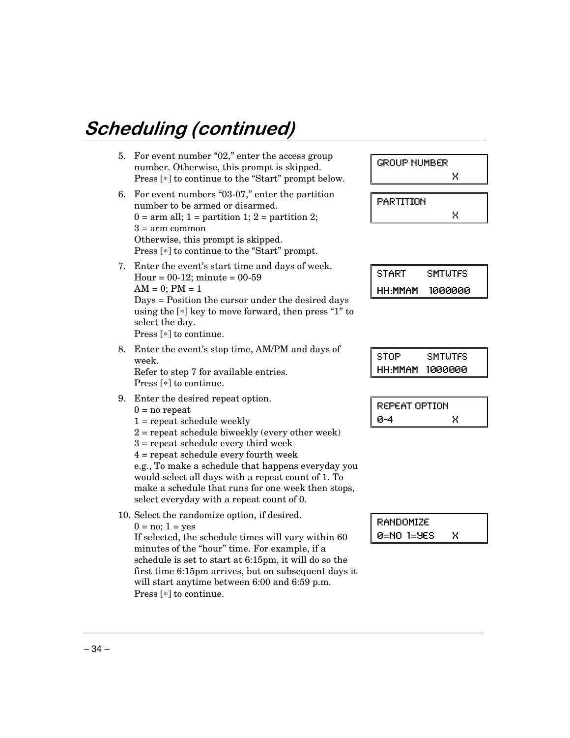# Scheduling (continued)

5. For event number "02," enter the access group number. Otherwise, this prompt is skipped.
   Press [∗] to continue to the "Start" prompt below.

```
GROUP NUMBER
               X
```

6. For event numbers "03-07," enter the partition number to be armed or disarmed.
   0 = arm all; 1 = partition 1; 2 = partition 2; 3 = arm common
   Otherwise, this prompt is skipped.
   Press [∗] to continue to the "Start" prompt.

```
PARTITION
               X
```

7. Enter the event's start time and days of week.
   Hour = 00-12; minute = 00-59
   AM = 0; PM = 1
   Days = Position the cursor under the desired days using the [∗] key to move forward, then press "1" to select the day.
   Press [∗] to continue.

```
START     SMTWTFS
HH:MMAM   1000000
```

8. Enter the event's stop time, AM/PM and days of week.
   Refer to step 7 for available entries.
   Press [∗] to continue.

```
STOP      SMTWTFS
HH:MMAM  1000000
```

9. Enter the desired repeat option.
   0 = no repeat
   1 = repeat schedule weekly
   2 = repeat schedule biweekly (every other week)
   3 = repeat schedule every third week
   4 = repeat schedule every fourth week
   e.g., To make a schedule that happens everyday you would select all days with a repeat count of 1. To make a schedule that runs for one week then stops, select everyday with a repeat count of 0.

```
REPEAT OPTION
0-4            X
```

10. Select the randomize option, if desired.
    0 = no; 1 = yes
    If selected, the schedule times will vary within 60 minutes of the "hour" time. For example, if a schedule is set to start at 6:15pm, it will do so the first time 6:15pm arrives, but on subsequent days it will start anytime between 6:00 and 6:59 p.m.
    Press [∗] to continue.

```
RANDOMIZE
0=NO 1=YES    X
```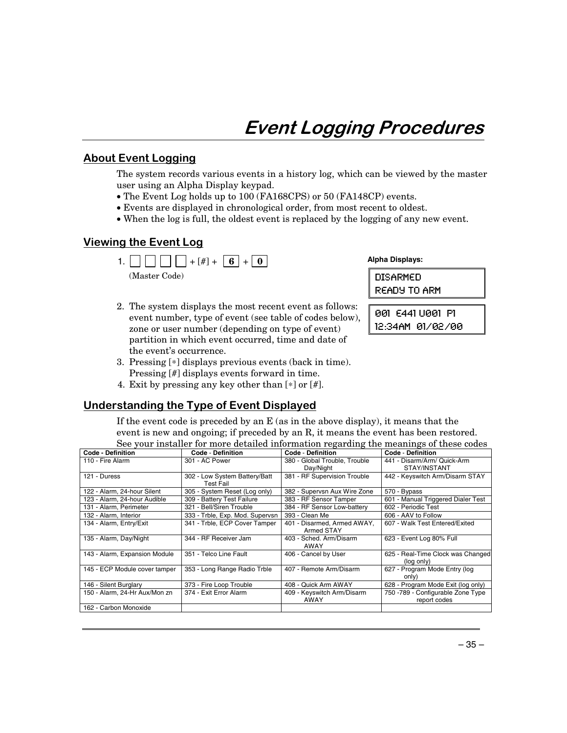# Event Logging Procedures

## About Event Logging

The system records various events in a history log, which can be viewed by the master user using an Alpha Display keypad.

- The Event Log holds up to 100 (FA168CPS) or 50 (FA148CP) events.
- Events are displayed in chronological order, from most recent to oldest.
- When the log is full, the oldest event is replaced by the logging of any new event.

## Viewing the Event Log

1. [ ] [ ] [ ] [ ] + [#] + [6] + [0]
   (Master Code)

**Alpha Displays:**

```
DISARMED
READY TO ARM
```

```
001 E441 U001 P1
12:34AM 01/02/00
```

2. The system displays the most recent event as follows: event number, type of event (see table of codes below), zone or user number (depending on type of event) partition in which event occurred, time and date of the event's occurrence.
3. Pressing [∗] displays previous events (back in time). Pressing [#] displays events forward in time.
4. Exit by pressing any key other than [∗] or [#].

## Understanding the Type of Event Displayed

If the event code is preceded by an E (as in the above display), it means that the event is new and ongoing; if preceded by an R, it means the event has been restored. See your installer for more detailed information regarding the meanings of these codes

| Code - Definition | Code - Definition | Code - Definition | Code - Definition |
|---|---|---|---|
| 110 - Fire Alarm | 301 - AC Power | 380 - Global Trouble, Trouble Day/Night | 441 - Disarm/Arm/ Quick-Arm STAY/INSTANT |
| 121 - Duress | 302 - Low System Battery/Batt Test Fail | 381 - RF Supervision Trouble | 442 - Keyswitch Arm/Disarm STAY |
| 122 - Alarm, 24-hour Silent | 305 - System Reset (Log only) | 382 - Supervsn Aux Wire Zone | 570 - Bypass |
| 123 - Alarm, 24-hour Audible | 309 - Battery Test Failure | 383 - RF Sensor Tamper | 601 - Manual Triggered Dialer Test |
| 131 - Alarm, Perimeter | 321 - Bell/Siren Trouble | 384 - RF Sensor Low-battery | 602 - Periodic Test |
| 132 - Alarm, Interior | 333 - Trble, Exp. Mod. Supervsn | 393 - Clean Me | 606 - AAV to Follow |
| 134 - Alarm, Entry/Exit | 341 - Trble, ECP Cover Tamper | 401 - Disarmed, Armed AWAY, Armed STAY | 607 - Walk Test Entered/Exited |
| 135 - Alarm, Day/Night | 344 - RF Receiver Jam | 403 - Sched. Arm/Disarm AWAY | 623 - Event Log 80% Full |
| 143 - Alarm, Expansion Module | 351 - Telco Line Fault | 406 - Cancel by User | 625 - Real-Time Clock was Changed (log only) |
| 145 - ECP Module cover tamper | 353 - Long Range Radio Trble | 407 - Remote Arm/Disarm | 627 - Program Mode Entry (log only) |
| 146 - Silent Burglary | 373 - Fire Loop Trouble | 408 - Quick Arm AWAY | 628 - Program Mode Exit (log only) |
| 150 - Alarm, 24-Hr Aux/Mon zn | 374 - Exit Error Alarm | 409 - Keyswitch Arm/Disarm AWAY | 750 -789 - Configurable Zone Type report codes |
| 162 - Carbon Monoxide | | | |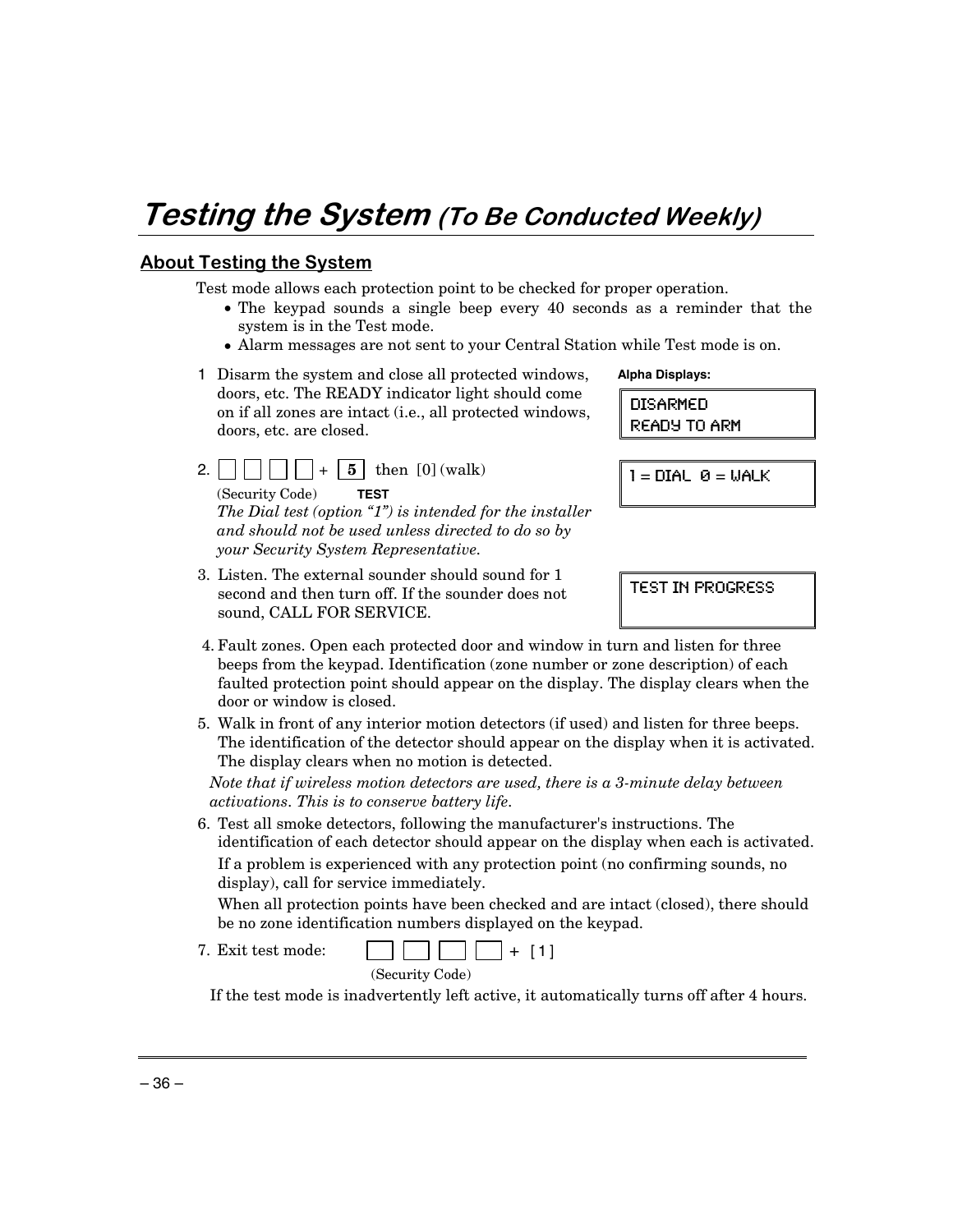# *Testing the System (To Be Conducted Weekly)*

## About Testing the System

Test mode allows each protection point to be checked for proper operation.

- The keypad sounds a single beep every 40 seconds as a reminder that the system is in the Test mode.
- Alarm messages are not sent to your Central Station while Test mode is on.

**Alpha Displays:**

1. Disarm the system and close all protected windows, doors, etc. The READY indicator light should come on if all zones are intact (i.e., all protected windows, doors, etc. are closed.

   ```
   DISARMED
   READY TO ARM
   ```

2. [ ] [ ] [ ] [ ] + [ **5** ] then [0] (walk)

   (Security Code) **TEST**

   *The Dial test (option "1") is intended for the installer and should not be used unless directed to do so by your Security System Representative.*

   ```
   1 = DIAL  0 = WALK
   ```

3. Listen. The external sounder should sound for 1 second and then turn off. If the sounder does not sound, CALL FOR SERVICE.

   ```
   TEST IN PROGRESS
   ```

4. Fault zones. Open each protected door and window in turn and listen for three beeps from the keypad. Identification (zone number or zone description) of each faulted protection point should appear on the display. The display clears when the door or window is closed.

5. Walk in front of any interior motion detectors (if used) and listen for three beeps. The identification of the detector should appear on the display when it is activated. The display clears when no motion is detected.

   *Note that if wireless motion detectors are used, there is a 3-minute delay between activations. This is to conserve battery life.*

6. Test all smoke detectors, following the manufacturer's instructions. The identification of each detector should appear on the display when each is activated.

   If a problem is experienced with any protection point (no confirming sounds, no display), call for service immediately.

   When all protection points have been checked and are intact (closed), there should be no zone identification numbers displayed on the keypad.

7. Exit test mode: [ ] [ ] [ ] [ ] + [ 1 ]

   (Security Code)

If the test mode is inadvertently left active, it automatically turns off after 4 hours.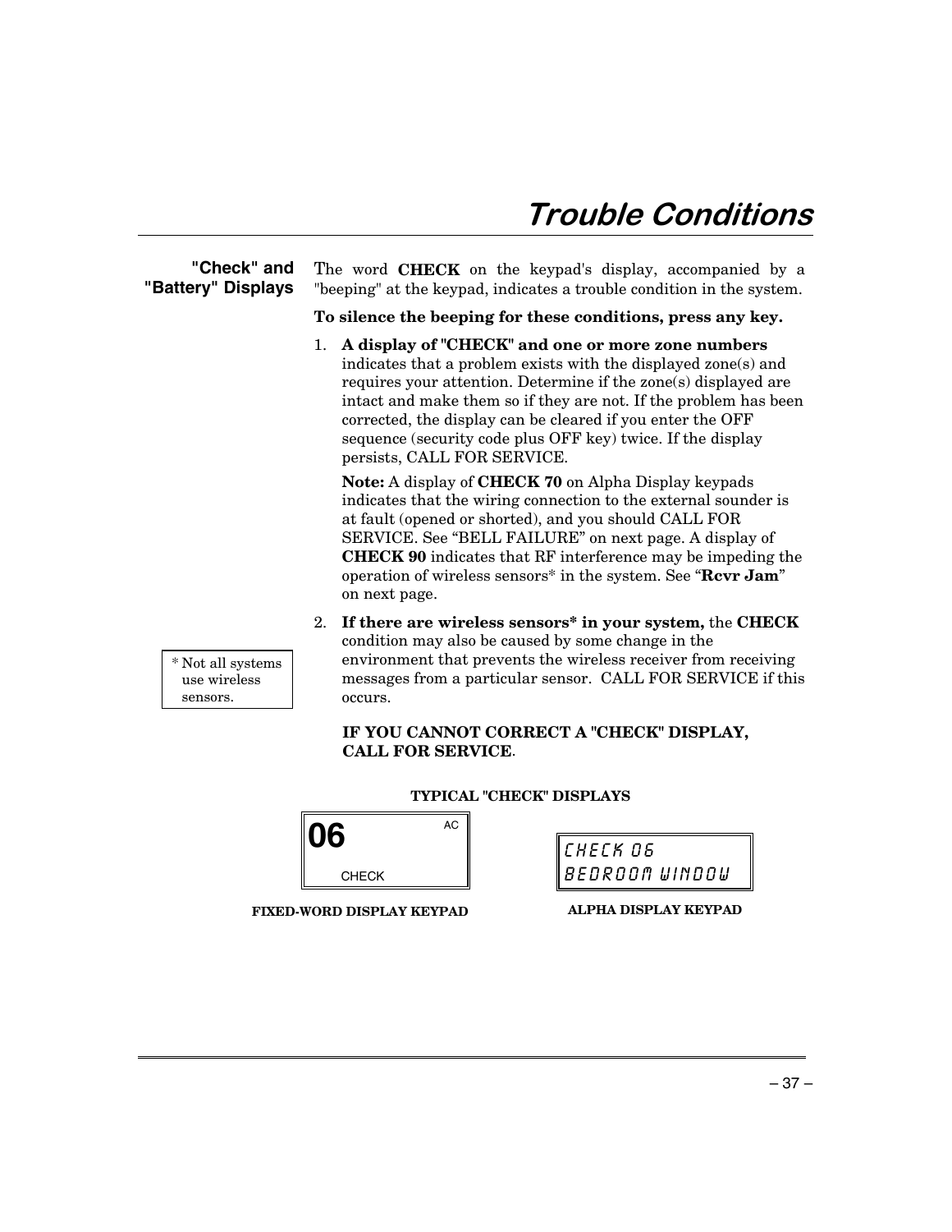# Trouble Conditions

## "Check" and "Battery" Displays

The word **CHECK** on the keypad's display, accompanied by a "beeping" at the keypad, indicates a trouble condition in the system.

**To silence the beeping for these conditions, press any key.**

1. **A display of "CHECK" and one or more zone numbers** indicates that a problem exists with the displayed zone(s) and requires your attention. Determine if the zone(s) displayed are intact and make them so if they are not. If the problem has been corrected, the display can be cleared if you enter the OFF sequence (security code plus OFF key) twice. If the display persists, CALL FOR SERVICE.

   **Note:** A display of **CHECK 70** on Alpha Display keypads indicates that the wiring connection to the external sounder is at fault (opened or shorted), and you should CALL FOR SERVICE. See "BELL FAILURE" on next page. A display of **CHECK 90** indicates that RF interference may be impeding the operation of wireless sensors* in the system. See "**Rcvr Jam**" on next page.

2. **If there are wireless sensors* in your system,** the **CHECK** condition may also be caused by some change in the environment that prevents the wireless receiver from receiving messages from a particular sensor. CALL FOR SERVICE if this occurs.

* Not all systems use wireless sensors.

**IF YOU CANNOT CORRECT A "CHECK" DISPLAY, CALL FOR SERVICE**.

**TYPICAL "CHECK" DISPLAYS**

```
06            AC
     CHECK
```

**FIXED-WORD DISPLAY KEYPAD**

```
CHECK 06
BEDROOM WINDOW
```

**ALPHA DISPLAY KEYPAD**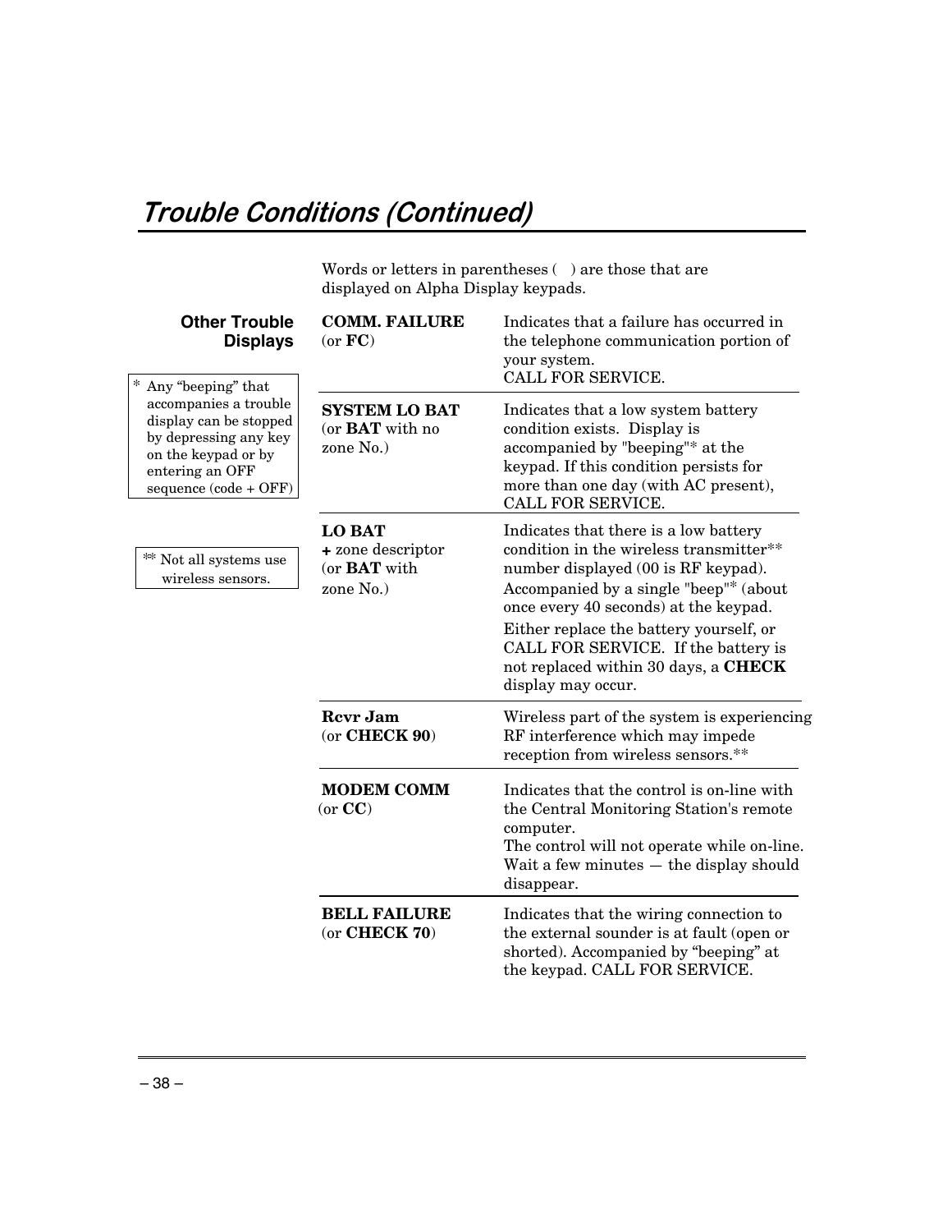# Trouble Conditions (Continued)

Words or letters in parentheses ( ) are those that are displayed on Alpha Display keypads.

## Other Trouble Displays

\* Any "beeping" that accompanies a trouble display can be stopped by depressing any key on the keypad or by entering an OFF sequence (code + OFF)

** Not all systems use wireless sensors.

| Display | Meaning |
|---|---|
| **COMM. FAILURE** (or **FC**) | Indicates that a failure has occurred in the telephone communication portion of your system. CALL FOR SERVICE. |
| **SYSTEM LO BAT** (or **BAT** with no zone No.) | Indicates that a low system battery condition exists. Display is accompanied by "beeping"* at the keypad. If this condition persists for more than one day (with AC present), CALL FOR SERVICE. |
| **LO BAT** **+** zone descriptor (or **BAT** with zone No.) | Indicates that there is a low battery condition in the wireless transmitter** number displayed (00 is RF keypad). Accompanied by a single "beep"* (about once every 40 seconds) at the keypad. Either replace the battery yourself, or CALL FOR SERVICE. If the battery is not replaced within 30 days, a **CHECK** display may occur. |
| **Rcvr Jam** (or **CHECK 90**) | Wireless part of the system is experiencing RF interference which may impede reception from wireless sensors.** |
| **MODEM COMM** (or **CC**) | Indicates that the control is on-line with the Central Monitoring Station's remote computer. The control will not operate while on-line. Wait a few minutes — the display should disappear. |
| **BELL FAILURE** (or **CHECK 70**) | Indicates that the wiring connection to the external sounder is at fault (open or shorted). Accompanied by "beeping" at the keypad. CALL FOR SERVICE. |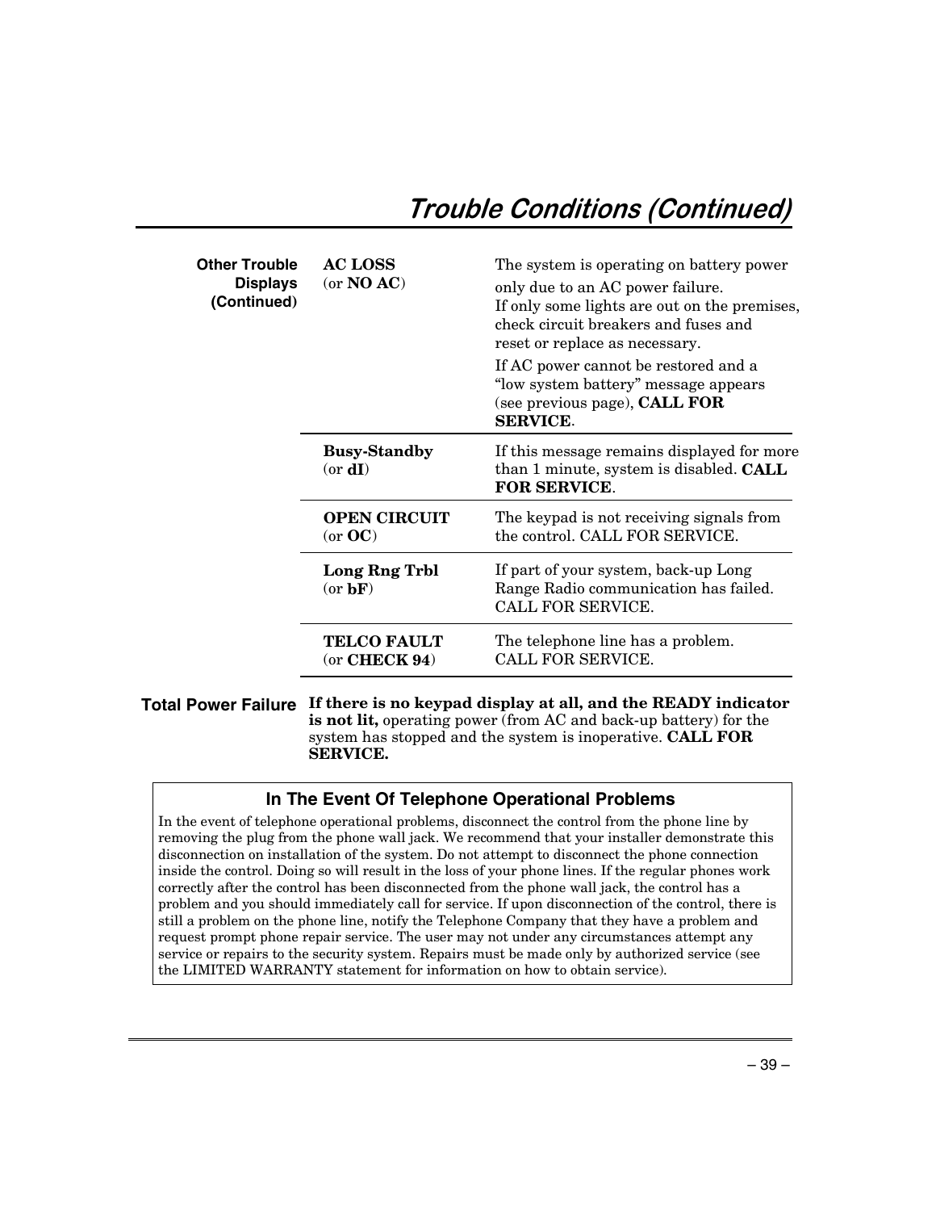# Trouble Conditions (Continued)

**Other Trouble Displays (Continued)**

| Display | Meaning |
|---|---|
| **AC LOSS** (or **NO AC**) | The system is operating on battery power only due to an AC power failure. If only some lights are out on the premises, check circuit breakers and fuses and reset or replace as necessary. If AC power cannot be restored and a "low system battery" message appears (see previous page), **CALL FOR SERVICE**. |
| **Busy-Standby** (or **dI**) | If this message remains displayed for more than 1 minute, system is disabled. **CALL FOR SERVICE**. |
| **OPEN CIRCUIT** (or **OC**) | The keypad is not receiving signals from the control. CALL FOR SERVICE. |
| **Long Rng Trbl** (or **bF**) | If part of your system, back-up Long Range Radio communication has failed. CALL FOR SERVICE. |
| **TELCO FAULT** (or **CHECK 94**) | The telephone line has a problem. CALL FOR SERVICE. |

**Total Power Failure**

**If there is no keypad display at all, and the READY indicator is not lit,** operating power (from AC and back-up battery) for the system has stopped and the system is inoperative. **CALL FOR SERVICE.**

### In The Event Of Telephone Operational Problems

In the event of telephone operational problems, disconnect the control from the phone line by removing the plug from the phone wall jack. We recommend that your installer demonstrate this disconnection on installation of the system. Do not attempt to disconnect the phone connection inside the control. Doing so will result in the loss of your phone lines. If the regular phones work correctly after the control has been disconnected from the phone wall jack, the control has a problem and you should immediately call for service. If upon disconnection of the control, there is still a problem on the phone line, notify the Telephone Company that they have a problem and request prompt phone repair service. The user may not under any circumstances attempt any service or repairs to the security system. Repairs must be made only by authorized service (see the LIMITED WARRANTY statement for information on how to obtain service).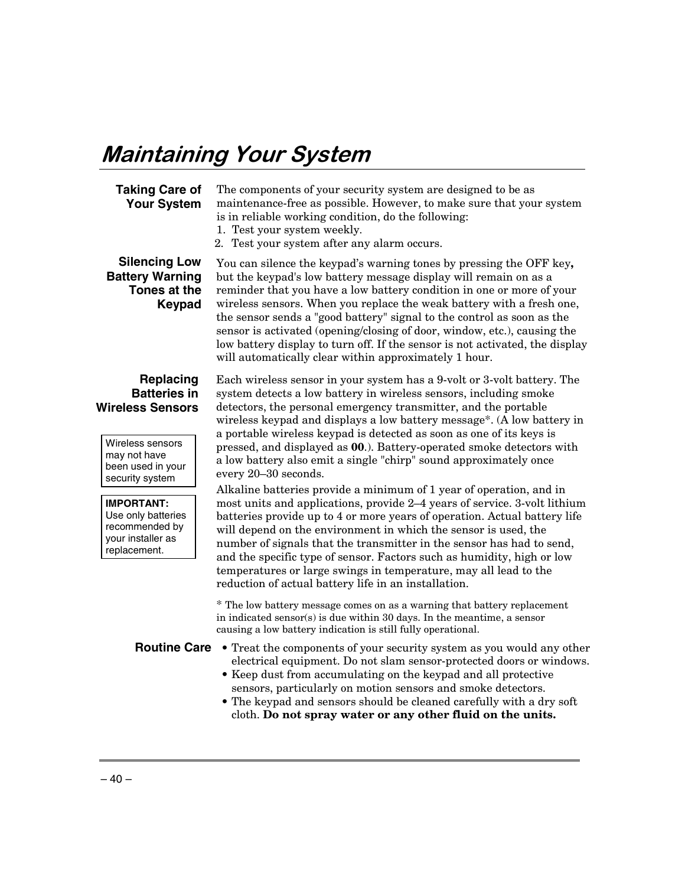# Maintaining Your System

## Taking Care of Your System

The components of your security system are designed to be as maintenance-free as possible. However, to make sure that your system is in reliable working condition, do the following:

1. Test your system weekly.
2. Test your system after any alarm occurs.

## Silencing Low Battery Warning Tones at the Keypad

You can silence the keypad's warning tones by pressing the OFF key**,** but the keypad's low battery message display will remain on as a reminder that you have a low battery condition in one or more of your wireless sensors. When you replace the weak battery with a fresh one, the sensor sends a "good battery" signal to the control as soon as the sensor is activated (opening/closing of door, window, etc.), causing the low battery display to turn off. If the sensor is not activated, the display will automatically clear within approximately 1 hour.

## Replacing Batteries in Wireless Sensors

Wireless sensors may not have been used in your security system

**IMPORTANT:** Use only batteries recommended by your installer as replacement.

Each wireless sensor in your system has a 9-volt or 3-volt battery. The system detects a low battery in wireless sensors, including smoke detectors, the personal emergency transmitter, and the portable wireless keypad and displays a low battery message*. (A low battery in a portable wireless keypad is detected as soon as one of its keys is pressed, and displayed as **00**.). Battery-operated smoke detectors with a low battery also emit a single "chirp" sound approximately once every 20–30 seconds.

Alkaline batteries provide a minimum of 1 year of operation, and in most units and applications, provide 2–4 years of service. 3-volt lithium batteries provide up to 4 or more years of operation. Actual battery life will depend on the environment in which the sensor is used, the number of signals that the transmitter in the sensor has had to send, and the specific type of sensor. Factors such as humidity, high or low temperatures or large swings in temperature, may all lead to the reduction of actual battery life in an installation.

* The low battery message comes on as a warning that battery replacement in indicated sensor(s) is due within 30 days. In the meantime, a sensor causing a low battery indication is still fully operational.

## Routine Care

- Treat the components of your security system as you would any other electrical equipment. Do not slam sensor-protected doors or windows.
- Keep dust from accumulating on the keypad and all protective sensors, particularly on motion sensors and smoke detectors.
- The keypad and sensors should be cleaned carefully with a dry soft cloth. **Do not spray water or any other fluid on the units.**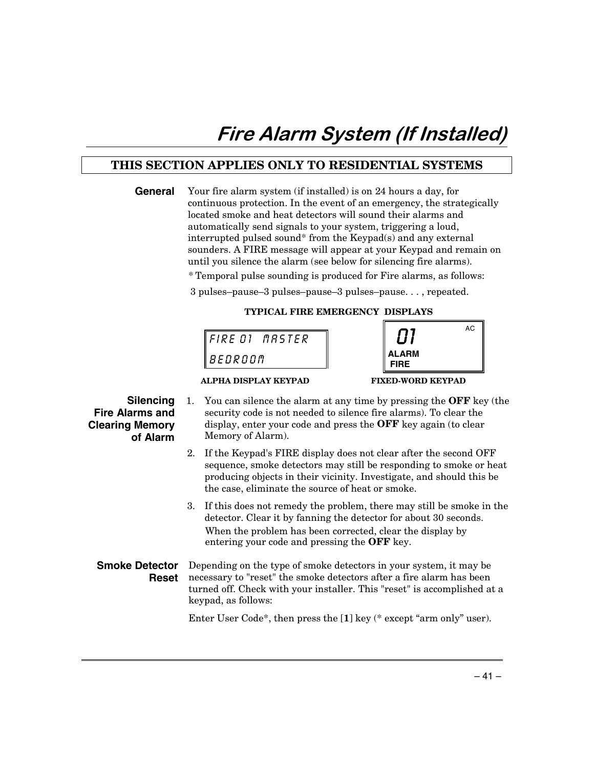# Fire Alarm System (If Installed)

**THIS SECTION APPLIES ONLY TO RESIDENTIAL SYSTEMS**

### General

Your fire alarm system (if installed) is on 24 hours a day, for continuous protection. In the event of an emergency, the strategically located smoke and heat detectors will sound their alarms and automatically send signals to your system, triggering a loud, interrupted pulsed sound* from the Keypad(s) and any external sounders. A FIRE message will appear at your Keypad and remain on until you silence the alarm (see below for silencing fire alarms).

* Temporal pulse sounding is produced for Fire alarms, as follows:

3 pulses–pause–3 pulses–pause–3 pulses–pause. . . , repeated.

**TYPICAL FIRE EMERGENCY DISPLAYS**

| ALPHA DISPLAY KEYPAD | FIXED-WORD KEYPAD |
|---|---|
| FIRE 01 MASTER BEDROOM | 01 AC ALARM FIRE |

### Silencing Fire Alarms and Clearing Memory of Alarm

1. You can silence the alarm at any time by pressing the **OFF** key (the security code is not needed to silence fire alarms). To clear the display, enter your code and press the **OFF** key again (to clear Memory of Alarm).
2. If the Keypad's FIRE display does not clear after the second OFF sequence, smoke detectors may still be responding to smoke or heat producing objects in their vicinity. Investigate, and should this be the case, eliminate the source of heat or smoke.
3. If this does not remedy the problem, there may still be smoke in the detector. Clear it by fanning the detector for about 30 seconds. When the problem has been corrected, clear the display by entering your code and pressing the **OFF** key.

### Smoke Detector Reset

Depending on the type of smoke detectors in your system, it may be necessary to "reset" the smoke detectors after a fire alarm has been turned off. Check with your installer. This "reset" is accomplished at a keypad, as follows:

Enter User Code*, then press the [**1**] key (* except "arm only" user).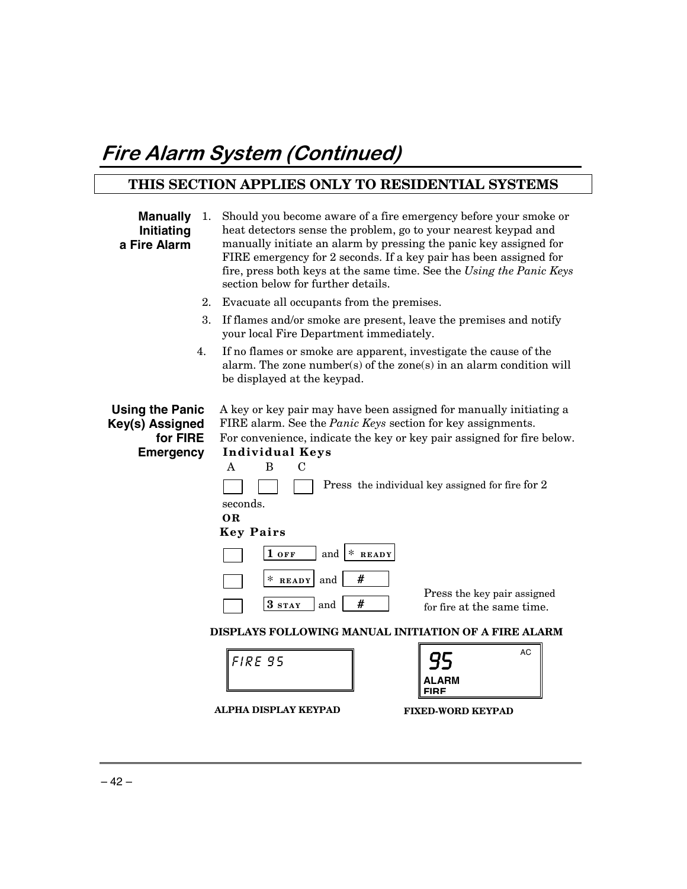# Fire Alarm System (Continued)

**THIS SECTION APPLIES ONLY TO RESIDENTIAL SYSTEMS**

**Manually Initiating a Fire Alarm**

1. Should you become aware of a fire emergency before your smoke or heat detectors sense the problem, go to your nearest keypad and manually initiate an alarm by pressing the panic key assigned for FIRE emergency for 2 seconds. If a key pair has been assigned for fire, press both keys at the same time. See the *Using the Panic Keys* section below for further details.
2. Evacuate all occupants from the premises.
3. If flames and/or smoke are present, leave the premises and notify your local Fire Department immediately.
4. If no flames or smoke are apparent, investigate the cause of the alarm. The zone number(s) of the zone(s) in an alarm condition will be displayed at the keypad.

**Using the Panic Key(s) Assigned for FIRE Emergency**

A key or key pair may have been assigned for manually initiating a FIRE alarm. See the *Panic Keys* section for key assignments.
For convenience, indicate the key or key pair assigned for fire below.

**Individual Keys**

A B C

☐ ☐ ☐ Press the individual key assigned for fire for 2 seconds.

**OR**

**Key Pairs**

☐ 1 OFF and * READY

☐ * READY and #

☐ 3 STAY and #

Press the key pair assigned for fire at the same time.

**DISPLAYS FOLLOWING MANUAL INITIATION OF A FIRE ALARM**

| ALPHA DISPLAY KEYPAD | FIXED-WORD KEYPAD |
|---|---|
| FIRE 95 | 95 AC ALARM FIRE |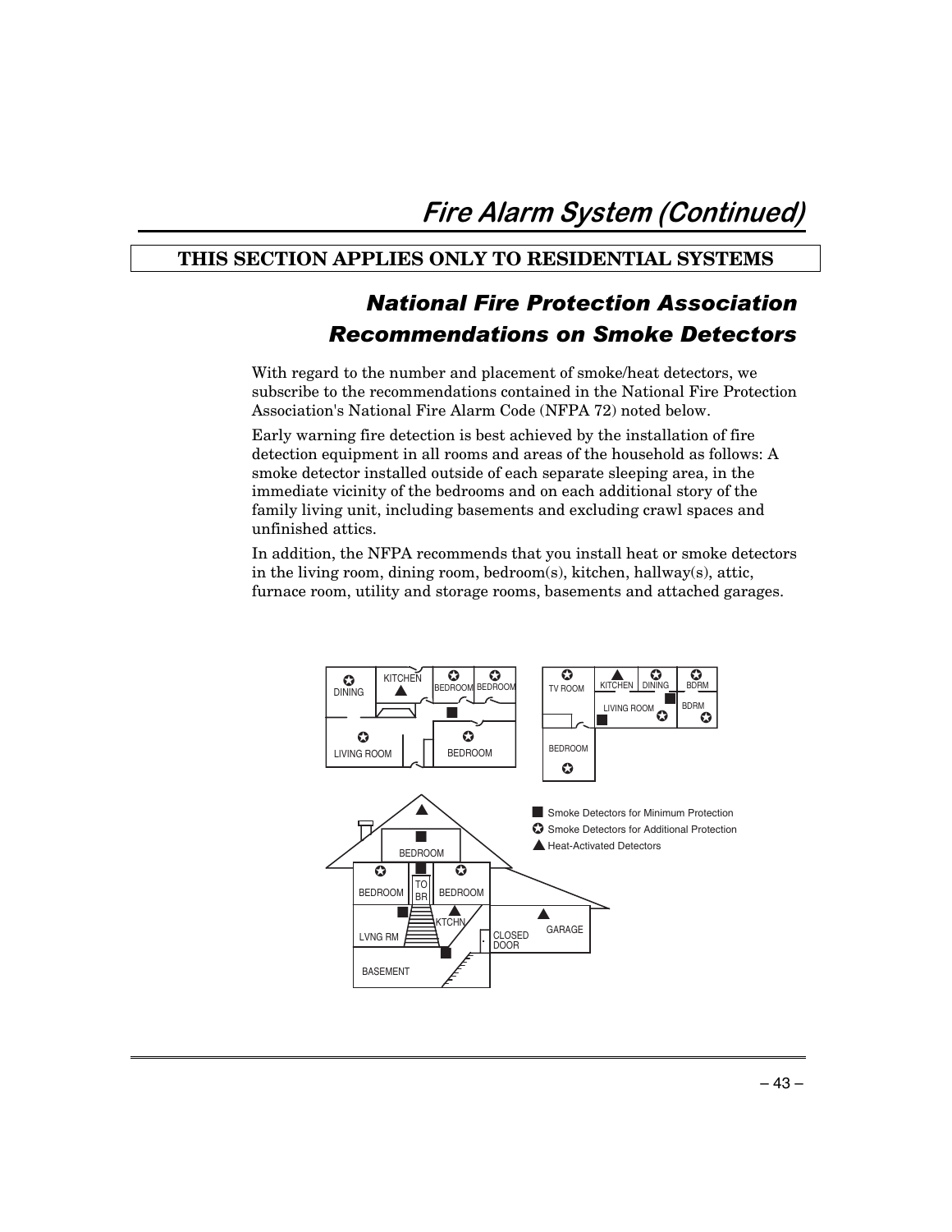# Fire Alarm System (Continued)

**THIS SECTION APPLIES ONLY TO RESIDENTIAL SYSTEMS**

## National Fire Protection Association Recommendations on Smoke Detectors

With regard to the number and placement of smoke/heat detectors, we subscribe to the recommendations contained in the National Fire Protection Association's National Fire Alarm Code (NFPA 72) noted below.

Early warning fire detection is best achieved by the installation of fire detection equipment in all rooms and areas of the household as follows: A smoke detector installed outside of each separate sleeping area, in the immediate vicinity of the bedrooms and on each additional story of the family living unit, including basements and excluding crawl spaces and unfinished attics.

In addition, the NFPA recommends that you install heat or smoke detectors in the living room, dining room, bedroom(s), kitchen, hallway(s), attic, furnace room, utility and storage rooms, basements and attached garages.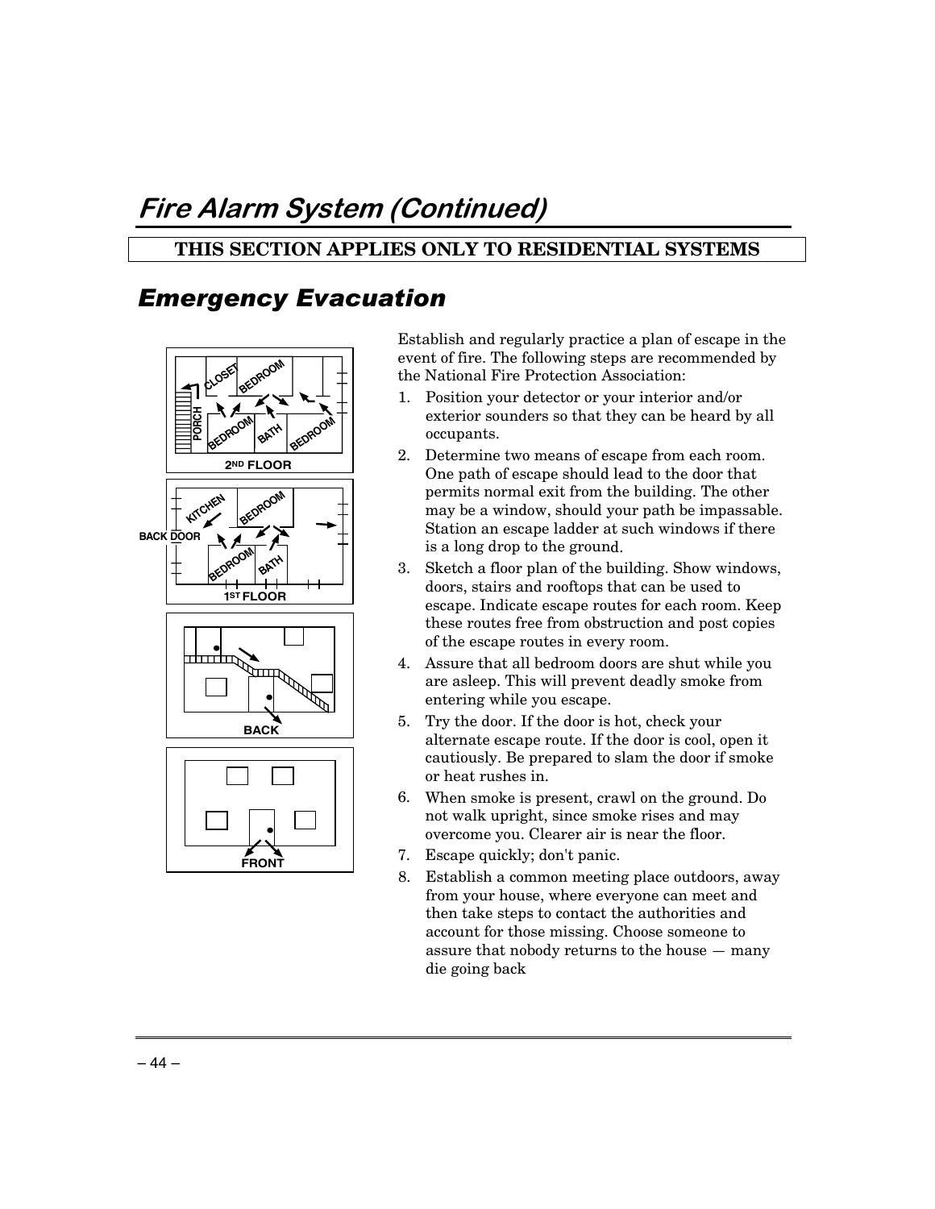# Fire Alarm System (Continued)

**THIS SECTION APPLIES ONLY TO RESIDENTIAL SYSTEMS**

## Emergency Evacuation

Establish and regularly practice a plan of escape in the event of fire. The following steps are recommended by the National Fire Protection Association:

1. Position your detector or your interior and/or exterior sounders so that they can be heard by all occupants.
2. Determine two means of escape from each room. One path of escape should lead to the door that permits normal exit from the building. The other may be a window, should your path be impassable. Station an escape ladder at such windows if there is a long drop to the ground.
3. Sketch a floor plan of the building. Show windows, doors, stairs and rooftops that can be used to escape. Indicate escape routes for each room. Keep these routes free from obstruction and post copies of the escape routes in every room.
4. Assure that all bedroom doors are shut while you are asleep. This will prevent deadly smoke from entering while you escape.
5. Try the door. If the door is hot, check your alternate escape route. If the door is cool, open it cautiously. Be prepared to slam the door if smoke or heat rushes in.
6. When smoke is present, crawl on the ground. Do not walk upright, since smoke rises and may overcome you. Clearer air is near the floor.
7. Escape quickly; don't panic.
8. Establish a common meeting place outdoors, away from your house, where everyone can meet and then take steps to contact the authorities and account for those missing. Choose someone to assure that nobody returns to the house — many die going back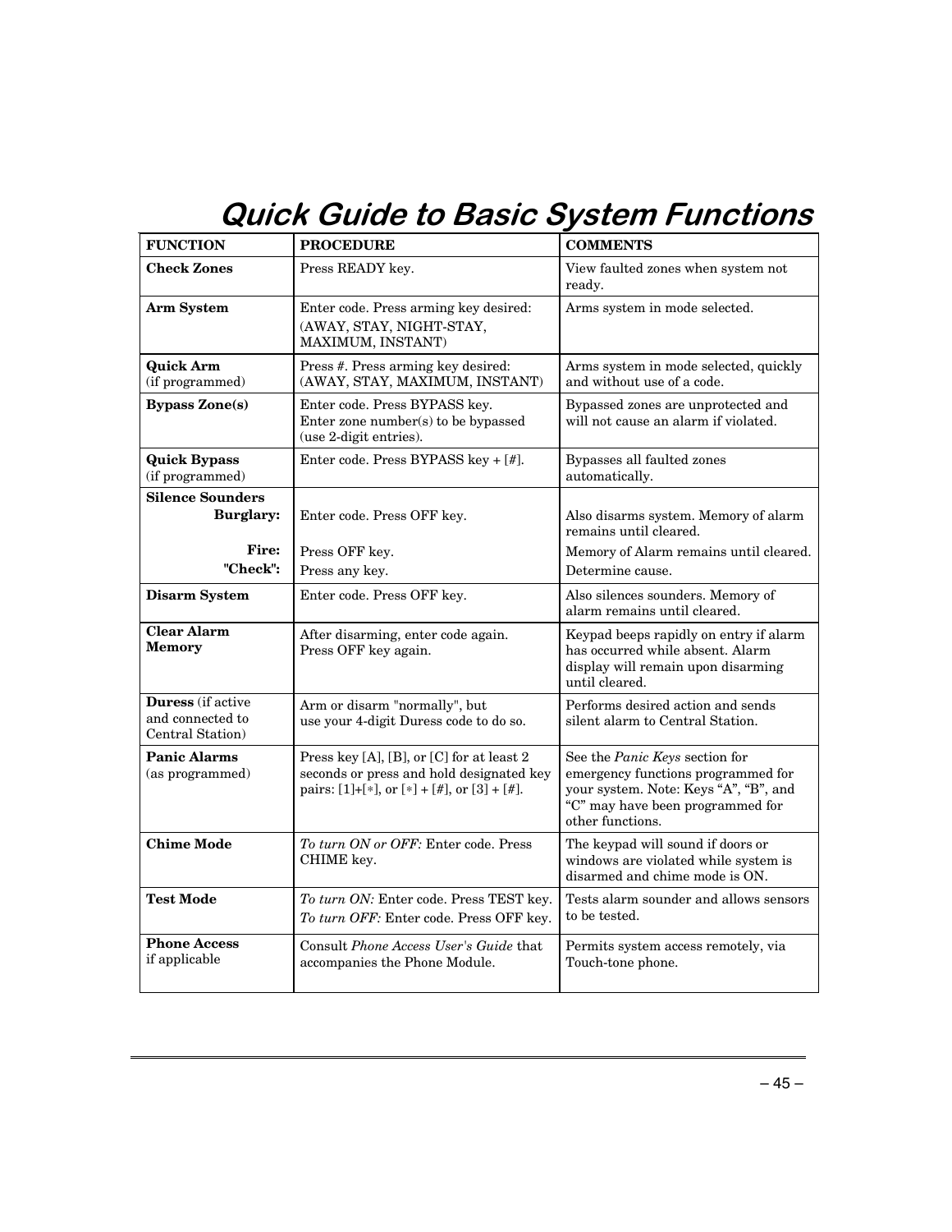# Quick Guide to Basic System Functions

| FUNCTION | PROCEDURE | COMMENTS |
|---|---|---|
| **Check Zones** | Press READY key. | View faulted zones when system not ready. |
| **Arm System** | Enter code. Press arming key desired: (AWAY, STAY, NIGHT-STAY, MAXIMUM, INSTANT) | Arms system in mode selected. |
| **Quick Arm** (if programmed) | Press #. Press arming key desired: (AWAY, STAY, MAXIMUM, INSTANT) | Arms system in mode selected, quickly and without use of a code. |
| **Bypass Zone(s)** | Enter code. Press BYPASS key. Enter zone number(s) to be bypassed (use 2-digit entries). | Bypassed zones are unprotected and will not cause an alarm if violated. |
| **Quick Bypass** (if programmed) | Enter code. Press BYPASS key + [#]. | Bypasses all faulted zones automatically. |
| **Silence Sounders** | | |
| **Burglary:** | Enter code. Press OFF key. | Also disarms system. Memory of alarm remains until cleared. |
| **Fire:** | Press OFF key. | Memory of Alarm remains until cleared. |
| **"Check":** | Press any key. | Determine cause. |
| **Disarm System** | Enter code. Press OFF key. | Also silences sounders. Memory of alarm remains until cleared. |
| **Clear Alarm Memory** | After disarming, enter code again. Press OFF key again. | Keypad beeps rapidly on entry if alarm has occurred while absent. Alarm display will remain upon disarming until cleared. |
| **Duress** (if active and connected to Central Station) | Arm or disarm "normally", but use your 4-digit Duress code to do so. | Performs desired action and sends silent alarm to Central Station. |
| **Panic Alarms** (as programmed) | Press key [A], [B], or [C] for at least 2 seconds or press and hold designated key pairs: [1]+[∗], or [∗] + [#], or [3] + [#]. | See the *Panic Keys* section for emergency functions programmed for your system. Note: Keys "A", "B", and "C" may have been programmed for other functions. |
| **Chime Mode** | *To turn ON or OFF:* Enter code. Press CHIME key. | The keypad will sound if doors or windows are violated while system is disarmed and chime mode is ON. |
| **Test Mode** | *To turn ON:* Enter code. Press TEST key. *To turn OFF:* Enter code. Press OFF key. | Tests alarm sounder and allows sensors to be tested. |
| **Phone Access** if applicable | Consult *Phone Access User's Guide* that accompanies the Phone Module. | Permits system access remotely, via Touch-tone phone. |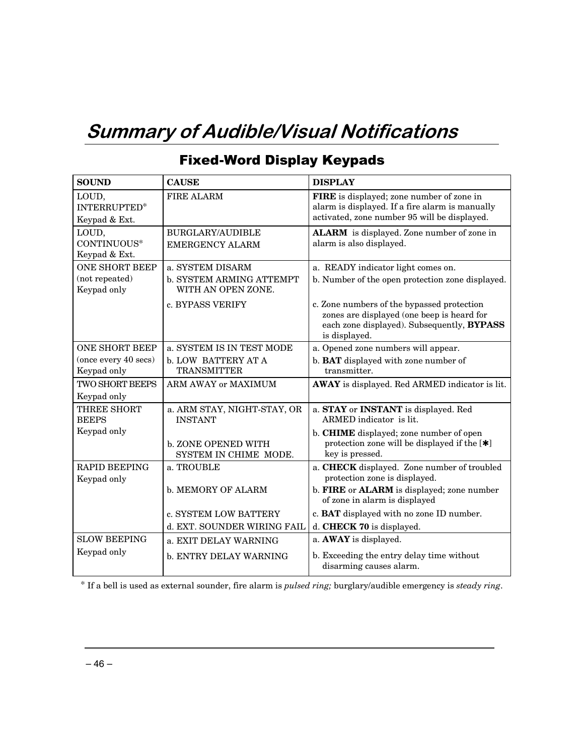# *Summary of Audible/Visual Notifications*

## Fixed-Word Display Keypads

| SOUND | CAUSE | DISPLAY |
|---|---|---|
| LOUD, INTERRUPTED* Keypad & Ext. | FIRE ALARM | **FIRE** is displayed; zone number of zone in alarm is displayed. If a fire alarm is manually activated, zone number 95 will be displayed. |
| LOUD, CONTINUOUS* Keypad & Ext. | BURGLARY/AUDIBLE EMERGENCY ALARM | **ALARM** is displayed. Zone number of zone in alarm is also displayed. |
| ONE SHORT BEEP (not repeated) Keypad only | a. SYSTEM DISARM<br>b. SYSTEM ARMING ATTEMPT WITH AN OPEN ZONE.<br>c. BYPASS VERIFY | a. READY indicator light comes on.<br>b. Number of the open protection zone displayed.<br>c. Zone numbers of the bypassed protection zones are displayed (one beep is heard for each zone displayed). Subsequently, **BYPASS** is displayed. |
| ONE SHORT BEEP (once every 40 secs) Keypad only | a. SYSTEM IS IN TEST MODE<br>b. LOW BATTERY AT A TRANSMITTER | a. Opened zone numbers will appear.<br>b. **BAT** displayed with zone number of transmitter. |
| TWO SHORT BEEPS Keypad only | ARM AWAY or MAXIMUM | **AWAY** is displayed. Red ARMED indicator is lit. |
| THREE SHORT BEEPS Keypad only | a. ARM STAY, NIGHT-STAY, OR INSTANT<br>b. ZONE OPENED WITH SYSTEM IN CHIME MODE. | a. **STAY** or **INSTANT** is displayed. Red ARMED indicator is lit.<br>b. **CHIME** displayed; zone number of open protection zone will be displayed if the [✱] key is pressed. |
| RAPID BEEPING Keypad only | a. TROUBLE<br>b. MEMORY OF ALARM<br>c. SYSTEM LOW BATTERY<br>d. EXT. SOUNDER WIRING FAIL | a. **CHECK** displayed. Zone number of troubled protection zone is displayed.<br>b. **FIRE** or **ALARM** is displayed; zone number of zone in alarm is displayed<br>c. **BAT** displayed with no zone ID number.<br>d. **CHECK 70** is displayed. |
| SLOW BEEPING Keypad only | a. EXIT DELAY WARNING<br>b. ENTRY DELAY WARNING | a. **AWAY** is displayed.<br>b. Exceeding the entry delay time without disarming causes alarm. |

\* If a bell is used as external sounder, fire alarm is *pulsed ring;* burglary/audible emergency is *steady ring*.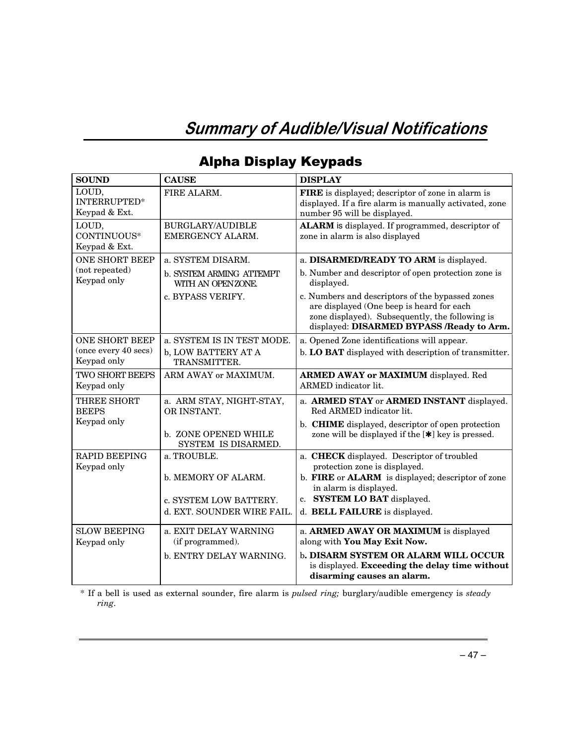# Summary of Audible/Visual Notifications

## Alpha Display Keypads

| SOUND | CAUSE | DISPLAY |
|---|---|---|
| LOUD, INTERRUPTED* Keypad & Ext. | FIRE ALARM. | **FIRE** is displayed; descriptor of zone in alarm is displayed. If a fire alarm is manually activated, zone number 95 will be displayed. |
| LOUD, CONTINUOUS* Keypad & Ext. | BURGLARY/AUDIBLE EMERGENCY ALARM. | **ALARM** is displayed. If programmed, descriptor of zone in alarm is also displayed |
| ONE SHORT BEEP (not repeated) Keypad only | a. SYSTEM DISARM.<br>b. SYSTEM ARMING ATTEMPT WITH AN OPEN ZONE.<br>c. BYPASS VERIFY. | a. **DISARMED/READY TO ARM** is displayed.<br>b. Number and descriptor of open protection zone is displayed.<br>c. Numbers and descriptors of the bypassed zones are displayed (One beep is heard for each zone displayed). Subsequently, the following is displayed: **DISARMED BYPASS /Ready to Arm.** |
| ONE SHORT BEEP (once every 40 secs) Keypad only | a. SYSTEM IS IN TEST MODE.<br>b, LOW BATTERY AT A TRANSMITTER. | a. Opened Zone identifications will appear.<br>b. **LO BAT** displayed with description of transmitter. |
| TWO SHORT BEEPS Keypad only | ARM AWAY or MAXIMUM. | **ARMED AWAY or MAXIMUM** displayed. Red ARMED indicator lit. |
| THREE SHORT BEEPS Keypad only | a. ARM STAY, NIGHT-STAY, OR INSTANT.<br>b. ZONE OPENED WHILE SYSTEM IS DISARMED. | a. **ARMED STAY** or **ARMED INSTANT** displayed. Red ARMED indicator lit.<br>b. **CHIME** displayed, descriptor of open protection zone will be displayed if the [✱] key is pressed. |
| RAPID BEEPING Keypad only | a. TROUBLE.<br>b. MEMORY OF ALARM.<br>c. SYSTEM LOW BATTERY.<br>d. EXT. SOUNDER WIRE FAIL. | a. **CHECK** displayed. Descriptor of troubled protection zone is displayed.<br>b. **FIRE** or **ALARM** is displayed; descriptor of zone in alarm is displayed.<br>c. **SYSTEM LO BAT** displayed.<br>d. **BELL FAILURE** is displayed. |
| SLOW BEEPING Keypad only | a. EXIT DELAY WARNING (if programmed).<br>b. ENTRY DELAY WARNING. | a. **ARMED AWAY OR MAXIMUM** is displayed along with **You May Exit Now.**<br>b**. DISARM SYSTEM OR ALARM WILL OCCUR** is displayed. **Exceeding the delay time without disarming causes an alarm.** |

* If a bell is used as external sounder, fire alarm is *pulsed ring;* burglary/audible emergency is *steady ring*.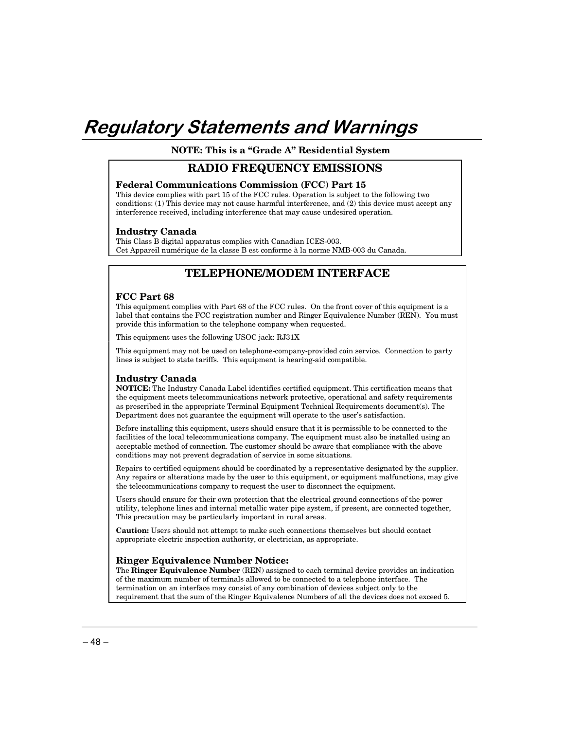# Regulatory Statements and Warnings

**NOTE: This is a "Grade A" Residential System**

## RADIO FREQUENCY EMISSIONS

### Federal Communications Commission (FCC) Part 15

This device complies with part 15 of the FCC rules. Operation is subject to the following two conditions: (1) This device may not cause harmful interference, and (2) this device must accept any interference received, including interference that may cause undesired operation.

### Industry Canada

This Class B digital apparatus complies with Canadian ICES-003.
Cet Appareil numérique de la classe B est conforme à la norme NMB-003 du Canada.

## TELEPHONE/MODEM INTERFACE

### FCC Part 68

This equipment complies with Part 68 of the FCC rules. On the front cover of this equipment is a label that contains the FCC registration number and Ringer Equivalence Number (REN). You must provide this information to the telephone company when requested.

This equipment uses the following USOC jack: RJ31X

This equipment may not be used on telephone-company-provided coin service. Connection to party lines is subject to state tariffs. This equipment is hearing-aid compatible.

### Industry Canada

**NOTICE:** The Industry Canada Label identifies certified equipment. This certification means that the equipment meets telecommunications network protective, operational and safety requirements as prescribed in the appropriate Terminal Equipment Technical Requirements document(s). The Department does not guarantee the equipment will operate to the user's satisfaction.

Before installing this equipment, users should ensure that it is permissible to be connected to the facilities of the local telecommunications company. The equipment must also be installed using an acceptable method of connection. The customer should be aware that compliance with the above conditions may not prevent degradation of service in some situations.

Repairs to certified equipment should be coordinated by a representative designated by the supplier. Any repairs or alterations made by the user to this equipment, or equipment malfunctions, may give the telecommunications company to request the user to disconnect the equipment.

Users should ensure for their own protection that the electrical ground connections of the power utility, telephone lines and internal metallic water pipe system, if present, are connected together, This precaution may be particularly important in rural areas.

**Caution:** Users should not attempt to make such connections themselves but should contact appropriate electric inspection authority, or electrician, as appropriate.

### Ringer Equivalence Number Notice:

The **Ringer Equivalence Number** (REN) assigned to each terminal device provides an indication of the maximum number of terminals allowed to be connected to a telephone interface. The termination on an interface may consist of any combination of devices subject only to the requirement that the sum of the Ringer Equivalence Numbers of all the devices does not exceed 5.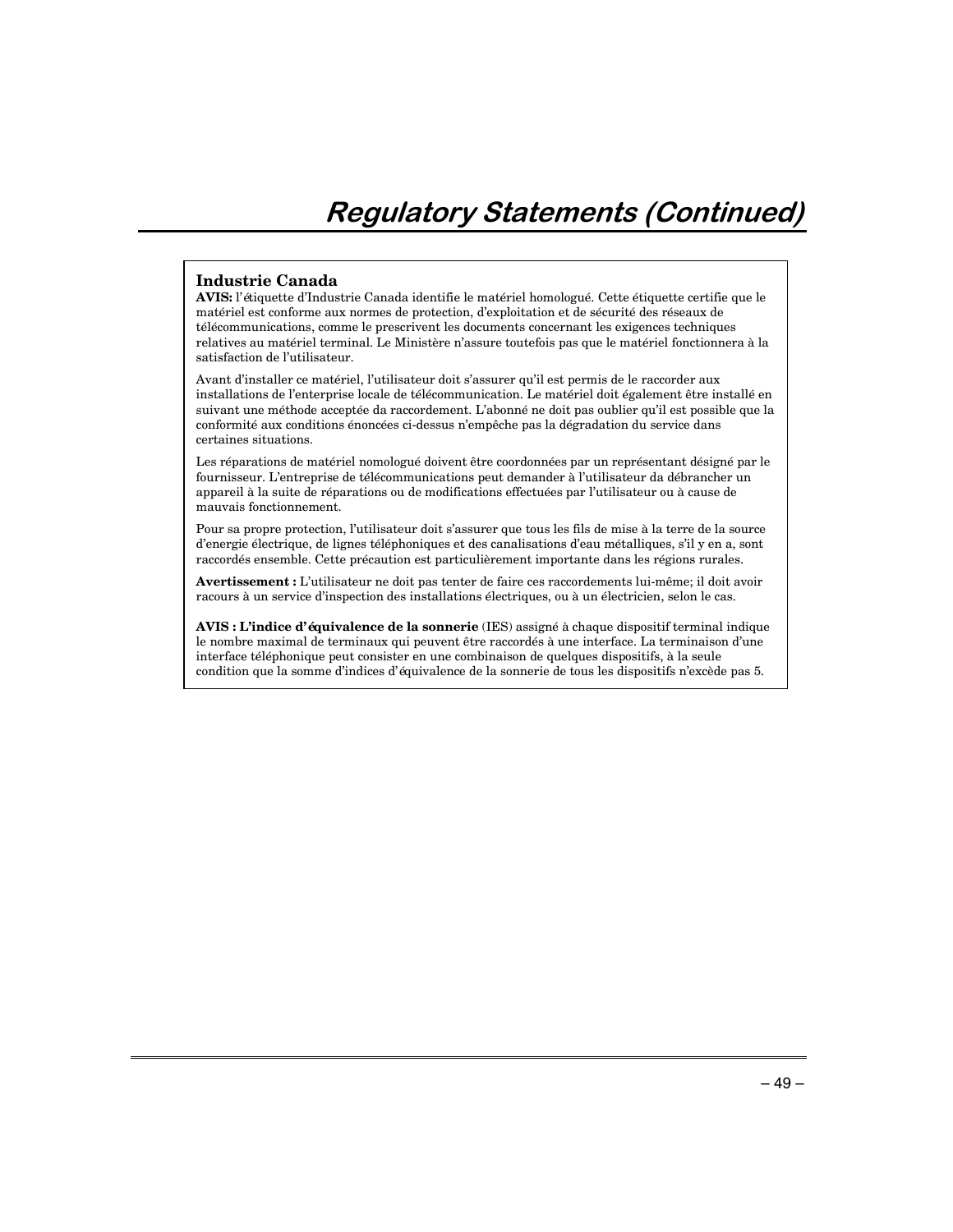# Regulatory Statements (Continued)

## Industrie Canada

**AVIS:** l'étiquette d'Industrie Canada identifie le matériel homologué. Cette étiquette certifie que le matériel est conforme aux normes de protection, d'exploitation et de sécurité des réseaux de télécommunications, comme le prescrivent les documents concernant les exigences techniques relatives au matériel terminal. Le Ministère n'assure toutefois pas que le matériel fonctionnera à la satisfaction de l'utilisateur.

Avant d'installer ce matériel, l'utilisateur doit s'assurer qu'il est permis de le raccorder aux installations de l'enterprise locale de télécommunication. Le matériel doit également être installé en suivant une méthode acceptée da raccordement. L'abonné ne doit pas oublier qu'il est possible que la conformité aux conditions énoncées ci-dessus n'empêche pas la dégradation du service dans certaines situations.

Les réparations de matériel nomologué doivent être coordonnées par un représentant désigné par le fournisseur. L'entreprise de télécommunications peut demander à l'utilisateur da débrancher un appareil à la suite de réparations ou de modifications effectuées par l'utilisateur ou à cause de mauvais fonctionnement.

Pour sa propre protection, l'utilisateur doit s'assurer que tous les fils de mise à la terre de la source d'energie électrique, de lignes téléphoniques et des canalisations d'eau métalliques, s'il y en a, sont raccordés ensemble. Cette précaution est particulièrement importante dans les régions rurales.

**Avertissement :** L'utilisateur ne doit pas tenter de faire ces raccordements lui-même; il doit avoir racours à un service d'inspection des installations électriques, ou à un électricien, selon le cas.

**AVIS : L'indice d'équivalence de la sonnerie** (IES) assigné à chaque dispositif terminal indique le nombre maximal de terminaux qui peuvent être raccordés à une interface. La terminaison d'une interface téléphonique peut consister en une combinaison de quelques dispositifs, à la seule condition que la somme d'indices d'équivalence de la sonnerie de tous les dispositifs n'excède pas 5.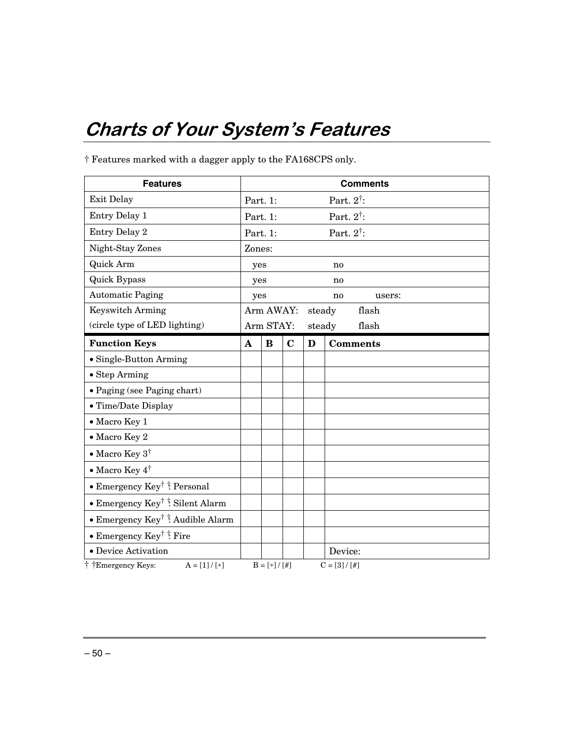# Charts of Your System's Features

† Features marked with a dagger apply to the FA168CPS only.

| Features | Comments | | | | |
|---|---|---|---|---|---|
| Exit Delay | Part. 1: Part. 2†: | | | | |
| Entry Delay 1 | Part. 1: Part. 2†: | | | | |
| Entry Delay 2 | Part. 1: Part. 2†: | | | | |
| Night-Stay Zones | Zones: | | | | |
| Quick Arm | yes no | | | | |
| Quick Bypass | yes no | | | | |
| Automatic Paging | yes no users: | | | | |
| Keyswitch Arming (circle type of LED lighting) | Arm AWAY: steady flash<br>Arm STAY: steady flash | | | | |
| **Function Keys** | **A** | **B** | **C** | **D** | **Comments** |
| • Single-Button Arming | | | | | |
| • Step Arming | | | | | |
| • Paging (see Paging chart) | | | | | |
| • Time/Date Display | | | | | |
| • Macro Key 1 | | | | | |
| • Macro Key 2 | | | | | |
| • Macro Key 3† | | | | | |
| • Macro Key 4† | | | | | |
| • Emergency Key† ‡: Personal | | | | | |
| • Emergency Key† ‡: Silent Alarm | | | | | |
| • Emergency Key† ‡: Audible Alarm | | | | | |
| • Emergency Key† ‡: Fire | | | | | |
| • Device Activation | | | | | Device: |

† ‡Emergency Keys: A = [1] / [∗] B = [∗] / [#] C = [3] / [#]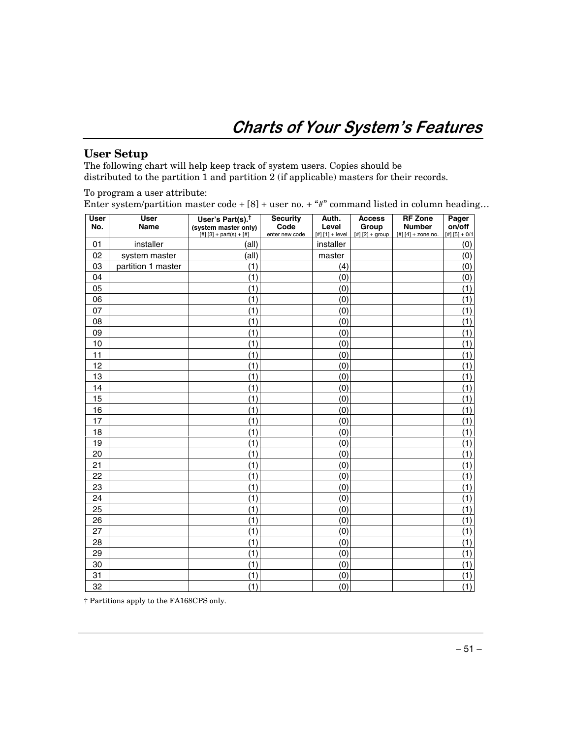# Charts of Your System's Features

## User Setup

The following chart will help keep track of system users. Copies should be distributed to the partition 1 and partition 2 (if applicable) masters for their records.

To program a user attribute:
Enter system/partition master code + [8] + user no. + "#" command listed in column heading…

| User No. | User Name | User's Part(s).† (system master only) [#] [3] + part(s) + [#] | Security Code enter new code | Auth. Level [#] [1] + level | Access Group [#] [2] + group | RF Zone Number [#] [4] + zone no. | Pager on/off [#] [5] + 0/1 |
|---|---|---|---|---|---|---|---|
| 01 | installer | (all) | | installer | | | (0) |
| 02 | system master | (all) | | master | | | (0) |
| 03 | partition 1 master | (1) | | (4) | | | (0) |
| 04 | | (1) | | (0) | | | (0) |
| 05 | | (1) | | (0) | | | (1) |
| 06 | | (1) | | (0) | | | (1) |
| 07 | | (1) | | (0) | | | (1) |
| 08 | | (1) | | (0) | | | (1) |
| 09 | | (1) | | (0) | | | (1) |
| 10 | | (1) | | (0) | | | (1) |
| 11 | | (1) | | (0) | | | (1) |
| 12 | | (1) | | (0) | | | (1) |
| 13 | | (1) | | (0) | | | (1) |
| 14 | | (1) | | (0) | | | (1) |
| 15 | | (1) | | (0) | | | (1) |
| 16 | | (1) | | (0) | | | (1) |
| 17 | | (1) | | (0) | | | (1) |
| 18 | | (1) | | (0) | | | (1) |
| 19 | | (1) | | (0) | | | (1) |
| 20 | | (1) | | (0) | | | (1) |
| 21 | | (1) | | (0) | | | (1) |
| 22 | | (1) | | (0) | | | (1) |
| 23 | | (1) | | (0) | | | (1) |
| 24 | | (1) | | (0) | | | (1) |
| 25 | | (1) | | (0) | | | (1) |
| 26 | | (1) | | (0) | | | (1) |
| 27 | | (1) | | (0) | | | (1) |
| 28 | | (1) | | (0) | | | (1) |
| 29 | | (1) | | (0) | | | (1) |
| 30 | | (1) | | (0) | | | (1) |
| 31 | | (1) | | (0) | | | (1) |
| 32 | | (1) | | (0) | | | (1) |

† Partitions apply to the FA168CPS only.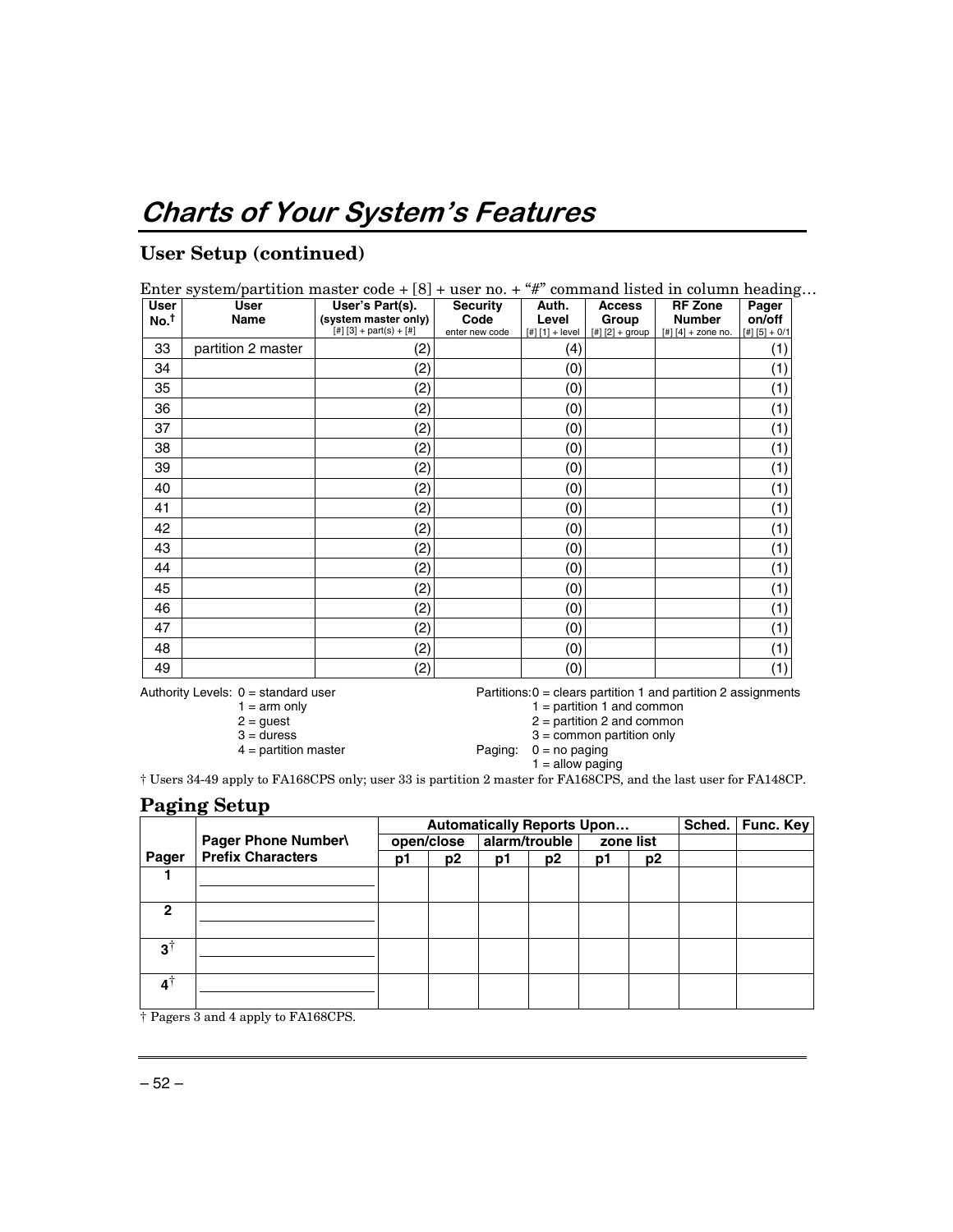# Charts of Your System's Features

## User Setup (continued)

Enter system/partition master code + [8] + user no. + "#" command listed in column heading…

| User No.† | User Name | User's Part(s). (system master only) [#] [3] + part(s) + [#] | Security Code enter new code | Auth. Level [#] [1] + level | Access Group [#] [2] + group | RF Zone Number [#] [4] + zone no. | Pager on/off [#] [5] + 0/1 |
|---|---|---|---|---|---|---|---|
| 33 | partition 2 master | (2) | | (4) | | | (1) |
| 34 | | (2) | | (0) | | | (1) |
| 35 | | (2) | | (0) | | | (1) |
| 36 | | (2) | | (0) | | | (1) |
| 37 | | (2) | | (0) | | | (1) |
| 38 | | (2) | | (0) | | | (1) |
| 39 | | (2) | | (0) | | | (1) |
| 40 | | (2) | | (0) | | | (1) |
| 41 | | (2) | | (0) | | | (1) |
| 42 | | (2) | | (0) | | | (1) |
| 43 | | (2) | | (0) | | | (1) |
| 44 | | (2) | | (0) | | | (1) |
| 45 | | (2) | | (0) | | | (1) |
| 46 | | (2) | | (0) | | | (1) |
| 47 | | (2) | | (0) | | | (1) |
| 48 | | (2) | | (0) | | | (1) |
| 49 | | (2) | | (0) | | | (1) |

Authority Levels:
- 0 = standard user
- 1 = arm only
- 2 = guest
- 3 = duress
- 4 = partition master

Partitions:
- 0 = clears partition 1 and partition 2 assignments
- 1 = partition 1 and common
- 2 = partition 2 and common
- 3 = common partition only

Paging:
- 0 = no paging
- 1 = allow paging

† Users 34-49 apply to FA168CPS only; user 33 is partition 2 master for FA168CPS, and the last user for FA148CP.

## Paging Setup

| Pager | Pager Phone Number\ Prefix Characters | Automatically Reports Upon… | | | | | | Sched. | Func. Key |
|---|---|---|---|---|---|---|---|---|---|
| | | open/close | | alarm/trouble | | zone list | | | |
| | | p1 | p2 | p1 | p2 | p1 | p2 | | |
| 1 | | | | | | | | | |
| 2 | | | | | | | | | |
| 3† | | | | | | | | | |
| 4† | | | | | | | | | |

† Pagers 3 and 4 apply to FA168CPS.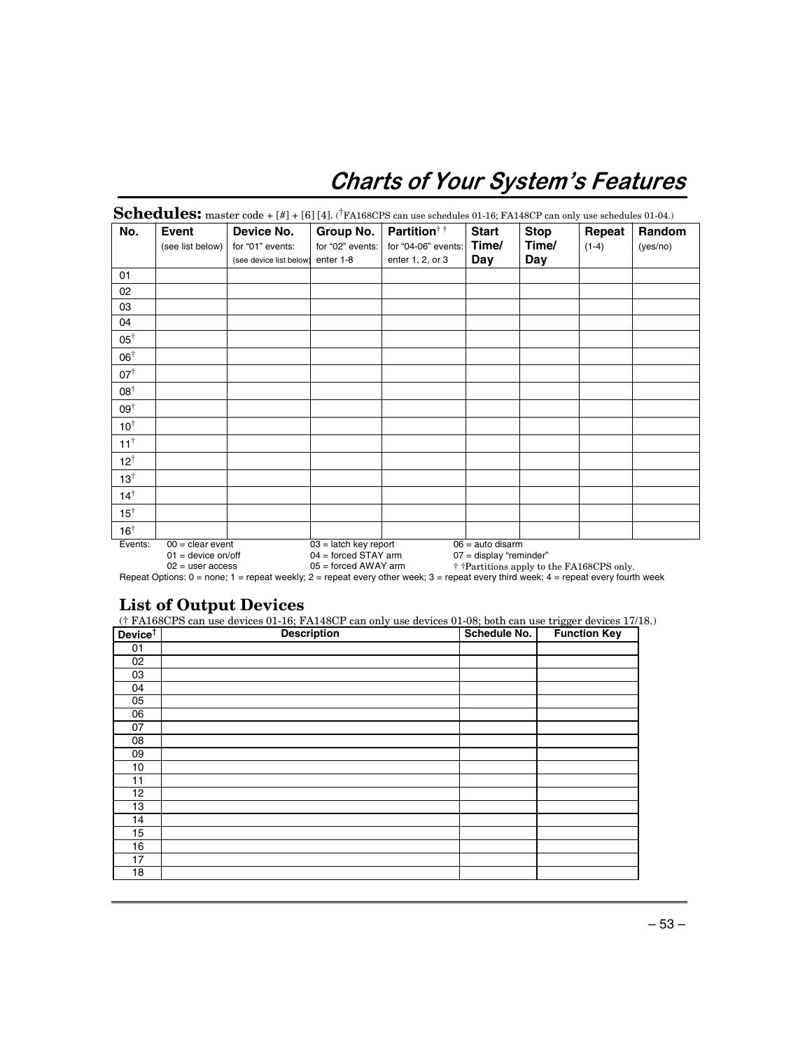# Charts of Your System's Features

## Schedules:

master code + [#] + [6] [4]. (†FA168CPS can use schedules 01-16; FA148CP can only use schedules 01-04.)

| No. | Event (see list below) | Device No. for "01" events: (see device list below) | Group No. for "02" events: enter 1-8 | Partition† † for "04-06" events: enter 1, 2, or 3 | Start Time/ Day | Stop Time/ Day | Repeat (1-4) | Random (yes/no) |
|---|---|---|---|---|---|---|---|---|
| 01 | | | | | | | | |
| 02 | | | | | | | | |
| 03 | | | | | | | | |
| 04 | | | | | | | | |
| 05† | | | | | | | | |
| 06† | | | | | | | | |
| 07† | | | | | | | | |
| 08† | | | | | | | | |
| 09† | | | | | | | | |
| 10† | | | | | | | | |
| 11† | | | | | | | | |
| 12† | | | | | | | | |
| 13† | | | | | | | | |
| 14† | | | | | | | | |
| 15† | | | | | | | | |
| 16† | | | | | | | | |

Events:
- 00 = clear event
- 01 = device on/off
- 02 = user access
- 03 = latch key report
- 04 = forced STAY arm
- 05 = forced AWAY arm
- 06 = auto disarm
- 07 = display "reminder"

† †Partitions apply to the FA168CPS only.

Repeat Options: 0 = none; 1 = repeat weekly; 2 = repeat every other week; 3 = repeat every third week; 4 = repeat every fourth week

## List of Output Devices

(† FA168CPS can use devices 01-16; FA148CP can only use devices 01-08; both can use trigger devices 17/18.)

| Device† | Description | Schedule No. | Function Key |
|---|---|---|---|
| 01 | | | |
| 02 | | | |
| 03 | | | |
| 04 | | | |
| 05 | | | |
| 06 | | | |
| 07 | | | |
| 08 | | | |
| 09 | | | |
| 10 | | | |
| 11 | | | |
| 12 | | | |
| 13 | | | |
| 14 | | | |
| 15 | | | |
| 16 | | | |
| 17 | | | |
| 18 | | | |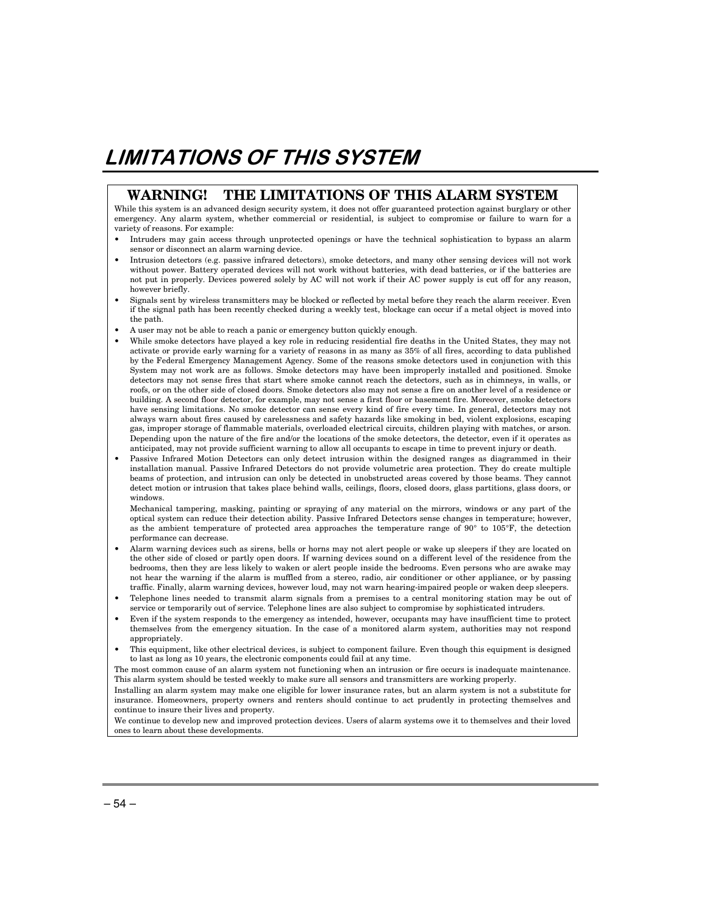# LIMITATIONS OF THIS SYSTEM

## WARNING! THE LIMITATIONS OF THIS ALARM SYSTEM

While this system is an advanced design security system, it does not offer guaranteed protection against burglary or other emergency. Any alarm system, whether commercial or residential, is subject to compromise or failure to warn for a variety of reasons. For example:

- Intruders may gain access through unprotected openings or have the technical sophistication to bypass an alarm sensor or disconnect an alarm warning device.
- Intrusion detectors (e.g. passive infrared detectors), smoke detectors, and many other sensing devices will not work without power. Battery operated devices will not work without batteries, with dead batteries, or if the batteries are not put in properly. Devices powered solely by AC will not work if their AC power supply is cut off for any reason, however briefly.
- Signals sent by wireless transmitters may be blocked or reflected by metal before they reach the alarm receiver. Even if the signal path has been recently checked during a weekly test, blockage can occur if a metal object is moved into the path.
- A user may not be able to reach a panic or emergency button quickly enough.
- While smoke detectors have played a key role in reducing residential fire deaths in the United States, they may not activate or provide early warning for a variety of reasons in as many as 35% of all fires, according to data published by the Federal Emergency Management Agency. Some of the reasons smoke detectors used in conjunction with this System may not work are as follows. Smoke detectors may have been improperly installed and positioned. Smoke detectors may not sense fires that start where smoke cannot reach the detectors, such as in chimneys, in walls, or roofs, or on the other side of closed doors. Smoke detectors also may not sense a fire on another level of a residence or building. A second floor detector, for example, may not sense a first floor or basement fire. Moreover, smoke detectors have sensing limitations. No smoke detector can sense every kind of fire every time. In general, detectors may not always warn about fires caused by carelessness and safety hazards like smoking in bed, violent explosions, escaping gas, improper storage of flammable materials, overloaded electrical circuits, children playing with matches, or arson. Depending upon the nature of the fire and/or the locations of the smoke detectors, the detector, even if it operates as anticipated, may not provide sufficient warning to allow all occupants to escape in time to prevent injury or death.
- Passive Infrared Motion Detectors can only detect intrusion within the designed ranges as diagrammed in their installation manual. Passive Infrared Detectors do not provide volumetric area protection. They do create multiple beams of protection, and intrusion can only be detected in unobstructed areas covered by those beams. They cannot detect motion or intrusion that takes place behind walls, ceilings, floors, closed doors, glass partitions, glass doors, or windows.

  Mechanical tampering, masking, painting or spraying of any material on the mirrors, windows or any part of the optical system can reduce their detection ability. Passive Infrared Detectors sense changes in temperature; however, as the ambient temperature of protected area approaches the temperature range of 90° to 105°F, the detection performance can decrease.
- Alarm warning devices such as sirens, bells or horns may not alert people or wake up sleepers if they are located on the other side of closed or partly open doors. If warning devices sound on a different level of the residence from the bedrooms, then they are less likely to waken or alert people inside the bedrooms. Even persons who are awake may not hear the warning if the alarm is muffled from a stereo, radio, air conditioner or other appliance, or by passing traffic. Finally, alarm warning devices, however loud, may not warn hearing-impaired people or waken deep sleepers.
- Telephone lines needed to transmit alarm signals from a premises to a central monitoring station may be out of service or temporarily out of service. Telephone lines are also subject to compromise by sophisticated intruders.
- Even if the system responds to the emergency as intended, however, occupants may have insufficient time to protect themselves from the emergency situation. In the case of a monitored alarm system, authorities may not respond appropriately.
- This equipment, like other electrical devices, is subject to component failure. Even though this equipment is designed to last as long as 10 years, the electronic components could fail at any time.

The most common cause of an alarm system not functioning when an intrusion or fire occurs is inadequate maintenance. This alarm system should be tested weekly to make sure all sensors and transmitters are working properly.

Installing an alarm system may make one eligible for lower insurance rates, but an alarm system is not a substitute for insurance. Homeowners, property owners and renters should continue to act prudently in protecting themselves and continue to insure their lives and property.

We continue to develop new and improved protection devices. Users of alarm systems owe it to themselves and their loved ones to learn about these developments.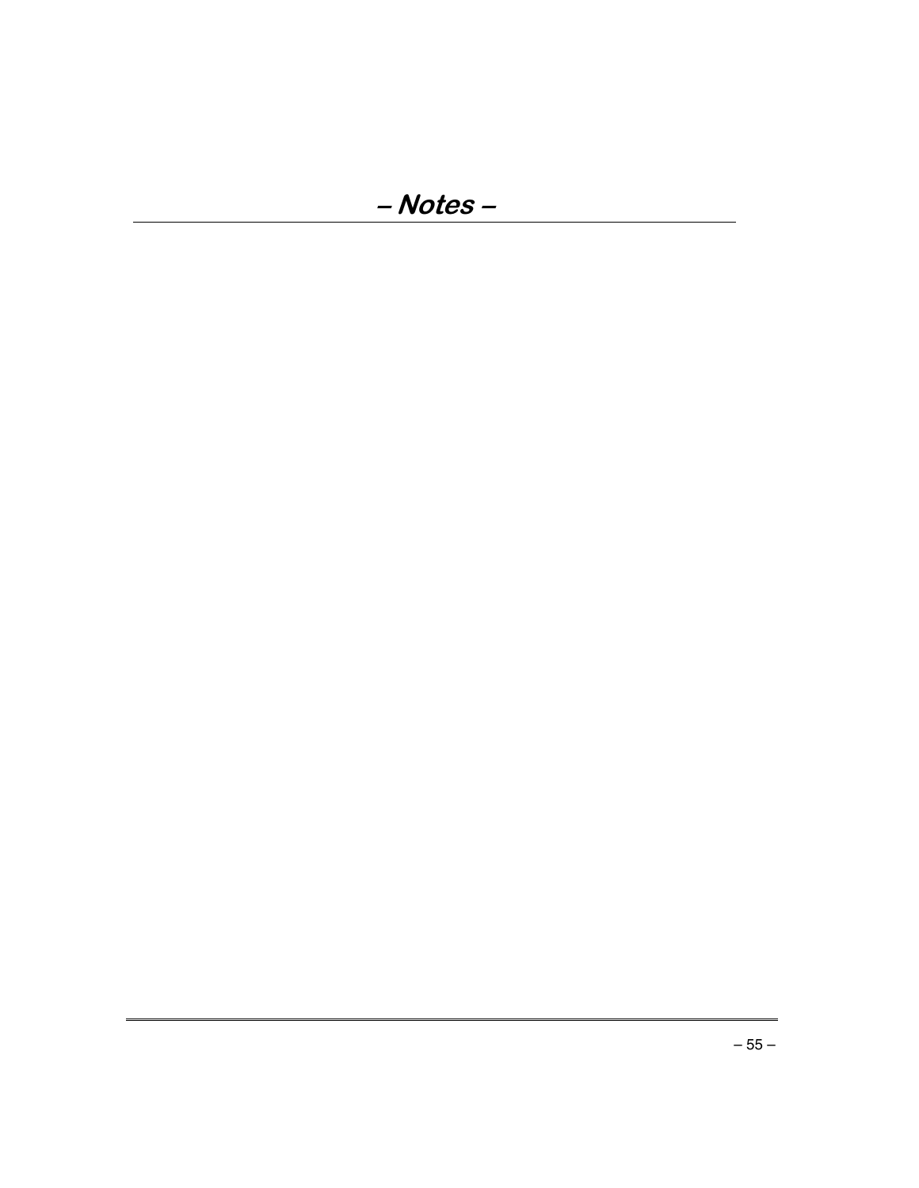## – Notes –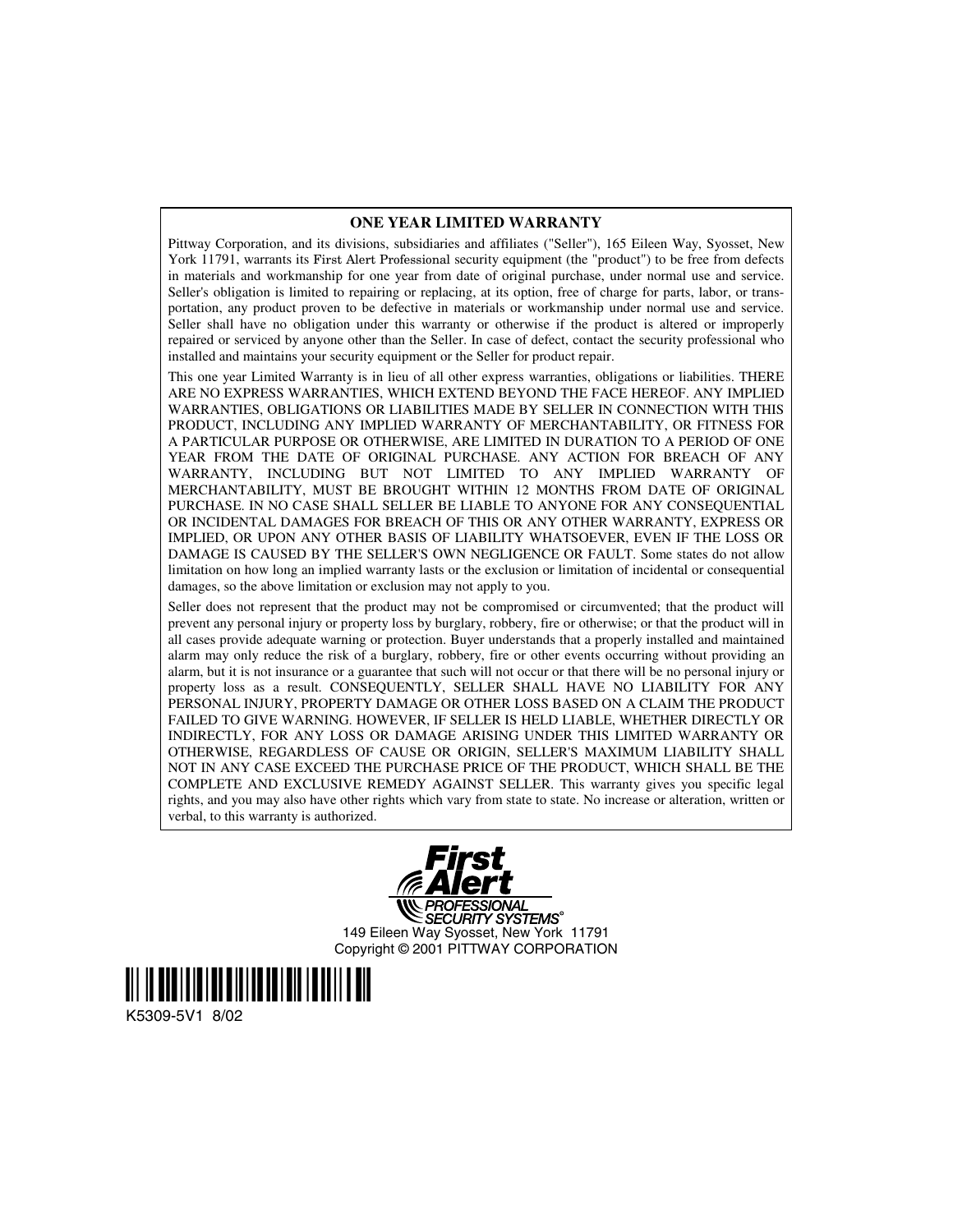## ONE YEAR LIMITED WARRANTY

Pittway Corporation, and its divisions, subsidiaries and affiliates ("Seller"), 165 Eileen Way, Syosset, New York 11791, warrants its First Alert Professional security equipment (the "product") to be free from defects in materials and workmanship for one year from date of original purchase, under normal use and service. Seller's obligation is limited to repairing or replacing, at its option, free of charge for parts, labor, or transportation, any product proven to be defective in materials or workmanship under normal use and service. Seller shall have no obligation under this warranty or otherwise if the product is altered or improperly repaired or serviced by anyone other than the Seller. In case of defect, contact the security professional who installed and maintains your security equipment or the Seller for product repair.

This one year Limited Warranty is in lieu of all other express warranties, obligations or liabilities. THERE ARE NO EXPRESS WARRANTIES, WHICH EXTEND BEYOND THE FACE HEREOF. ANY IMPLIED WARRANTIES, OBLIGATIONS OR LIABILITIES MADE BY SELLER IN CONNECTION WITH THIS PRODUCT, INCLUDING ANY IMPLIED WARRANTY OF MERCHANTABILITY, OR FITNESS FOR A PARTICULAR PURPOSE OR OTHERWISE, ARE LIMITED IN DURATION TO A PERIOD OF ONE YEAR FROM THE DATE OF ORIGINAL PURCHASE. ANY ACTION FOR BREACH OF ANY WARRANTY, INCLUDING BUT NOT LIMITED TO ANY IMPLIED WARRANTY OF MERCHANTABILITY, MUST BE BROUGHT WITHIN 12 MONTHS FROM DATE OF ORIGINAL PURCHASE. IN NO CASE SHALL SELLER BE LIABLE TO ANYONE FOR ANY CONSEQUENTIAL OR INCIDENTAL DAMAGES FOR BREACH OF THIS OR ANY OTHER WARRANTY, EXPRESS OR IMPLIED, OR UPON ANY OTHER BASIS OF LIABILITY WHATSOEVER, EVEN IF THE LOSS OR DAMAGE IS CAUSED BY THE SELLER'S OWN NEGLIGENCE OR FAULT. Some states do not allow limitation on how long an implied warranty lasts or the exclusion or limitation of incidental or consequential damages, so the above limitation or exclusion may not apply to you.

Seller does not represent that the product may not be compromised or circumvented; that the product will prevent any personal injury or property loss by burglary, robbery, fire or otherwise; or that the product will in all cases provide adequate warning or protection. Buyer understands that a properly installed and maintained alarm may only reduce the risk of a burglary, robbery, fire or other events occurring without providing an alarm, but it is not insurance or a guarantee that such will not occur or that there will be no personal injury or property loss as a result. CONSEQUENTLY, SELLER SHALL HAVE NO LIABILITY FOR ANY PERSONAL INJURY, PROPERTY DAMAGE OR OTHER LOSS BASED ON A CLAIM THE PRODUCT FAILED TO GIVE WARNING. HOWEVER, IF SELLER IS HELD LIABLE, WHETHER DIRECTLY OR INDIRECTLY, FOR ANY LOSS OR DAMAGE ARISING UNDER THIS LIMITED WARRANTY OR OTHERWISE, REGARDLESS OF CAUSE OR ORIGIN, SELLER'S MAXIMUM LIABILITY SHALL NOT IN ANY CASE EXCEED THE PURCHASE PRICE OF THE PRODUCT, WHICH SHALL BE THE COMPLETE AND EXCLUSIVE REMEDY AGAINST SELLER. This warranty gives you specific legal rights, and you may also have other rights which vary from state to state. No increase or alteration, written or verbal, to this warranty is authorized.

First Alert
PROFESSIONAL SECURITY SYSTEMS®

149 Eileen Way Syosset, New York 11791
Copyright © 2001 PITTWAY CORPORATION

K5309-5V1 8/02